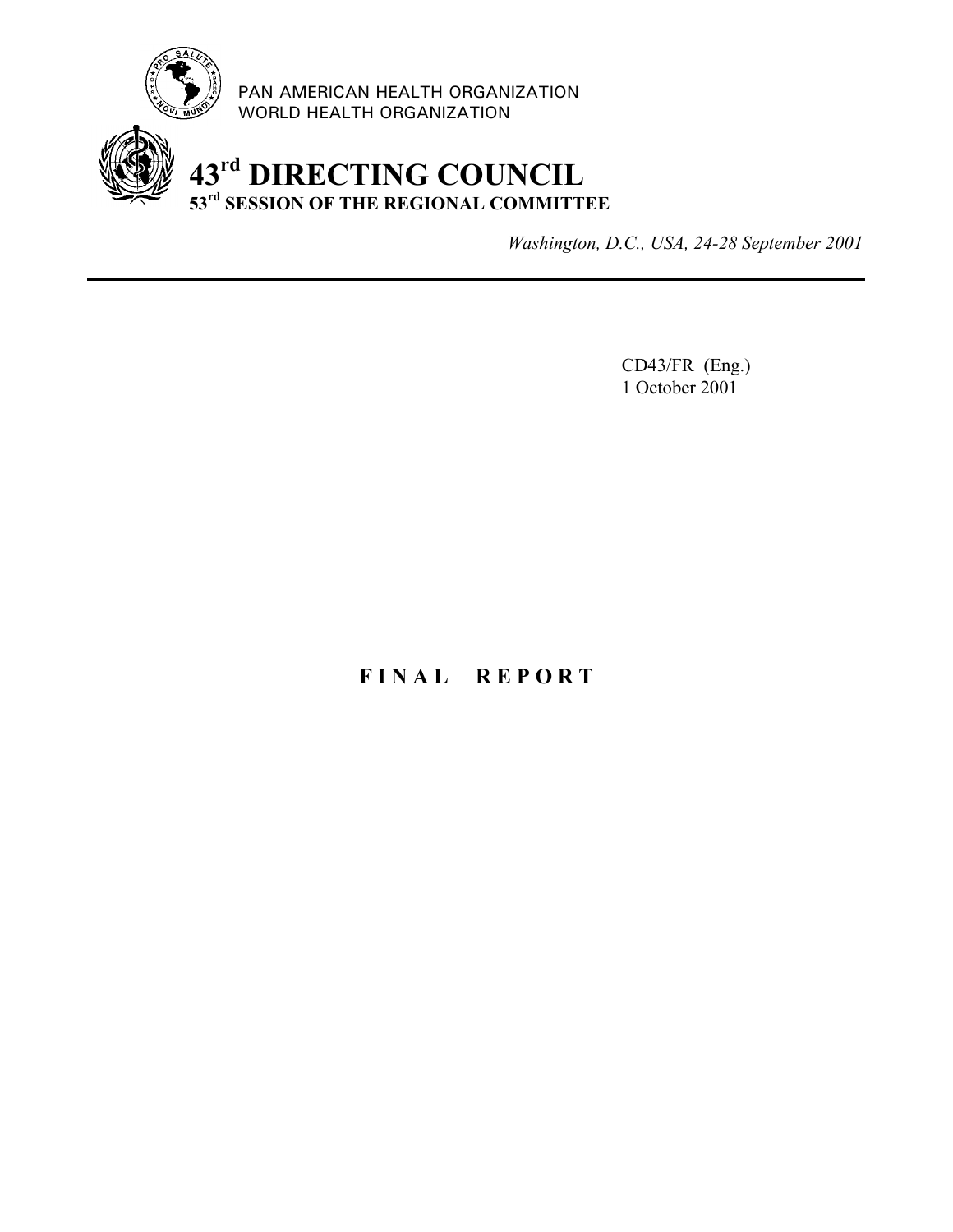PAN AMERICAN HEALTH ORGANIZATION
WORLD HEALTH ORGANIZATION

# 43rd DIRECTING COUNCIL
## 53rd SESSION OF THE REGIONAL COMMITTEE

*Washington, D.C., USA, 24-28 September 2001*

---

CD43/FR (Eng.)
1 October 2001

# FINAL REPORT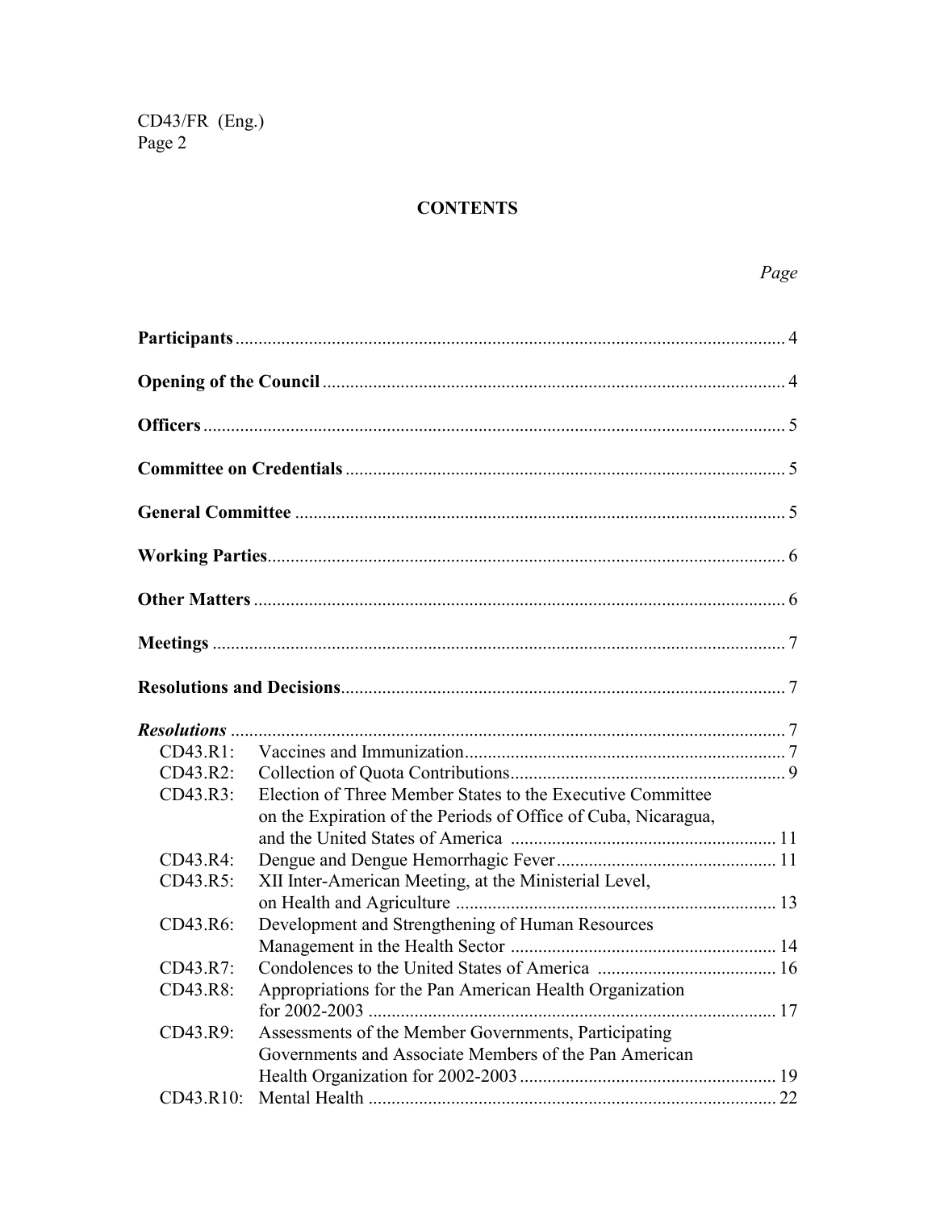## CONTENTS

| | Page |
|---|---|
| **Participants** | 4 |
| **Opening of the Council** | 4 |
| **Officers** | 5 |
| **Committee on Credentials** | 5 |
| **General Committee** | 5 |
| **Working Parties** | 6 |
| **Other Matters** | 6 |
| **Meetings** | 7 |
| **Resolutions and Decisions** | 7 |
| ***Resolutions*** | 7 |
| CD43.R1: Vaccines and Immunization | 7 |
| CD43.R2: Collection of Quota Contributions | 9 |
| CD43.R3: Election of Three Member States to the Executive Committee on the Expiration of the Periods of Office of Cuba, Nicaragua, and the United States of America | 11 |
| CD43.R4: Dengue and Dengue Hemorrhagic Fever | 11 |
| CD43.R5: XII Inter-American Meeting, at the Ministerial Level, on Health and Agriculture | 13 |
| CD43.R6: Development and Strengthening of Human Resources Management in the Health Sector | 14 |
| CD43.R7: Condolences to the United States of America | 16 |
| CD43.R8: Appropriations for the Pan American Health Organization for 2002-2003 | 17 |
| CD43.R9: Assessments of the Member Governments, Participating Governments and Associate Members of the Pan American Health Organization for 2002-2003 | 19 |
| CD43.R10: Mental Health | 22 |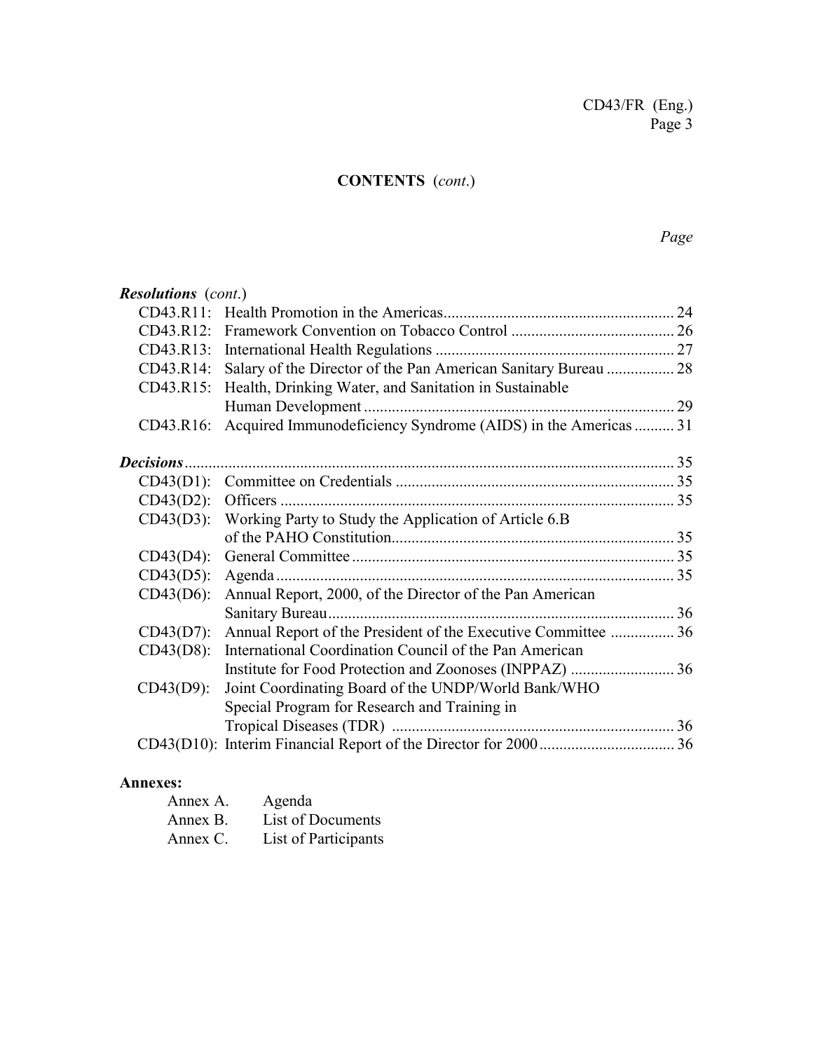**CONTENTS** (*cont.*)

*Page*

***Resolutions*** (*cont.*)

| | | |
|---|---|---|
| CD43.R11: | Health Promotion in the Americas | 24 |
| CD43.R12: | Framework Convention on Tobacco Control | 26 |
| CD43.R13: | International Health Regulations | 27 |
| CD43.R14: | Salary of the Director of the Pan American Sanitary Bureau | 28 |
| CD43.R15: | Health, Drinking Water, and Sanitation in Sustainable Human Development | 29 |
| CD43.R16: | Acquired Immunodeficiency Syndrome (AIDS) in the Americas | 31 |

***Decisions*** .......... 35

| | | |
|---|---|---|
| CD43(D1): | Committee on Credentials | 35 |
| CD43(D2): | Officers | 35 |
| CD43(D3): | Working Party to Study the Application of Article 6.B of the PAHO Constitution | 35 |
| CD43(D4): | General Committee | 35 |
| CD43(D5): | Agenda | 35 |
| CD43(D6): | Annual Report, 2000, of the Director of the Pan American Sanitary Bureau | 36 |
| CD43(D7): | Annual Report of the President of the Executive Committee | 36 |
| CD43(D8): | International Coordination Council of the Pan American Institute for Food Protection and Zoonoses (INPPAZ) | 36 |
| CD43(D9): | Joint Coordinating Board of the UNDP/World Bank/WHO Special Program for Research and Training in Tropical Diseases (TDR) | 36 |
| CD43(D10): | Interim Financial Report of the Director for 2000 | 36 |

**Annexes:**

- Annex A. Agenda
- Annex B. List of Documents
- Annex C. List of Participants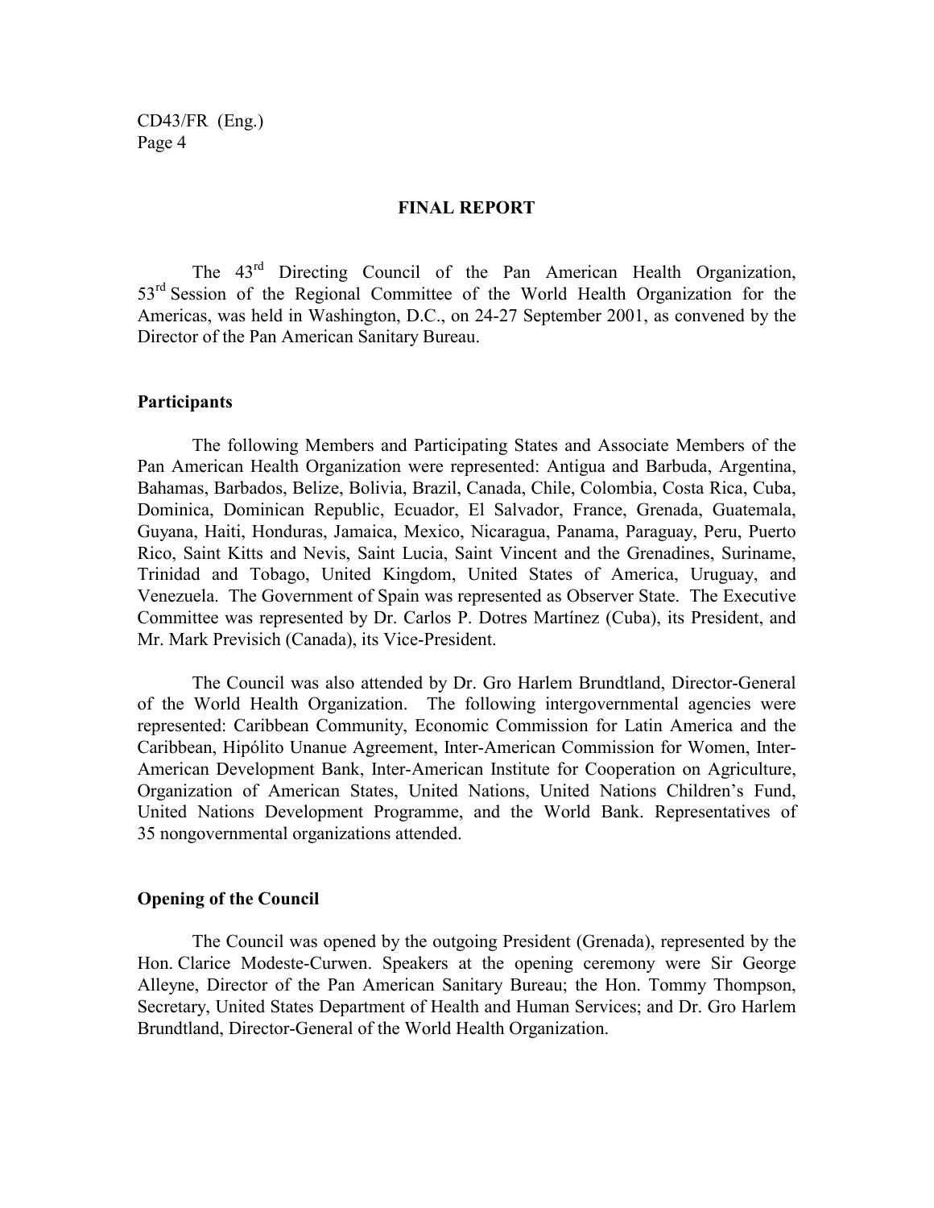# FINAL REPORT

The 43rd Directing Council of the Pan American Health Organization, 53rd Session of the Regional Committee of the World Health Organization for the Americas, was held in Washington, D.C., on 24-27 September 2001, as convened by the Director of the Pan American Sanitary Bureau.

## Participants

The following Members and Participating States and Associate Members of the Pan American Health Organization were represented: Antigua and Barbuda, Argentina, Bahamas, Barbados, Belize, Bolivia, Brazil, Canada, Chile, Colombia, Costa Rica, Cuba, Dominica, Dominican Republic, Ecuador, El Salvador, France, Grenada, Guatemala, Guyana, Haiti, Honduras, Jamaica, Mexico, Nicaragua, Panama, Paraguay, Peru, Puerto Rico, Saint Kitts and Nevis, Saint Lucia, Saint Vincent and the Grenadines, Suriname, Trinidad and Tobago, United Kingdom, United States of America, Uruguay, and Venezuela. The Government of Spain was represented as Observer State. The Executive Committee was represented by Dr. Carlos P. Dotres Martínez (Cuba), its President, and Mr. Mark Previsich (Canada), its Vice-President.

The Council was also attended by Dr. Gro Harlem Brundtland, Director-General of the World Health Organization. The following intergovernmental agencies were represented: Caribbean Community, Economic Commission for Latin America and the Caribbean, Hipólito Unanue Agreement, Inter-American Commission for Women, Inter-American Development Bank, Inter-American Institute for Cooperation on Agriculture, Organization of American States, United Nations, United Nations Children's Fund, United Nations Development Programme, and the World Bank. Representatives of 35 nongovernmental organizations attended.

## Opening of the Council

The Council was opened by the outgoing President (Grenada), represented by the Hon. Clarice Modeste-Curwen. Speakers at the opening ceremony were Sir George Alleyne, Director of the Pan American Sanitary Bureau; the Hon. Tommy Thompson, Secretary, United States Department of Health and Human Services; and Dr. Gro Harlem Brundtland, Director-General of the World Health Organization.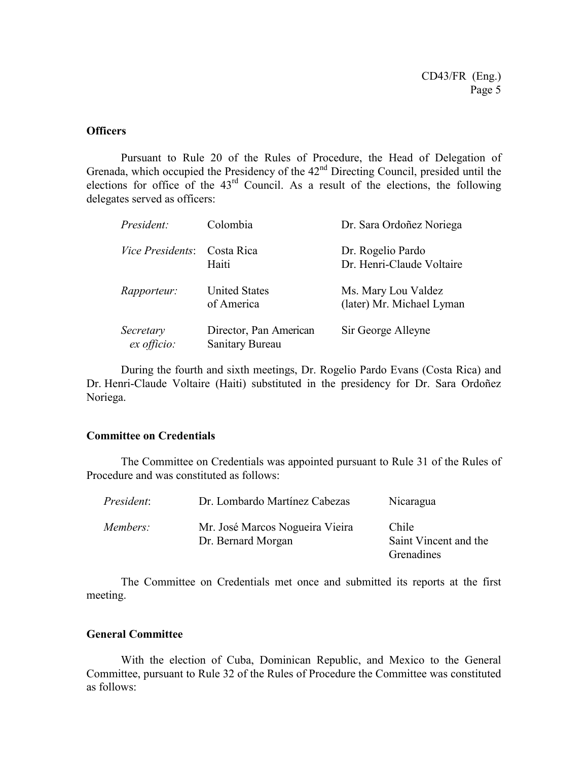**Officers**

Pursuant to Rule 20 of the Rules of Procedure, the Head of Delegation of Grenada, which occupied the Presidency of the 42nd Directing Council, presided until the elections for office of the 43rd Council. As a result of the elections, the following delegates served as officers:

| | | |
|---|---|---|
| *President:* | Colombia | Dr. Sara Ordoñez Noriega |
| *Vice Presidents*: | Costa Rica<br>Haiti | Dr. Rogelio Pardo<br>Dr. Henri-Claude Voltaire |
| *Rapporteur:* | United States of America | Ms. Mary Lou Valdez<br>(later) Mr. Michael Lyman |
| *Secretary ex officio:* | Director, Pan American Sanitary Bureau | Sir George Alleyne |

During the fourth and sixth meetings, Dr. Rogelio Pardo Evans (Costa Rica) and Dr. Henri-Claude Voltaire (Haiti) substituted in the presidency for Dr. Sara Ordoñez Noriega.

**Committee on Credentials**

The Committee on Credentials was appointed pursuant to Rule 31 of the Rules of Procedure and was constituted as follows:

| | | |
|---|---|---|
| *President*: | Dr. Lombardo Martínez Cabezas | Nicaragua |
| *Members:* | Mr. José Marcos Nogueira Vieira<br>Dr. Bernard Morgan | Chile<br>Saint Vincent and the Grenadines |

The Committee on Credentials met once and submitted its reports at the first meeting.

**General Committee**

With the election of Cuba, Dominican Republic, and Mexico to the General Committee, pursuant to Rule 32 of the Rules of Procedure the Committee was constituted as follows: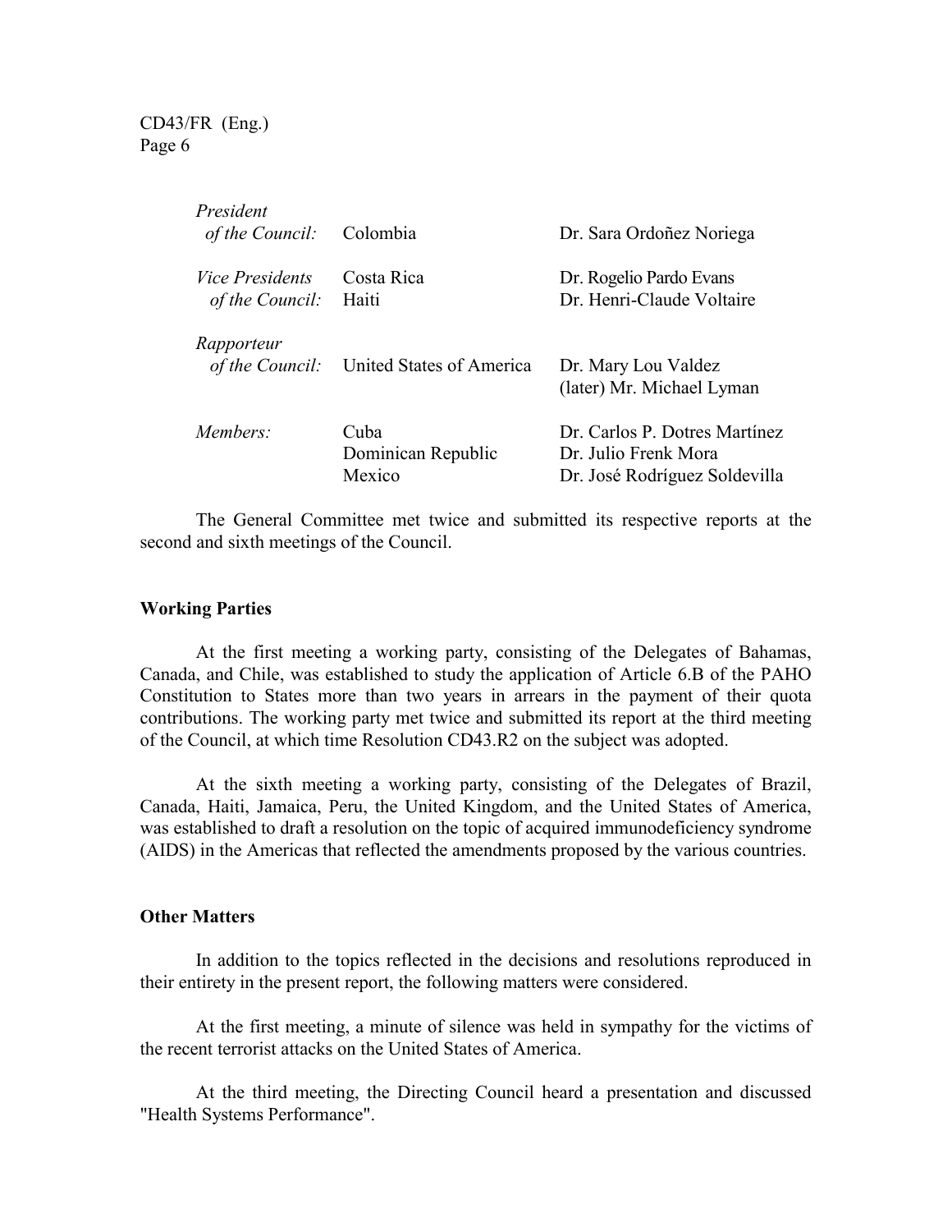| | | |
|---|---|---|
| *President of the Council:* | Colombia | Dr. Sara Ordoñez Noriega |
| *Vice Presidents of the Council:* | Costa Rica<br>Haiti | Dr. Rogelio Pardo Evans<br>Dr. Henri-Claude Voltaire |
| *Rapporteur of the Council:* | United States of America | Dr. Mary Lou Valdez<br>(later) Mr. Michael Lyman |
| *Members:* | Cuba<br>Dominican Republic<br>Mexico | Dr. Carlos P. Dotres Martínez<br>Dr. Julio Frenk Mora<br>Dr. José Rodríguez Soldevilla |

The General Committee met twice and submitted its respective reports at the second and sixth meetings of the Council.

## Working Parties

At the first meeting a working party, consisting of the Delegates of Bahamas, Canada, and Chile, was established to study the application of Article 6.B of the PAHO Constitution to States more than two years in arrears in the payment of their quota contributions. The working party met twice and submitted its report at the third meeting of the Council, at which time Resolution CD43.R2 on the subject was adopted.

At the sixth meeting a working party, consisting of the Delegates of Brazil, Canada, Haiti, Jamaica, Peru, the United Kingdom, and the United States of America, was established to draft a resolution on the topic of acquired immunodeficiency syndrome (AIDS) in the Americas that reflected the amendments proposed by the various countries.

## Other Matters

In addition to the topics reflected in the decisions and resolutions reproduced in their entirety in the present report, the following matters were considered.

At the first meeting, a minute of silence was held in sympathy for the victims of the recent terrorist attacks on the United States of America.

At the third meeting, the Directing Council heard a presentation and discussed "Health Systems Performance".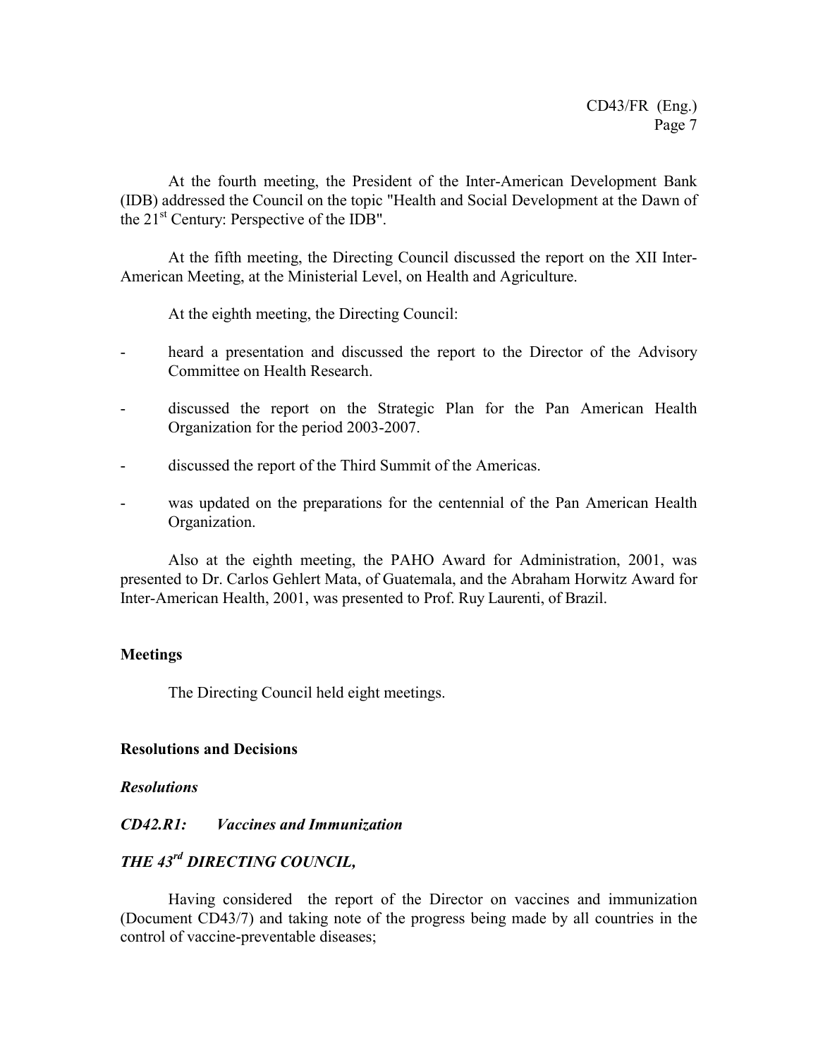At the fourth meeting, the President of the Inter-American Development Bank (IDB) addressed the Council on the topic "Health and Social Development at the Dawn of the 21st Century: Perspective of the IDB".

At the fifth meeting, the Directing Council discussed the report on the XII Inter-American Meeting, at the Ministerial Level, on Health and Agriculture.

At the eighth meeting, the Directing Council:

- heard a presentation and discussed the report to the Director of the Advisory Committee on Health Research.
- discussed the report on the Strategic Plan for the Pan American Health Organization for the period 2003-2007.
- discussed the report of the Third Summit of the Americas.
- was updated on the preparations for the centennial of the Pan American Health Organization.

Also at the eighth meeting, the PAHO Award for Administration, 2001, was presented to Dr. Carlos Gehlert Mata, of Guatemala, and the Abraham Horwitz Award for Inter-American Health, 2001, was presented to Prof. Ruy Laurenti, of Brazil.

**Meetings**

The Directing Council held eight meetings.

**Resolutions and Decisions**

***Resolutions***

***CD42.R1: Vaccines and Immunization***

***THE 43rd DIRECTING COUNCIL,***

Having considered the report of the Director on vaccines and immunization (Document CD43/7) and taking note of the progress being made by all countries in the control of vaccine-preventable diseases;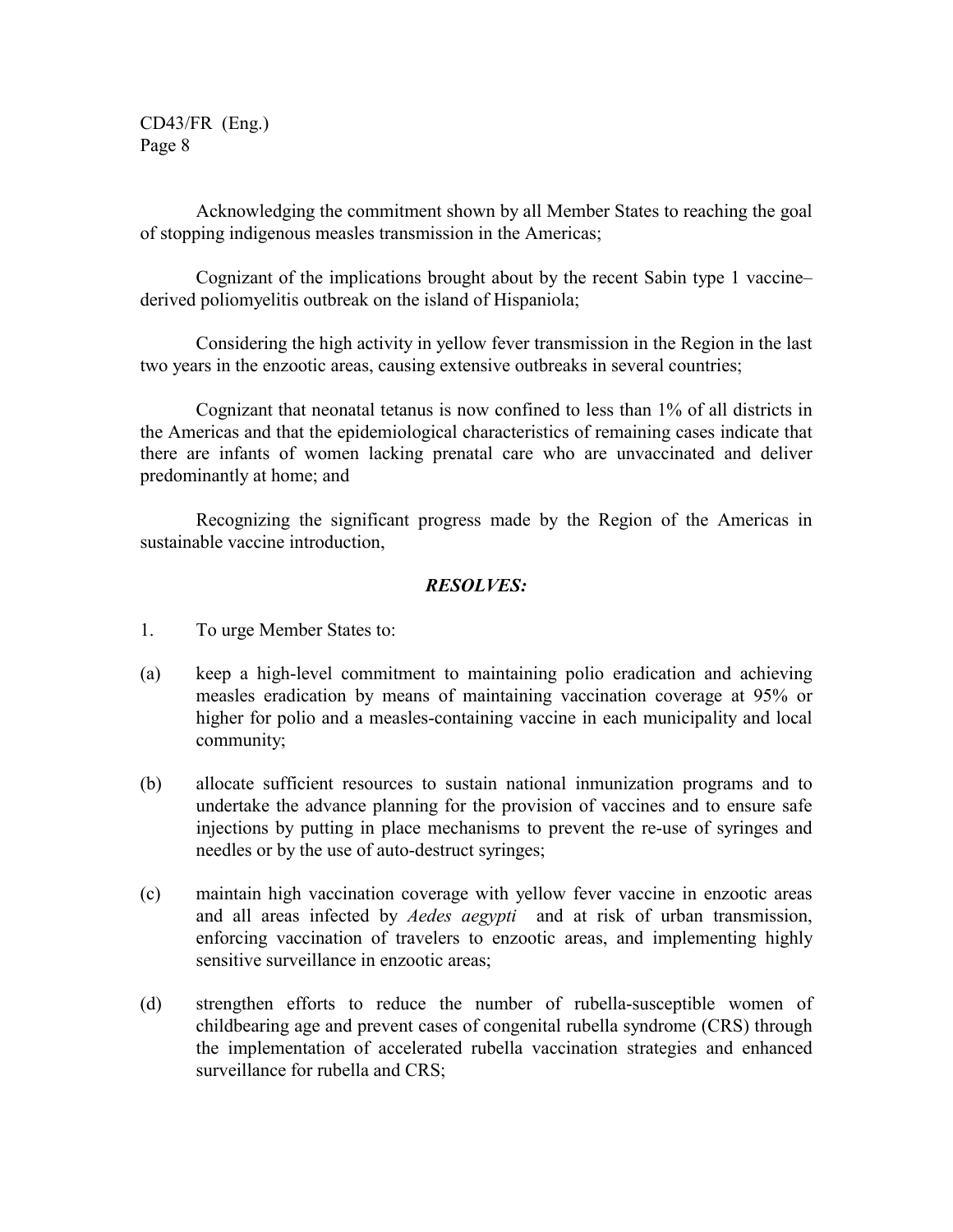Acknowledging the commitment shown by all Member States to reaching the goal of stopping indigenous measles transmission in the Americas;

Cognizant of the implications brought about by the recent Sabin type 1 vaccine–derived poliomyelitis outbreak on the island of Hispaniola;

Considering the high activity in yellow fever transmission in the Region in the last two years in the enzootic areas, causing extensive outbreaks in several countries;

Cognizant that neonatal tetanus is now confined to less than 1% of all districts in the Americas and that the epidemiological characteristics of remaining cases indicate that there are infants of women lacking prenatal care who are unvaccinated and deliver predominantly at home; and

Recognizing the significant progress made by the Region of the Americas in sustainable vaccine introduction,

***RESOLVES:***

1. To urge Member States to:

(a) keep a high-level commitment to maintaining polio eradication and achieving measles eradication by means of maintaining vaccination coverage at 95% or higher for polio and a measles-containing vaccine in each municipality and local community;

(b) allocate sufficient resources to sustain national inmunization programs and to undertake the advance planning for the provision of vaccines and to ensure safe injections by putting in place mechanisms to prevent the re-use of syringes and needles or by the use of auto-destruct syringes;

(c) maintain high vaccination coverage with yellow fever vaccine in enzootic areas and all areas infected by *Aedes aegypti* and at risk of urban transmission, enforcing vaccination of travelers to enzootic areas, and implementing highly sensitive surveillance in enzootic areas;

(d) strengthen efforts to reduce the number of rubella-susceptible women of childbearing age and prevent cases of congenital rubella syndrome (CRS) through the implementation of accelerated rubella vaccination strategies and enhanced surveillance for rubella and CRS;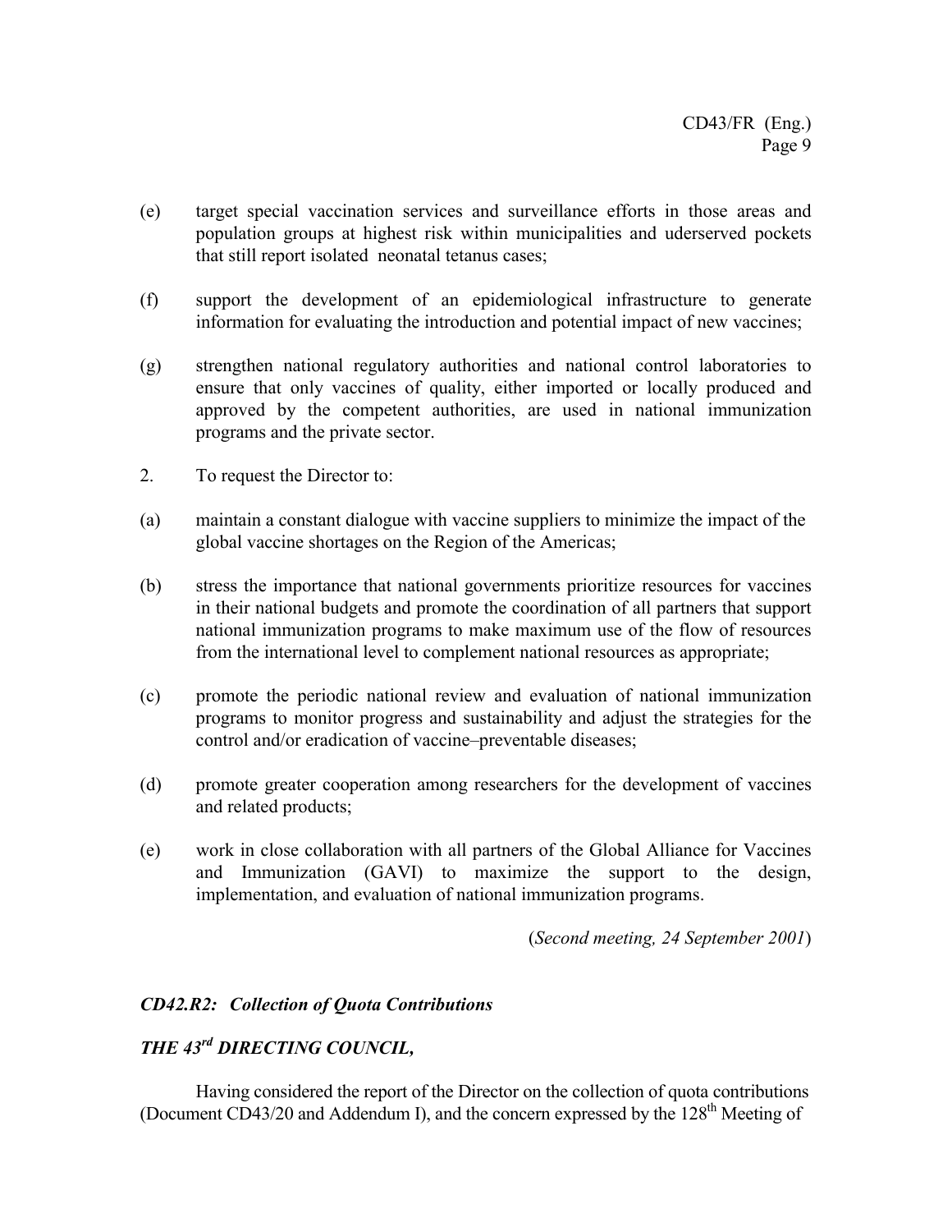(e) target special vaccination services and surveillance efforts in those areas and population groups at highest risk within municipalities and uderserved pockets that still report isolated neonatal tetanus cases;

(f) support the development of an epidemiological infrastructure to generate information for evaluating the introduction and potential impact of new vaccines;

(g) strengthen national regulatory authorities and national control laboratories to ensure that only vaccines of quality, either imported or locally produced and approved by the competent authorities, are used in national immunization programs and the private sector.

2. To request the Director to:

(a) maintain a constant dialogue with vaccine suppliers to minimize the impact of the global vaccine shortages on the Region of the Americas;

(b) stress the importance that national governments prioritize resources for vaccines in their national budgets and promote the coordination of all partners that support national immunization programs to make maximum use of the flow of resources from the international level to complement national resources as appropriate;

(c) promote the periodic national review and evaluation of national immunization programs to monitor progress and sustainability and adjust the strategies for the control and/or eradication of vaccine–preventable diseases;

(d) promote greater cooperation among researchers for the development of vaccines and related products;

(e) work in close collaboration with all partners of the Global Alliance for Vaccines and Immunization (GAVI) to maximize the support to the design, implementation, and evaluation of national immunization programs.

(*Second meeting, 24 September 2001*)

### *CD42.R2: Collection of Quota Contributions*

### *THE 43rd DIRECTING COUNCIL,*

Having considered the report of the Director on the collection of quota contributions (Document CD43/20 and Addendum I), and the concern expressed by the 128th Meeting of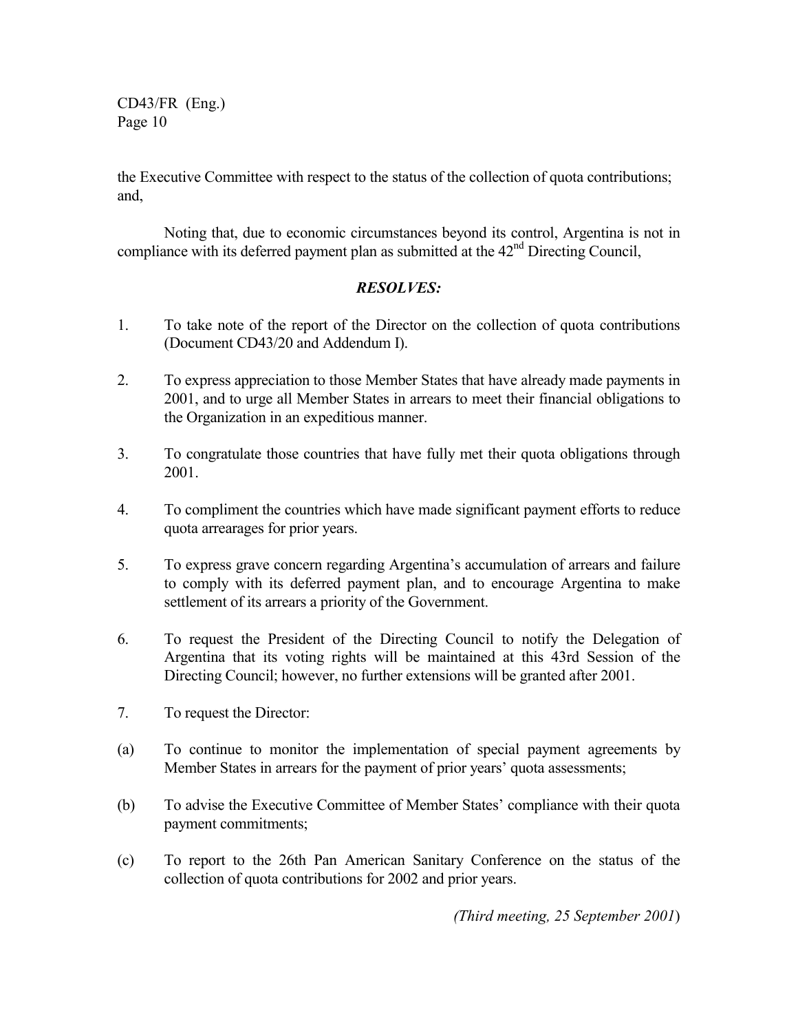the Executive Committee with respect to the status of the collection of quota contributions; and,

Noting that, due to economic circumstances beyond its control, Argentina is not in compliance with its deferred payment plan as submitted at the 42nd Directing Council,

***RESOLVES:***

1. To take note of the report of the Director on the collection of quota contributions (Document CD43/20 and Addendum I).

2. To express appreciation to those Member States that have already made payments in 2001, and to urge all Member States in arrears to meet their financial obligations to the Organization in an expeditious manner.

3. To congratulate those countries that have fully met their quota obligations through 2001.

4. To compliment the countries which have made significant payment efforts to reduce quota arrearages for prior years.

5. To express grave concern regarding Argentina's accumulation of arrears and failure to comply with its deferred payment plan, and to encourage Argentina to make settlement of its arrears a priority of the Government.

6. To request the President of the Directing Council to notify the Delegation of Argentina that its voting rights will be maintained at this 43rd Session of the Directing Council; however, no further extensions will be granted after 2001.

7. To request the Director:

(a) To continue to monitor the implementation of special payment agreements by Member States in arrears for the payment of prior years' quota assessments;

(b) To advise the Executive Committee of Member States' compliance with their quota payment commitments;

(c) To report to the 26th Pan American Sanitary Conference on the status of the collection of quota contributions for 2002 and prior years.

*(Third meeting, 25 September 2001*)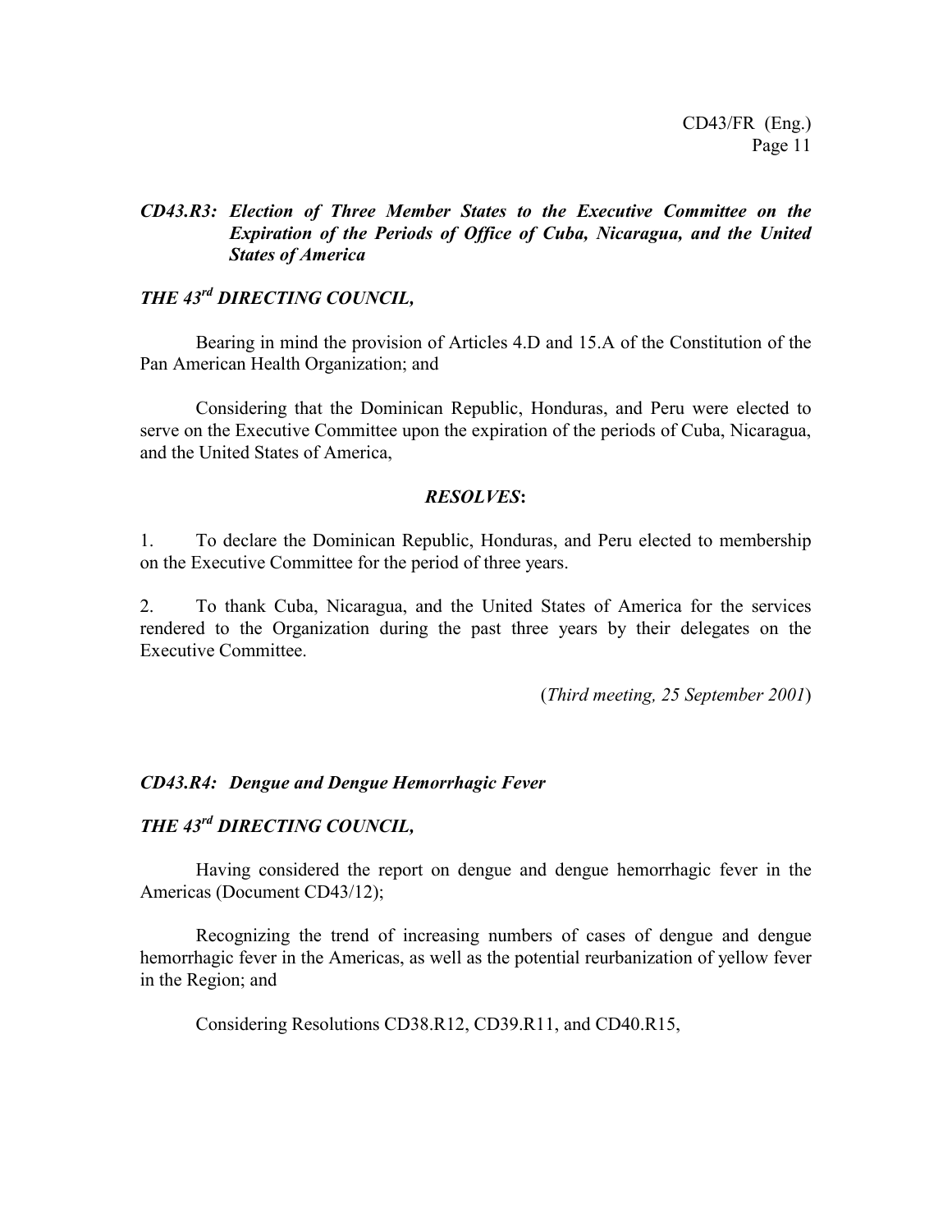### *CD43.R3: Election of Three Member States to the Executive Committee on the Expiration of the Periods of Office of Cuba, Nicaragua, and the United States of America*

*THE 43rd DIRECTING COUNCIL,*

Bearing in mind the provision of Articles 4.D and 15.A of the Constitution of the Pan American Health Organization; and

Considering that the Dominican Republic, Honduras, and Peru were elected to serve on the Executive Committee upon the expiration of the periods of Cuba, Nicaragua, and the United States of America,

***RESOLVES*:**

1. To declare the Dominican Republic, Honduras, and Peru elected to membership on the Executive Committee for the period of three years.

2. To thank Cuba, Nicaragua, and the United States of America for the services rendered to the Organization during the past three years by their delegates on the Executive Committee.

(*Third meeting, 25 September 2001*)

### *CD43.R4: Dengue and Dengue Hemorrhagic Fever*

*THE 43rd DIRECTING COUNCIL,*

Having considered the report on dengue and dengue hemorrhagic fever in the Americas (Document CD43/12);

Recognizing the trend of increasing numbers of cases of dengue and dengue hemorrhagic fever in the Americas, as well as the potential reurbanization of yellow fever in the Region; and

Considering Resolutions CD38.R12, CD39.R11, and CD40.R15,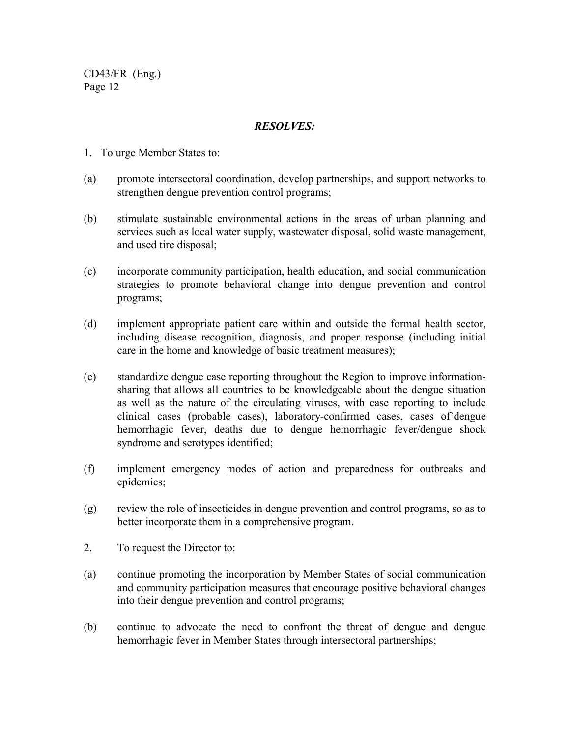*RESOLVES:*

1. To urge Member States to:

(a) promote intersectoral coordination, develop partnerships, and support networks to strengthen dengue prevention control programs;

(b) stimulate sustainable environmental actions in the areas of urban planning and services such as local water supply, wastewater disposal, solid waste management, and used tire disposal;

(c) incorporate community participation, health education, and social communication strategies to promote behavioral change into dengue prevention and control programs;

(d) implement appropriate patient care within and outside the formal health sector, including disease recognition, diagnosis, and proper response (including initial care in the home and knowledge of basic treatment measures);

(e) standardize dengue case reporting throughout the Region to improve information-sharing that allows all countries to be knowledgeable about the dengue situation as well as the nature of the circulating viruses, with case reporting to include clinical cases (probable cases), laboratory-confirmed cases, cases of dengue hemorrhagic fever, deaths due to dengue hemorrhagic fever/dengue shock syndrome and serotypes identified;

(f) implement emergency modes of action and preparedness for outbreaks and epidemics;

(g) review the role of insecticides in dengue prevention and control programs, so as to better incorporate them in a comprehensive program.

2. To request the Director to:

(a) continue promoting the incorporation by Member States of social communication and community participation measures that encourage positive behavioral changes into their dengue prevention and control programs;

(b) continue to advocate the need to confront the threat of dengue and dengue hemorrhagic fever in Member States through intersectoral partnerships;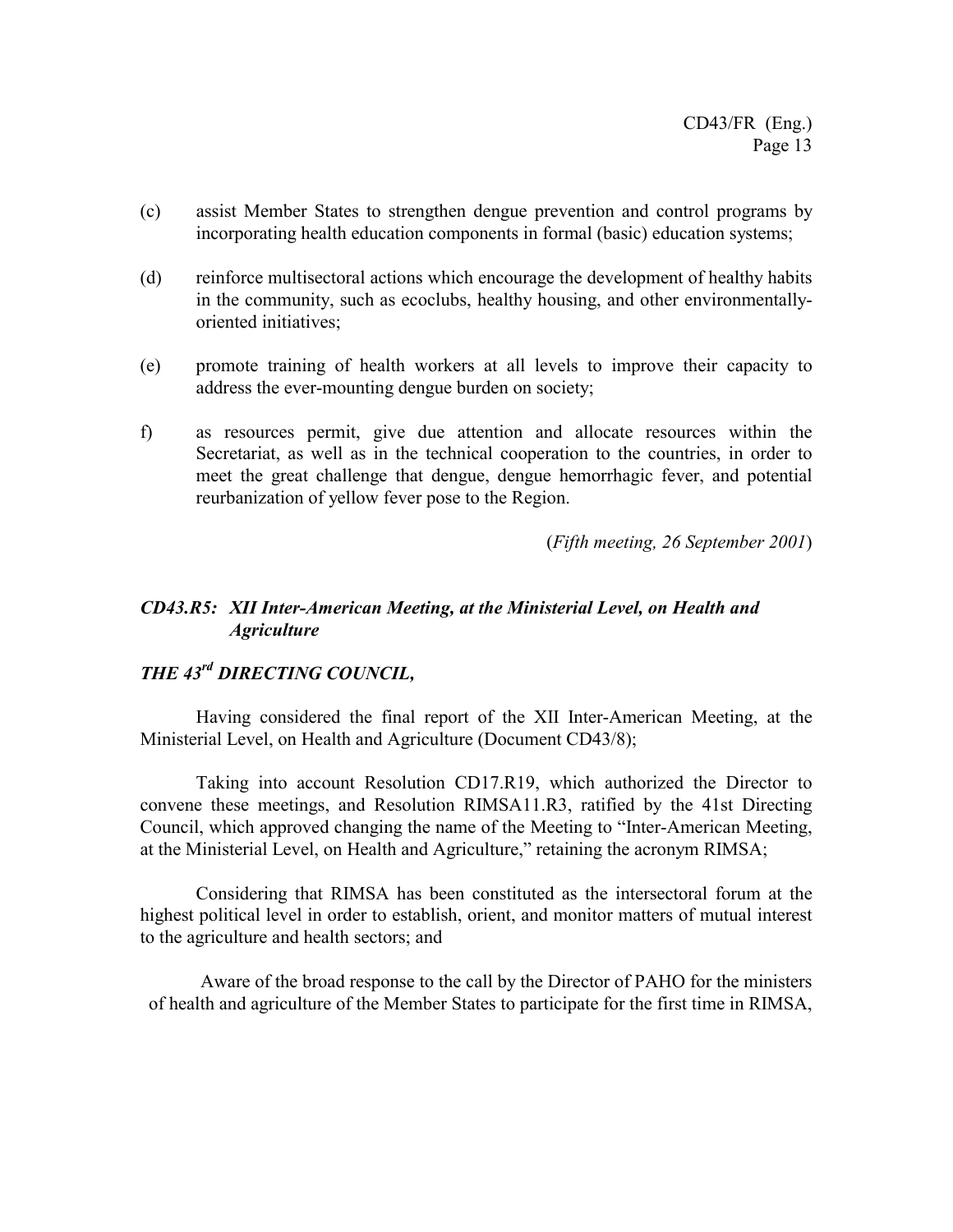(c) assist Member States to strengthen dengue prevention and control programs by incorporating health education components in formal (basic) education systems;

(d) reinforce multisectoral actions which encourage the development of healthy habits in the community, such as ecoclubs, healthy housing, and other environmentally-oriented initiatives;

(e) promote training of health workers at all levels to improve their capacity to address the ever-mounting dengue burden on society;

f) as resources permit, give due attention and allocate resources within the Secretariat, as well as in the technical cooperation to the countries, in order to meet the great challenge that dengue, dengue hemorrhagic fever, and potential reurbanization of yellow fever pose to the Region.

(*Fifth meeting, 26 September 2001*)

### *CD43.R5: XII Inter-American Meeting, at the Ministerial Level, on Health and Agriculture*

***THE 43rd DIRECTING COUNCIL,***

Having considered the final report of the XII Inter-American Meeting, at the Ministerial Level, on Health and Agriculture (Document CD43/8);

Taking into account Resolution CD17.R19, which authorized the Director to convene these meetings, and Resolution RIMSA11.R3, ratified by the 41st Directing Council, which approved changing the name of the Meeting to "Inter-American Meeting, at the Ministerial Level, on Health and Agriculture," retaining the acronym RIMSA;

Considering that RIMSA has been constituted as the intersectoral forum at the highest political level in order to establish, orient, and monitor matters of mutual interest to the agriculture and health sectors; and

Aware of the broad response to the call by the Director of PAHO for the ministers of health and agriculture of the Member States to participate for the first time in RIMSA,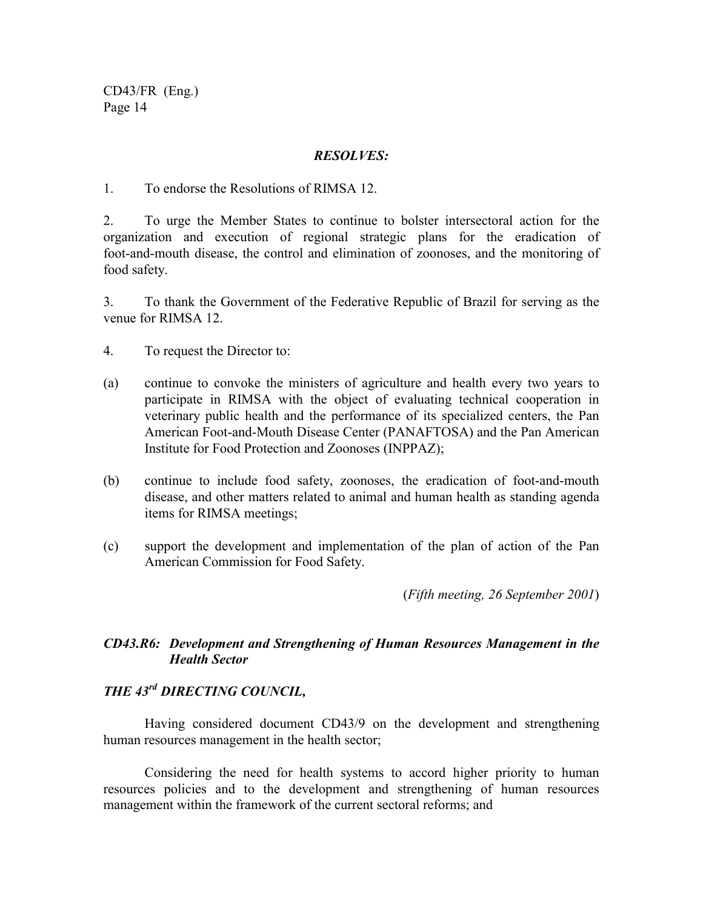***RESOLVES:***

1. To endorse the Resolutions of RIMSA 12.

2. To urge the Member States to continue to bolster intersectoral action for the organization and execution of regional strategic plans for the eradication of foot-and-mouth disease, the control and elimination of zoonoses, and the monitoring of food safety.

3. To thank the Government of the Federative Republic of Brazil for serving as the venue for RIMSA 12.

4. To request the Director to:

(a) continue to convoke the ministers of agriculture and health every two years to participate in RIMSA with the object of evaluating technical cooperation in veterinary public health and the performance of its specialized centers, the Pan American Foot-and-Mouth Disease Center (PANAFTOSA) and the Pan American Institute for Food Protection and Zoonoses (INPPAZ);

(b) continue to include food safety, zoonoses, the eradication of foot-and-mouth disease, and other matters related to animal and human health as standing agenda items for RIMSA meetings;

(c) support the development and implementation of the plan of action of the Pan American Commission for Food Safety.

(*Fifth meeting, 26 September 2001*)

### *CD43.R6: Development and Strengthening of Human Resources Management in the Health Sector*

***THE 43rd DIRECTING COUNCIL,***

Having considered document CD43/9 on the development and strengthening human resources management in the health sector;

Considering the need for health systems to accord higher priority to human resources policies and to the development and strengthening of human resources management within the framework of the current sectoral reforms; and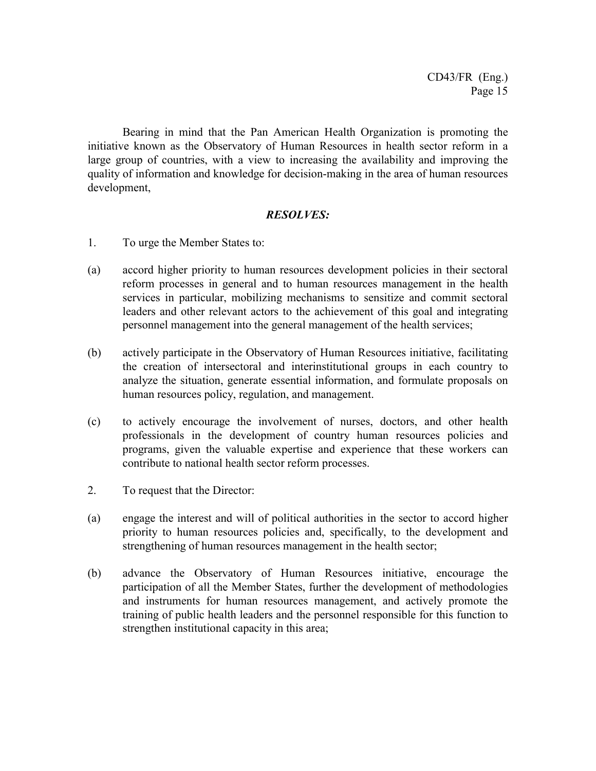Bearing in mind that the Pan American Health Organization is promoting the initiative known as the Observatory of Human Resources in health sector reform in a large group of countries, with a view to increasing the availability and improving the quality of information and knowledge for decision-making in the area of human resources development,

***RESOLVES:***

1. To urge the Member States to:

(a) accord higher priority to human resources development policies in their sectoral reform processes in general and to human resources management in the health services in particular, mobilizing mechanisms to sensitize and commit sectoral leaders and other relevant actors to the achievement of this goal and integrating personnel management into the general management of the health services;

(b) actively participate in the Observatory of Human Resources initiative, facilitating the creation of intersectoral and interinstitutional groups in each country to analyze the situation, generate essential information, and formulate proposals on human resources policy, regulation, and management.

(c) to actively encourage the involvement of nurses, doctors, and other health professionals in the development of country human resources policies and programs, given the valuable expertise and experience that these workers can contribute to national health sector reform processes.

2. To request that the Director:

(a) engage the interest and will of political authorities in the sector to accord higher priority to human resources policies and, specifically, to the development and strengthening of human resources management in the health sector;

(b) advance the Observatory of Human Resources initiative, encourage the participation of all the Member States, further the development of methodologies and instruments for human resources management, and actively promote the training of public health leaders and the personnel responsible for this function to strengthen institutional capacity in this area;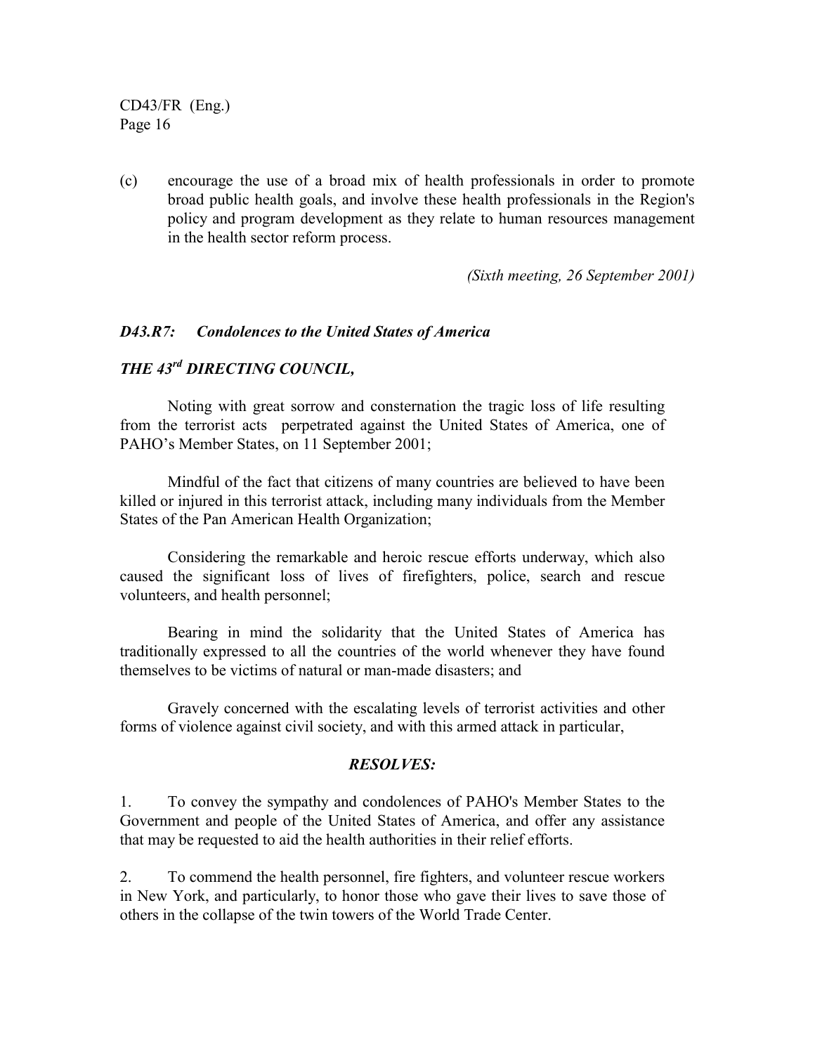(c) encourage the use of a broad mix of health professionals in order to promote broad public health goals, and involve these health professionals in the Region's policy and program development as they relate to human resources management in the health sector reform process.

*(Sixth meeting, 26 September 2001)*

### *D43.R7: Condolences to the United States of America*

***THE 43rd DIRECTING COUNCIL,***

Noting with great sorrow and consternation the tragic loss of life resulting from the terrorist acts perpetrated against the United States of America, one of PAHO's Member States, on 11 September 2001;

Mindful of the fact that citizens of many countries are believed to have been killed or injured in this terrorist attack, including many individuals from the Member States of the Pan American Health Organization;

Considering the remarkable and heroic rescue efforts underway, which also caused the significant loss of lives of firefighters, police, search and rescue volunteers, and health personnel;

Bearing in mind the solidarity that the United States of America has traditionally expressed to all the countries of the world whenever they have found themselves to be victims of natural or man-made disasters; and

Gravely concerned with the escalating levels of terrorist activities and other forms of violence against civil society, and with this armed attack in particular,

***RESOLVES:***

1. To convey the sympathy and condolences of PAHO's Member States to the Government and people of the United States of America, and offer any assistance that may be requested to aid the health authorities in their relief efforts.

2. To commend the health personnel, fire fighters, and volunteer rescue workers in New York, and particularly, to honor those who gave their lives to save those of others in the collapse of the twin towers of the World Trade Center.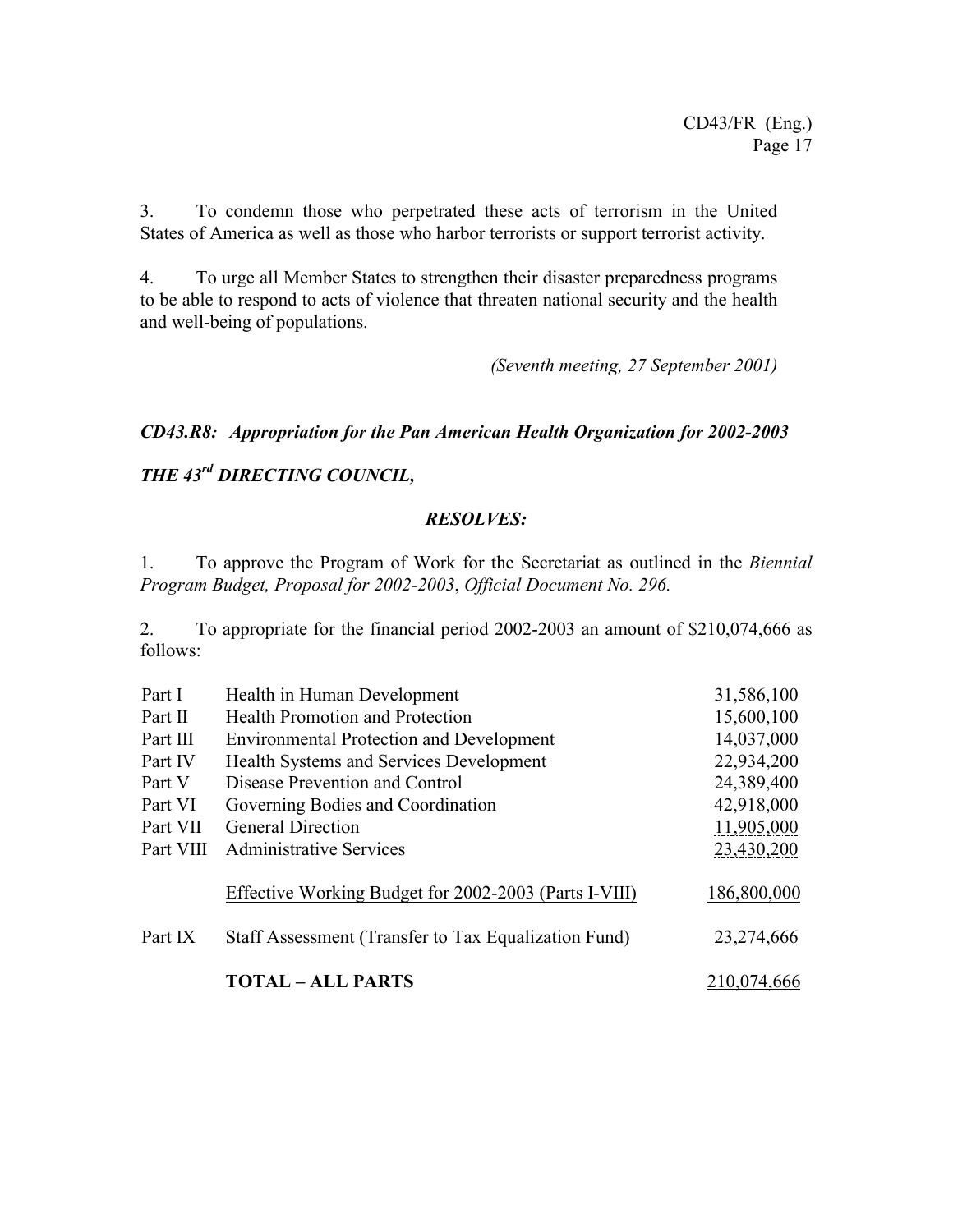3. To condemn those who perpetrated these acts of terrorism in the United States of America as well as those who harbor terrorists or support terrorist activity.

4. To urge all Member States to strengthen their disaster preparedness programs to be able to respond to acts of violence that threaten national security and the health and well-being of populations.

*(Seventh meeting, 27 September 2001)*

### *CD43.R8: Appropriation for the Pan American Health Organization for 2002-2003*

***THE 43rd DIRECTING COUNCIL,***

***RESOLVES:***

1. To approve the Program of Work for the Secretariat as outlined in the *Biennial Program Budget, Proposal for 2002-2003*, *Official Document No. 296.*

2. To appropriate for the financial period 2002-2003 an amount of $210,074,666 as follows:

| | | |
|---|---|---|
| Part I | Health in Human Development | 31,586,100 |
| Part II | Health Promotion and Protection | 15,600,100 |
| Part III | Environmental Protection and Development | 14,037,000 |
| Part IV | Health Systems and Services Development | 22,934,200 |
| Part V | Disease Prevention and Control | 24,389,400 |
| Part VI | Governing Bodies and Coordination | 42,918,000 |
| Part VII | General Direction | 11,905,000 |
| Part VIII | Administrative Services | 23,430,200 |
| | Effective Working Budget for 2002-2003 (Parts I-VIII) | 186,800,000 |
| Part IX | Staff Assessment (Transfer to Tax Equalization Fund) | 23,274,666 |
| | **TOTAL – ALL PARTS** | 210,074,666 |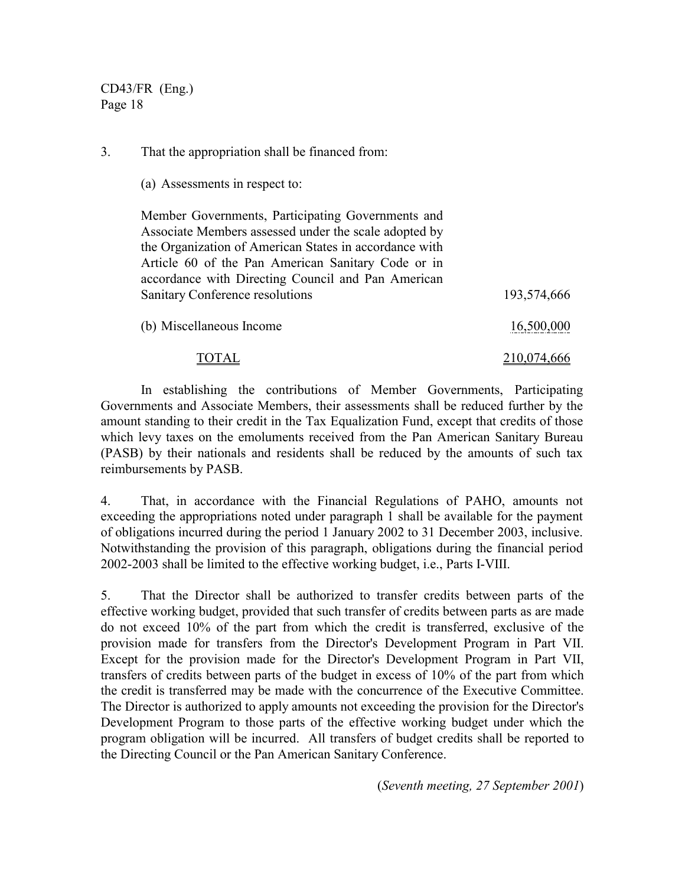3. That the appropriation shall be financed from:

(a) Assessments in respect to:

| | |
|---|---|
| Member Governments, Participating Governments and Associate Members assessed under the scale adopted by the Organization of American States in accordance with Article 60 of the Pan American Sanitary Code or in accordance with Directing Council and Pan American Sanitary Conference resolutions | 193,574,666 |
| (b) Miscellaneous Income | 16,500,000 |
| TOTAL | 210,074,666 |

In establishing the contributions of Member Governments, Participating Governments and Associate Members, their assessments shall be reduced further by the amount standing to their credit in the Tax Equalization Fund, except that credits of those which levy taxes on the emoluments received from the Pan American Sanitary Bureau (PASB) by their nationals and residents shall be reduced by the amounts of such tax reimbursements by PASB.

4. That, in accordance with the Financial Regulations of PAHO, amounts not exceeding the appropriations noted under paragraph 1 shall be available for the payment of obligations incurred during the period 1 January 2002 to 31 December 2003, inclusive. Notwithstanding the provision of this paragraph, obligations during the financial period 2002-2003 shall be limited to the effective working budget, i.e., Parts I-VIII.

5. That the Director shall be authorized to transfer credits between parts of the effective working budget, provided that such transfer of credits between parts as are made do not exceed 10% of the part from which the credit is transferred, exclusive of the provision made for transfers from the Director's Development Program in Part VII. Except for the provision made for the Director's Development Program in Part VII, transfers of credits between parts of the budget in excess of 10% of the part from which the credit is transferred may be made with the concurrence of the Executive Committee. The Director is authorized to apply amounts not exceeding the provision for the Director's Development Program to those parts of the effective working budget under which the program obligation will be incurred. All transfers of budget credits shall be reported to the Directing Council or the Pan American Sanitary Conference.

(*Seventh meeting, 27 September 2001*)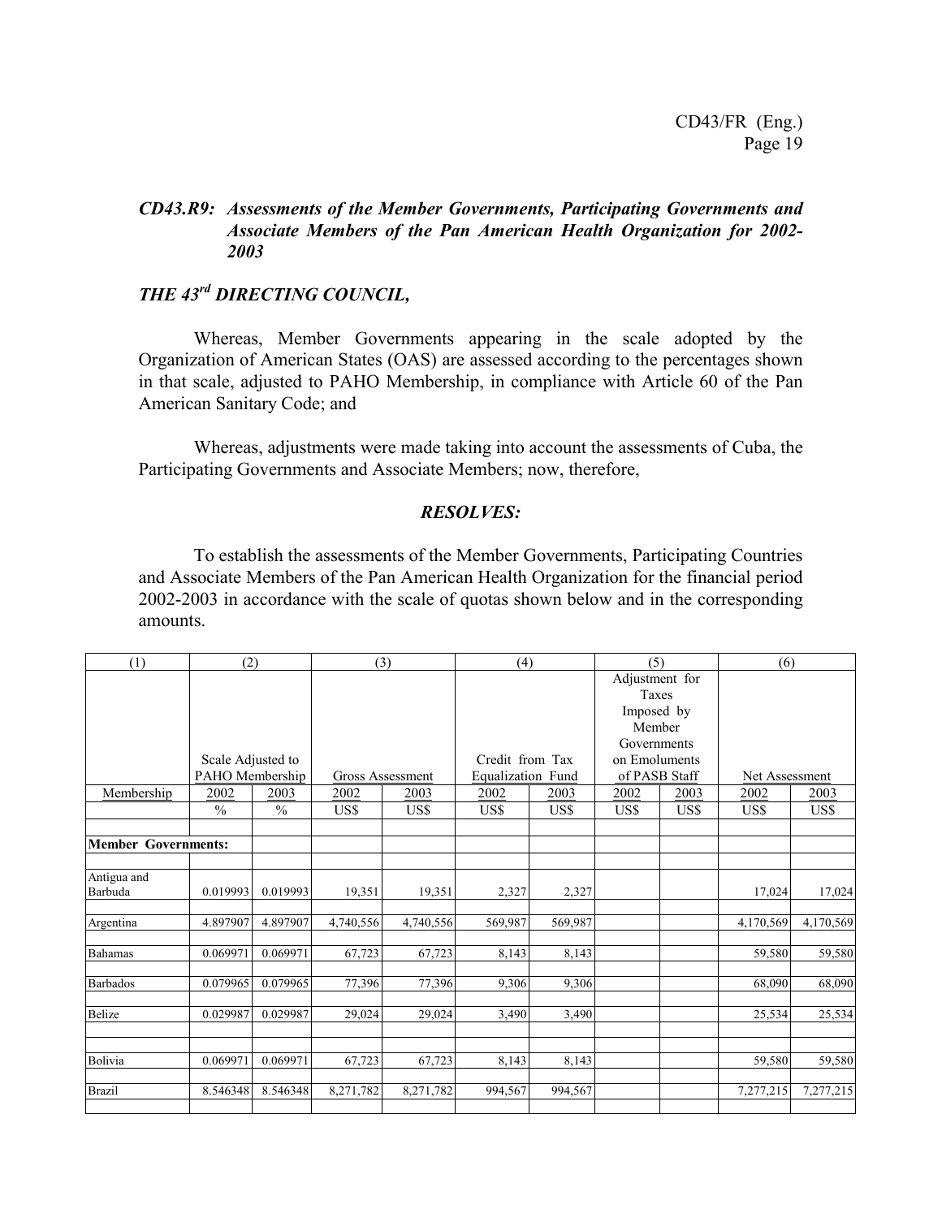### *CD43.R9: Assessments of the Member Governments, Participating Governments and Associate Members of the Pan American Health Organization for 2002-2003*

### *THE 43rd DIRECTING COUNCIL,*

Whereas, Member Governments appearing in the scale adopted by the Organization of American States (OAS) are assessed according to the percentages shown in that scale, adjusted to PAHO Membership, in compliance with Article 60 of the Pan American Sanitary Code; and

Whereas, adjustments were made taking into account the assessments of Cuba, the Participating Governments and Associate Members; now, therefore,

***RESOLVES:***

To establish the assessments of the Member Governments, Participating Countries and Associate Members of the Pan American Health Organization for the financial period 2002-2003 in accordance with the scale of quotas shown below and in the corresponding amounts.

| (1) | (2) | | (3) | | (4) | | (5) | | (6) | |
|---|---|---|---|---|---|---|---|---|---|---|
| | Scale Adjusted to PAHO Membership | | Gross Assessment | | Credit from Tax Equalization Fund | | Adjustment for Taxes Imposed by Member Governments on Emoluments of PASB Staff | | Net Assessment | |
| Membership | 2002 | 2003 | 2002 | 2003 | 2002 | 2003 | 2002 | 2003 | 2002 | 2003 |
| | % | % | US$ | US$ | US$ | US$ | US$ | US$ | US$ | US$ |
| **Member Governments:** | | | | | | | | | | |
| Antigua and Barbuda | 0.019993 | 0.019993 | 19,351 | 19,351 | 2,327 | 2,327 | | | 17,024 | 17,024 |
| Argentina | 4.897907 | 4.897907 | 4,740,556 | 4,740,556 | 569,987 | 569,987 | | | 4,170,569 | 4,170,569 |
| Bahamas | 0.069971 | 0.069971 | 67,723 | 67,723 | 8,143 | 8,143 | | | 59,580 | 59,580 |
| Barbados | 0.079965 | 0.079965 | 77,396 | 77,396 | 9,306 | 9,306 | | | 68,090 | 68,090 |
| Belize | 0.029987 | 0.029987 | 29,024 | 29,024 | 3,490 | 3,490 | | | 25,534 | 25,534 |
| Bolivia | 0.069971 | 0.069971 | 67,723 | 67,723 | 8,143 | 8,143 | | | 59,580 | 59,580 |
| Brazil | 8.546348 | 8.546348 | 8,271,782 | 8,271,782 | 994,567 | 994,567 | | | 7,277,215 | 7,277,215 |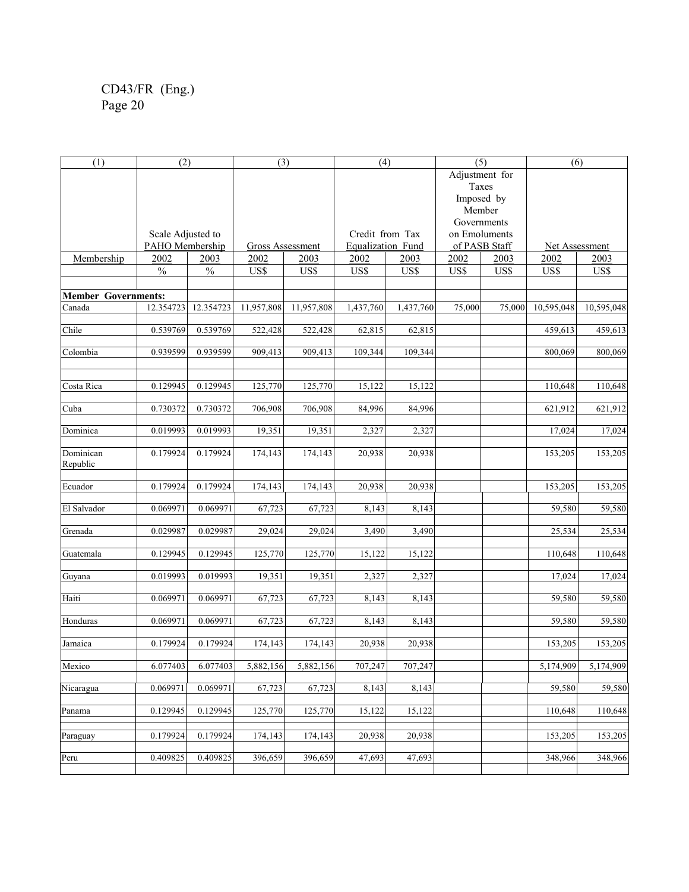| (1) | (2) | | (3) | | (4) | | (5) | | (6) | |
|---|---|---|---|---|---|---|---|---|---|---|
| | Scale Adjusted to PAHO Membership | | Gross Assessment | | Credit from Tax Equalization Fund | | Adjustment for Taxes Imposed by Member Governments on Emoluments of PASB Staff | | Net Assessment | |
| Membership | 2002 | 2003 | 2002 | 2003 | 2002 | 2003 | 2002 | 2003 | 2002 | 2003 |
| | % | % | US$ | US$ | US$ | US$ | US$ | US$ | US$ | US$ |
| **Member Governments:** | | | | | | | | | | |
| Canada | 12.354723 | 12.354723 | 11,957,808 | 11,957,808 | 1,437,760 | 1,437,760 | 75,000 | 75,000 | 10,595,048 | 10,595,048 |
| Chile | 0.539769 | 0.539769 | 522,428 | 522,428 | 62,815 | 62,815 | | | 459,613 | 459,613 |
| Colombia | 0.939599 | 0.939599 | 909,413 | 909,413 | 109,344 | 109,344 | | | 800,069 | 800,069 |
| Costa Rica | 0.129945 | 0.129945 | 125,770 | 125,770 | 15,122 | 15,122 | | | 110,648 | 110,648 |
| Cuba | 0.730372 | 0.730372 | 706,908 | 706,908 | 84,996 | 84,996 | | | 621,912 | 621,912 |
| Dominica | 0.019993 | 0.019993 | 19,351 | 19,351 | 2,327 | 2,327 | | | 17,024 | 17,024 |
| Dominican Republic | 0.179924 | 0.179924 | 174,143 | 174,143 | 20,938 | 20,938 | | | 153,205 | 153,205 |
| Ecuador | 0.179924 | 0.179924 | 174,143 | 174,143 | 20,938 | 20,938 | | | 153,205 | 153,205 |
| El Salvador | 0.069971 | 0.069971 | 67,723 | 67,723 | 8,143 | 8,143 | | | 59,580 | 59,580 |
| Grenada | 0.029987 | 0.029987 | 29,024 | 29,024 | 3,490 | 3,490 | | | 25,534 | 25,534 |
| Guatemala | 0.129945 | 0.129945 | 125,770 | 125,770 | 15,122 | 15,122 | | | 110,648 | 110,648 |
| Guyana | 0.019993 | 0.019993 | 19,351 | 19,351 | 2,327 | 2,327 | | | 17,024 | 17,024 |
| Haiti | 0.069971 | 0.069971 | 67,723 | 67,723 | 8,143 | 8,143 | | | 59,580 | 59,580 |
| Honduras | 0.069971 | 0.069971 | 67,723 | 67,723 | 8,143 | 8,143 | | | 59,580 | 59,580 |
| Jamaica | 0.179924 | 0.179924 | 174,143 | 174,143 | 20,938 | 20,938 | | | 153,205 | 153,205 |
| Mexico | 6.077403 | 6.077403 | 5,882,156 | 5,882,156 | 707,247 | 707,247 | | | 5,174,909 | 5,174,909 |
| Nicaragua | 0.069971 | 0.069971 | 67,723 | 67,723 | 8,143 | 8,143 | | | 59,580 | 59,580 |
| Panama | 0.129945 | 0.129945 | 125,770 | 125,770 | 15,122 | 15,122 | | | 110,648 | 110,648 |
| Paraguay | 0.179924 | 0.179924 | 174,143 | 174,143 | 20,938 | 20,938 | | | 153,205 | 153,205 |
| Peru | 0.409825 | 0.409825 | 396,659 | 396,659 | 47,693 | 47,693 | | | 348,966 | 348,966 |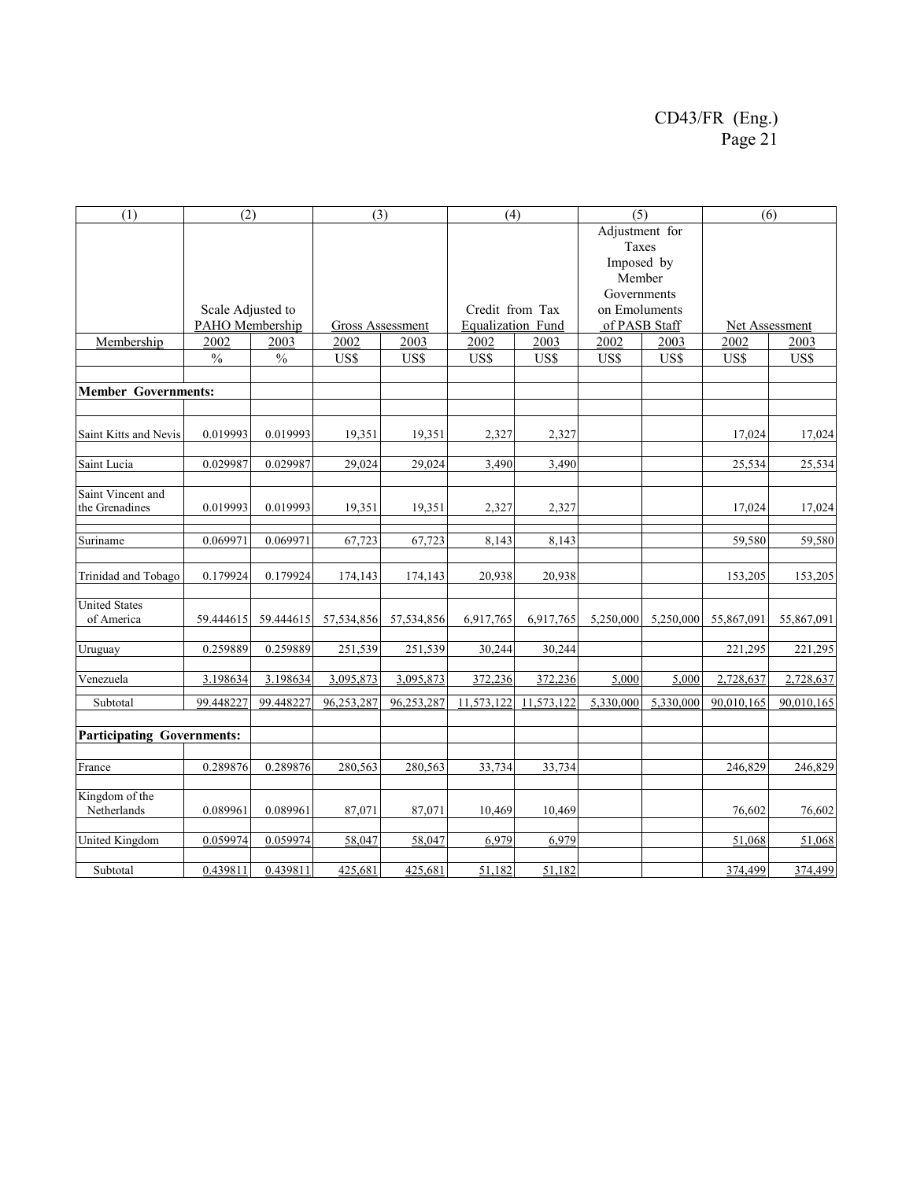| (1) | (2) | | (3) | | (4) | | (5) | | (6) | |
|---|---|---|---|---|---|---|---|---|---|---|
| | Scale Adjusted to PAHO Membership | | Gross Assessment | | Credit from Tax Equalization Fund | | Adjustment for Taxes Imposed by Member Governments on Emoluments of PASB Staff | | Net Assessment | |
| Membership | 2002 | 2003 | 2002 | 2003 | 2002 | 2003 | 2002 | 2003 | 2002 | 2003 |
| | % | % | US$ | US$ | US$ | US$ | US$ | US$ | US$ | US$ |
| **Member Governments:** | | | | | | | | | | |
| Saint Kitts and Nevis | 0.019993 | 0.019993 | 19,351 | 19,351 | 2,327 | 2,327 | | | 17,024 | 17,024 |
| Saint Lucia | 0.029987 | 0.029987 | 29,024 | 29,024 | 3,490 | 3,490 | | | 25,534 | 25,534 |
| Saint Vincent and the Grenadines | 0.019993 | 0.019993 | 19,351 | 19,351 | 2,327 | 2,327 | | | 17,024 | 17,024 |
| Suriname | 0.069971 | 0.069971 | 67,723 | 67,723 | 8,143 | 8,143 | | | 59,580 | 59,580 |
| Trinidad and Tobago | 0.179924 | 0.179924 | 174,143 | 174,143 | 20,938 | 20,938 | | | 153,205 | 153,205 |
| United States of America | 59.444615 | 59.444615 | 57,534,856 | 57,534,856 | 6,917,765 | 6,917,765 | 5,250,000 | 5,250,000 | 55,867,091 | 55,867,091 |
| Uruguay | 0.259889 | 0.259889 | 251,539 | 251,539 | 30,244 | 30,244 | | | 221,295 | 221,295 |
| Venezuela | 3.198634 | 3.198634 | 3,095,873 | 3,095,873 | 372,236 | 372,236 | 5,000 | 5,000 | 2,728,637 | 2,728,637 |
| Subtotal | 99.448227 | 99.448227 | 96,253,287 | 96,253,287 | 11,573,122 | 11,573,122 | 5,330,000 | 5,330,000 | 90,010,165 | 90,010,165 |
| **Participating Governments:** | | | | | | | | | | |
| France | 0.289876 | 0.289876 | 280,563 | 280,563 | 33,734 | 33,734 | | | 246,829 | 246,829 |
| Kingdom of the Netherlands | 0.089961 | 0.089961 | 87,071 | 87,071 | 10,469 | 10,469 | | | 76,602 | 76,602 |
| United Kingdom | 0.059974 | 0.059974 | 58,047 | 58,047 | 6,979 | 6,979 | | | 51,068 | 51,068 |
| Subtotal | 0.439811 | 0.439811 | 425,681 | 425,681 | 51,182 | 51,182 | | | 374,499 | 374,499 |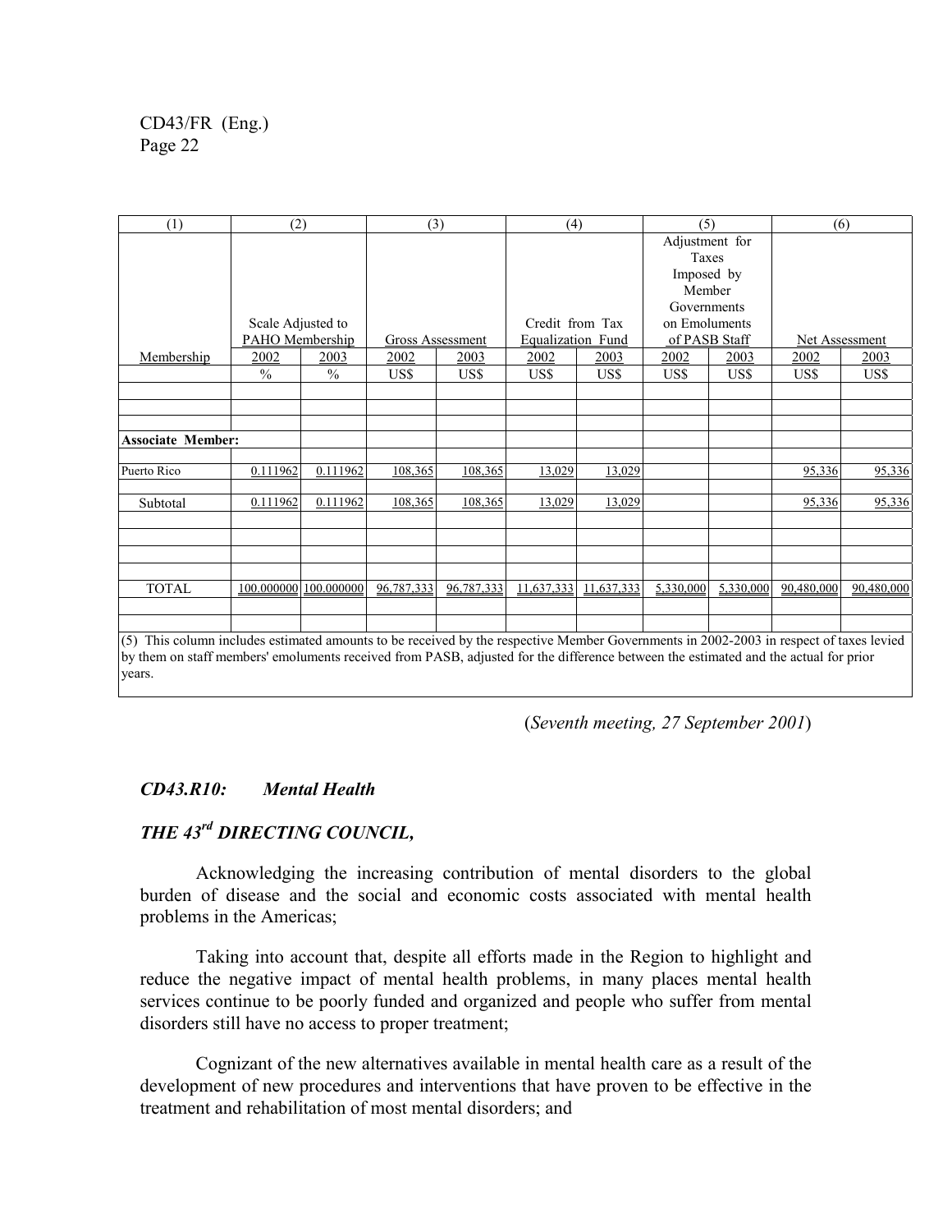| (1) | (2) | | (3) | | (4) | | (5) | | (6) | |
|---|---|---|---|---|---|---|---|---|---|---|
| Membership | Scale Adjusted to PAHO Membership | | Gross Assessment | | Credit from Tax Equalization Fund | | Adjustment for Taxes Imposed by Member Governments on Emoluments of PASB Staff | | Net Assessment | |
| | 2002 | 2003 | 2002 | 2003 | 2002 | 2003 | 2002 | 2003 | 2002 | 2003 |
| | % | % | US$ | US$ | US$ | US$ | US$ | US$ | US$ | US$ |
| **Associate Member:** | | | | | | | | | | |
| Puerto Rico | 0.111962 | 0.111962 | 108,365 | 108,365 | 13,029 | 13,029 | | | 95,336 | 95,336 |
| Subtotal | 0.111962 | 0.111962 | 108,365 | 108,365 | 13,029 | 13,029 | | | 95,336 | 95,336 |
| TOTAL | 100.000000 | 100.000000 | 96,787,333 | 96,787,333 | 11,637,333 | 11,637,333 | 5,330,000 | 5,330,000 | 90,480,000 | 90,480,000 |

(5) This column includes estimated amounts to be received by the respective Member Governments in 2002-2003 in respect of taxes levied by them on staff members' emoluments received from PASB, adjusted for the difference between the estimated and the actual for prior years.

(*Seventh meeting, 27 September 2001*)

### *CD43.R10: Mental Health*

### *THE 43rd DIRECTING COUNCIL,*

Acknowledging the increasing contribution of mental disorders to the global burden of disease and the social and economic costs associated with mental health problems in the Americas;

Taking into account that, despite all efforts made in the Region to highlight and reduce the negative impact of mental health problems, in many places mental health services continue to be poorly funded and organized and people who suffer from mental disorders still have no access to proper treatment;

Cognizant of the new alternatives available in mental health care as a result of the development of new procedures and interventions that have proven to be effective in the treatment and rehabilitation of most mental disorders; and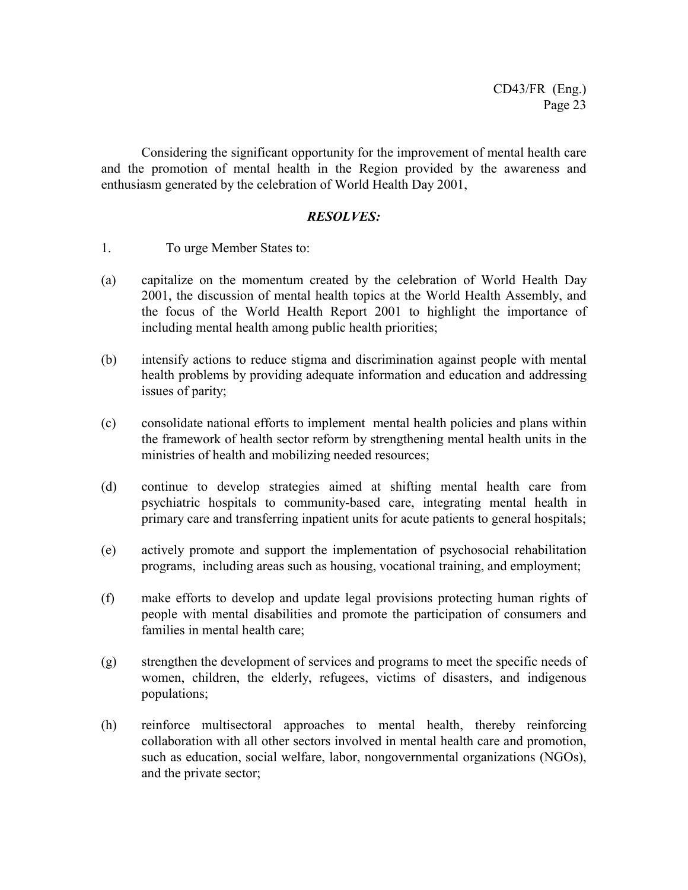Considering the significant opportunity for the improvement of mental health care and the promotion of mental health in the Region provided by the awareness and enthusiasm generated by the celebration of World Health Day 2001,

***RESOLVES:***

1. To urge Member States to:

(a) capitalize on the momentum created by the celebration of World Health Day 2001, the discussion of mental health topics at the World Health Assembly, and the focus of the World Health Report 2001 to highlight the importance of including mental health among public health priorities;

(b) intensify actions to reduce stigma and discrimination against people with mental health problems by providing adequate information and education and addressing issues of parity;

(c) consolidate national efforts to implement mental health policies and plans within the framework of health sector reform by strengthening mental health units in the ministries of health and mobilizing needed resources;

(d) continue to develop strategies aimed at shifting mental health care from psychiatric hospitals to community-based care, integrating mental health in primary care and transferring inpatient units for acute patients to general hospitals;

(e) actively promote and support the implementation of psychosocial rehabilitation programs, including areas such as housing, vocational training, and employment;

(f) make efforts to develop and update legal provisions protecting human rights of people with mental disabilities and promote the participation of consumers and families in mental health care;

(g) strengthen the development of services and programs to meet the specific needs of women, children, the elderly, refugees, victims of disasters, and indigenous populations;

(h) reinforce multisectoral approaches to mental health, thereby reinforcing collaboration with all other sectors involved in mental health care and promotion, such as education, social welfare, labor, nongovernmental organizations (NGOs), and the private sector;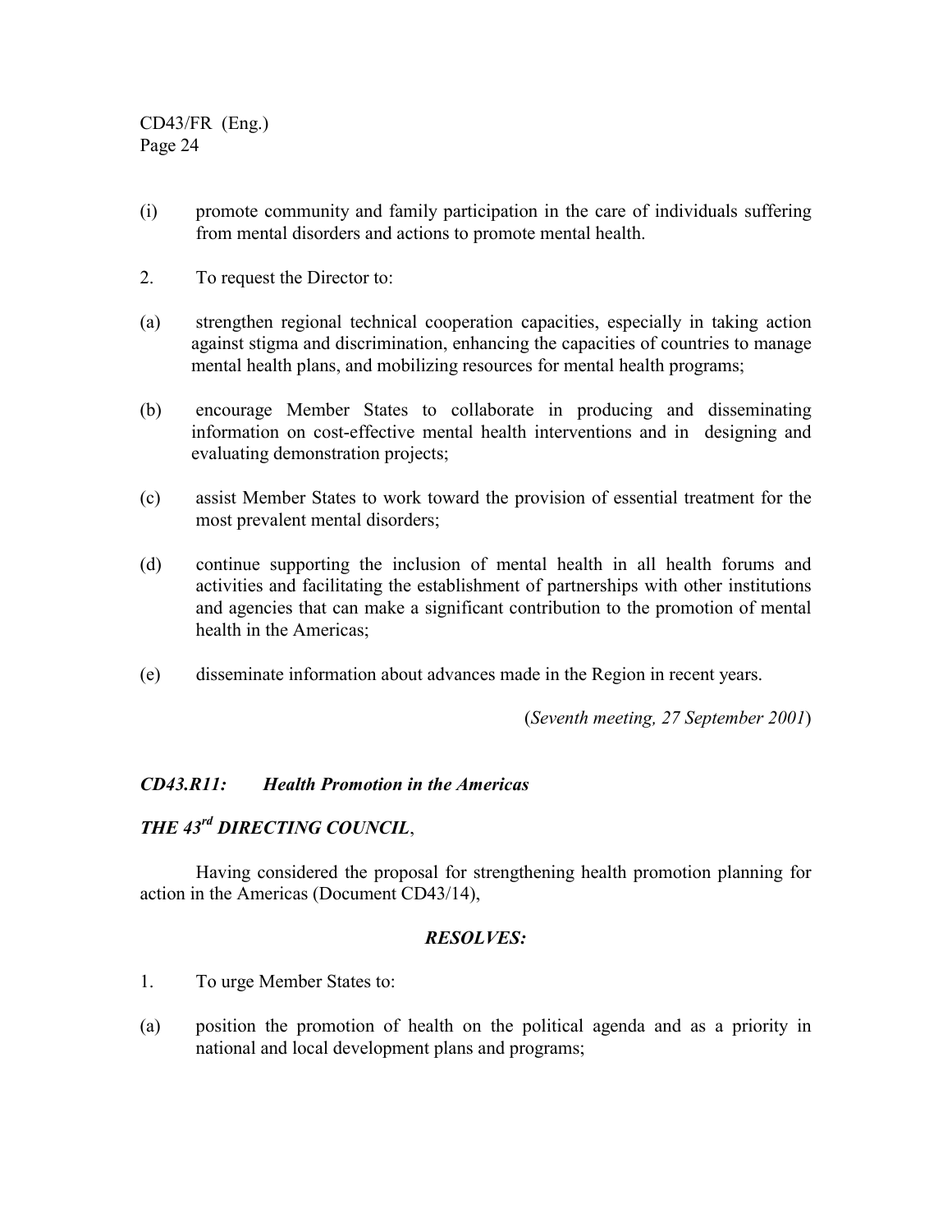(i) promote community and family participation in the care of individuals suffering from mental disorders and actions to promote mental health.

2. To request the Director to:

(a) strengthen regional technical cooperation capacities, especially in taking action against stigma and discrimination, enhancing the capacities of countries to manage mental health plans, and mobilizing resources for mental health programs;

(b) encourage Member States to collaborate in producing and disseminating information on cost-effective mental health interventions and in designing and evaluating demonstration projects;

(c) assist Member States to work toward the provision of essential treatment for the most prevalent mental disorders;

(d) continue supporting the inclusion of mental health in all health forums and activities and facilitating the establishment of partnerships with other institutions and agencies that can make a significant contribution to the promotion of mental health in the Americas;

(e) disseminate information about advances made in the Region in recent years.

(*Seventh meeting, 27 September 2001*)

### *CD43.R11: Health Promotion in the Americas*

***THE 43rd DIRECTING COUNCIL***,

Having considered the proposal for strengthening health promotion planning for action in the Americas (Document CD43/14),

***RESOLVES:***

1. To urge Member States to:

(a) position the promotion of health on the political agenda and as a priority in national and local development plans and programs;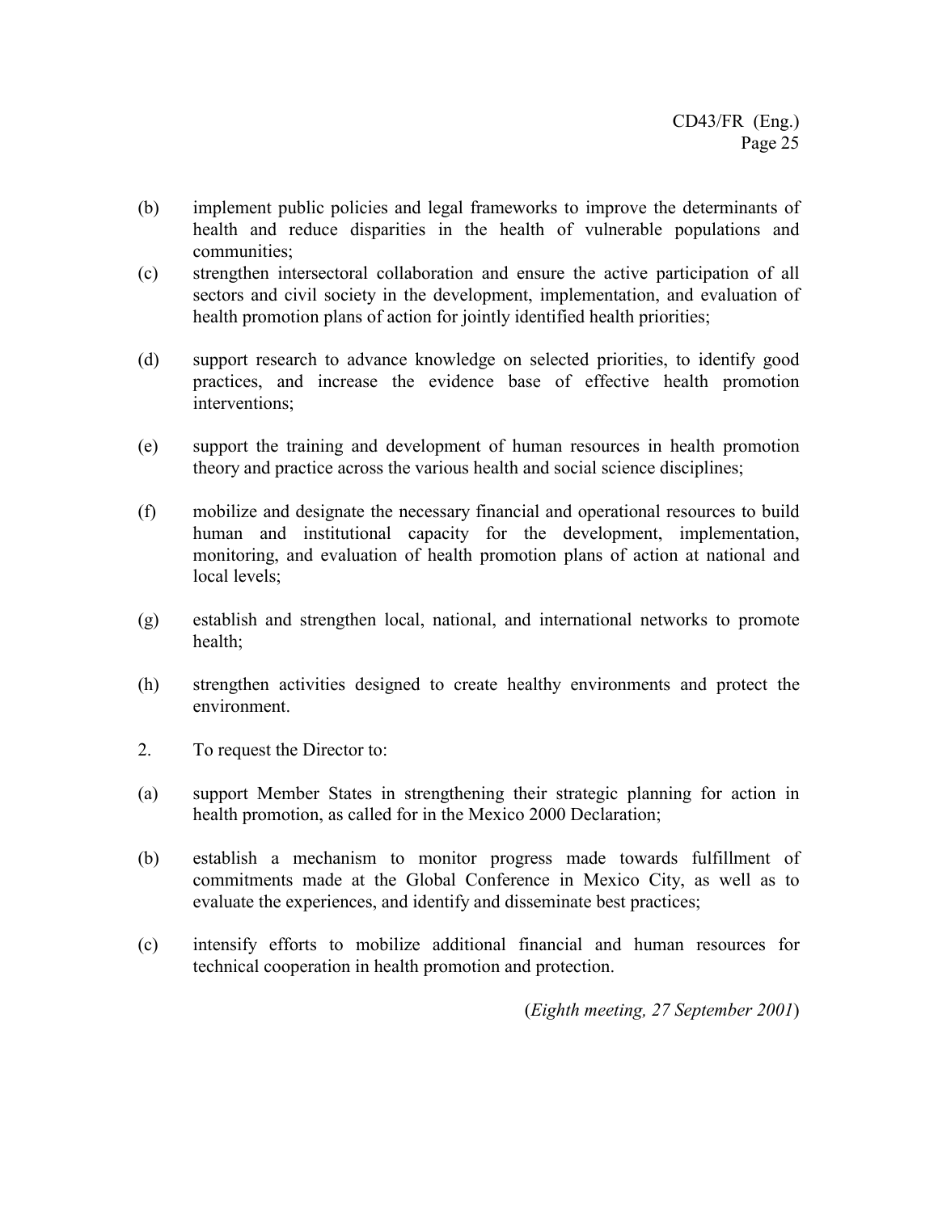(b) implement public policies and legal frameworks to improve the determinants of health and reduce disparities in the health of vulnerable populations and communities;

(c) strengthen intersectoral collaboration and ensure the active participation of all sectors and civil society in the development, implementation, and evaluation of health promotion plans of action for jointly identified health priorities;

(d) support research to advance knowledge on selected priorities, to identify good practices, and increase the evidence base of effective health promotion interventions;

(e) support the training and development of human resources in health promotion theory and practice across the various health and social science disciplines;

(f) mobilize and designate the necessary financial and operational resources to build human and institutional capacity for the development, implementation, monitoring, and evaluation of health promotion plans of action at national and local levels;

(g) establish and strengthen local, national, and international networks to promote health;

(h) strengthen activities designed to create healthy environments and protect the environment.

2. To request the Director to:

(a) support Member States in strengthening their strategic planning for action in health promotion, as called for in the Mexico 2000 Declaration;

(b) establish a mechanism to monitor progress made towards fulfillment of commitments made at the Global Conference in Mexico City, as well as to evaluate the experiences, and identify and disseminate best practices;

(c) intensify efforts to mobilize additional financial and human resources for technical cooperation in health promotion and protection.

(*Eighth meeting, 27 September 2001*)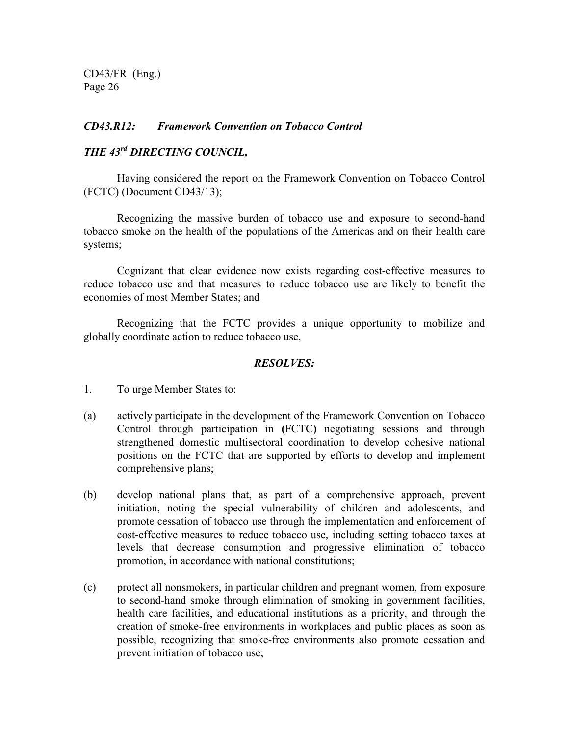### *CD43.R12: Framework Convention on Tobacco Control*

***THE 43rd DIRECTING COUNCIL,***

Having considered the report on the Framework Convention on Tobacco Control (FCTC) (Document CD43/13);

Recognizing the massive burden of tobacco use and exposure to second-hand tobacco smoke on the health of the populations of the Americas and on their health care systems;

Cognizant that clear evidence now exists regarding cost-effective measures to reduce tobacco use and that measures to reduce tobacco use are likely to benefit the economies of most Member States; and

Recognizing that the FCTC provides a unique opportunity to mobilize and globally coordinate action to reduce tobacco use,

***RESOLVES:***

1. To urge Member States to:

(a) actively participate in the development of the Framework Convention on Tobacco Control through participation in **(**FCTC**)** negotiating sessions and through strengthened domestic multisectoral coordination to develop cohesive national positions on the FCTC that are supported by efforts to develop and implement comprehensive plans;

(b) develop national plans that, as part of a comprehensive approach, prevent initiation, noting the special vulnerability of children and adolescents, and promote cessation of tobacco use through the implementation and enforcement of cost-effective measures to reduce tobacco use, including setting tobacco taxes at levels that decrease consumption and progressive elimination of tobacco promotion, in accordance with national constitutions;

(c) protect all nonsmokers, in particular children and pregnant women, from exposure to second-hand smoke through elimination of smoking in government facilities, health care facilities, and educational institutions as a priority, and through the creation of smoke-free environments in workplaces and public places as soon as possible, recognizing that smoke-free environments also promote cessation and prevent initiation of tobacco use;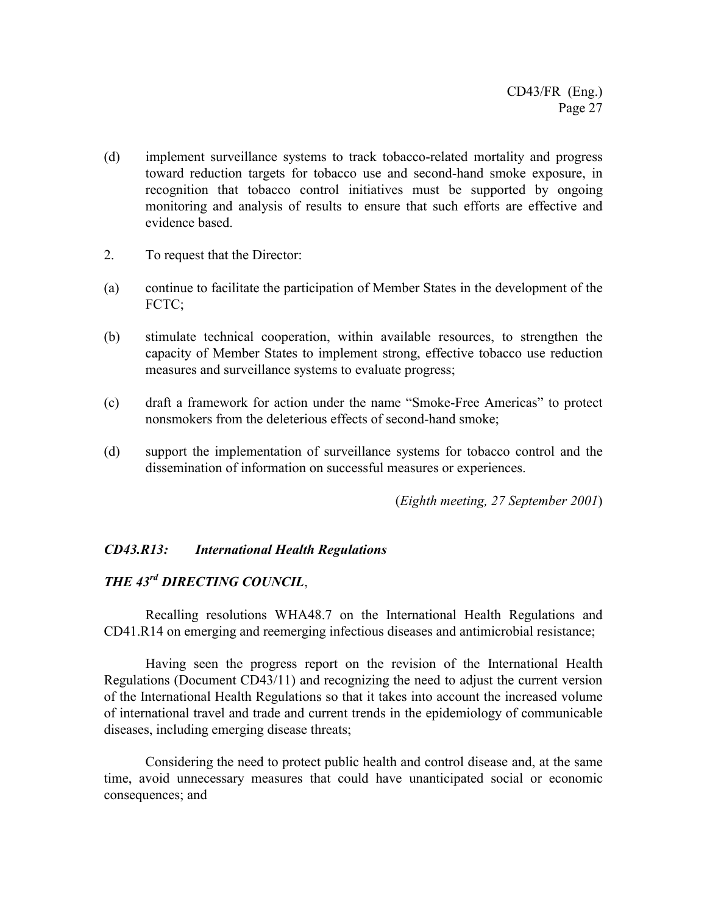(d) implement surveillance systems to track tobacco-related mortality and progress toward reduction targets for tobacco use and second-hand smoke exposure, in recognition that tobacco control initiatives must be supported by ongoing monitoring and analysis of results to ensure that such efforts are effective and evidence based.

2. To request that the Director:

(a) continue to facilitate the participation of Member States in the development of the FCTC;

(b) stimulate technical cooperation, within available resources, to strengthen the capacity of Member States to implement strong, effective tobacco use reduction measures and surveillance systems to evaluate progress;

(c) draft a framework for action under the name "Smoke-Free Americas" to protect nonsmokers from the deleterious effects of second-hand smoke;

(d) support the implementation of surveillance systems for tobacco control and the dissemination of information on successful measures or experiences.

(*Eighth meeting, 27 September 2001*)

### *CD43.R13: International Health Regulations*

***THE 43rd DIRECTING COUNCIL***,

Recalling resolutions WHA48.7 on the International Health Regulations and CD41.R14 on emerging and reemerging infectious diseases and antimicrobial resistance;

Having seen the progress report on the revision of the International Health Regulations (Document CD43/11) and recognizing the need to adjust the current version of the International Health Regulations so that it takes into account the increased volume of international travel and trade and current trends in the epidemiology of communicable diseases, including emerging disease threats;

Considering the need to protect public health and control disease and, at the same time, avoid unnecessary measures that could have unanticipated social or economic consequences; and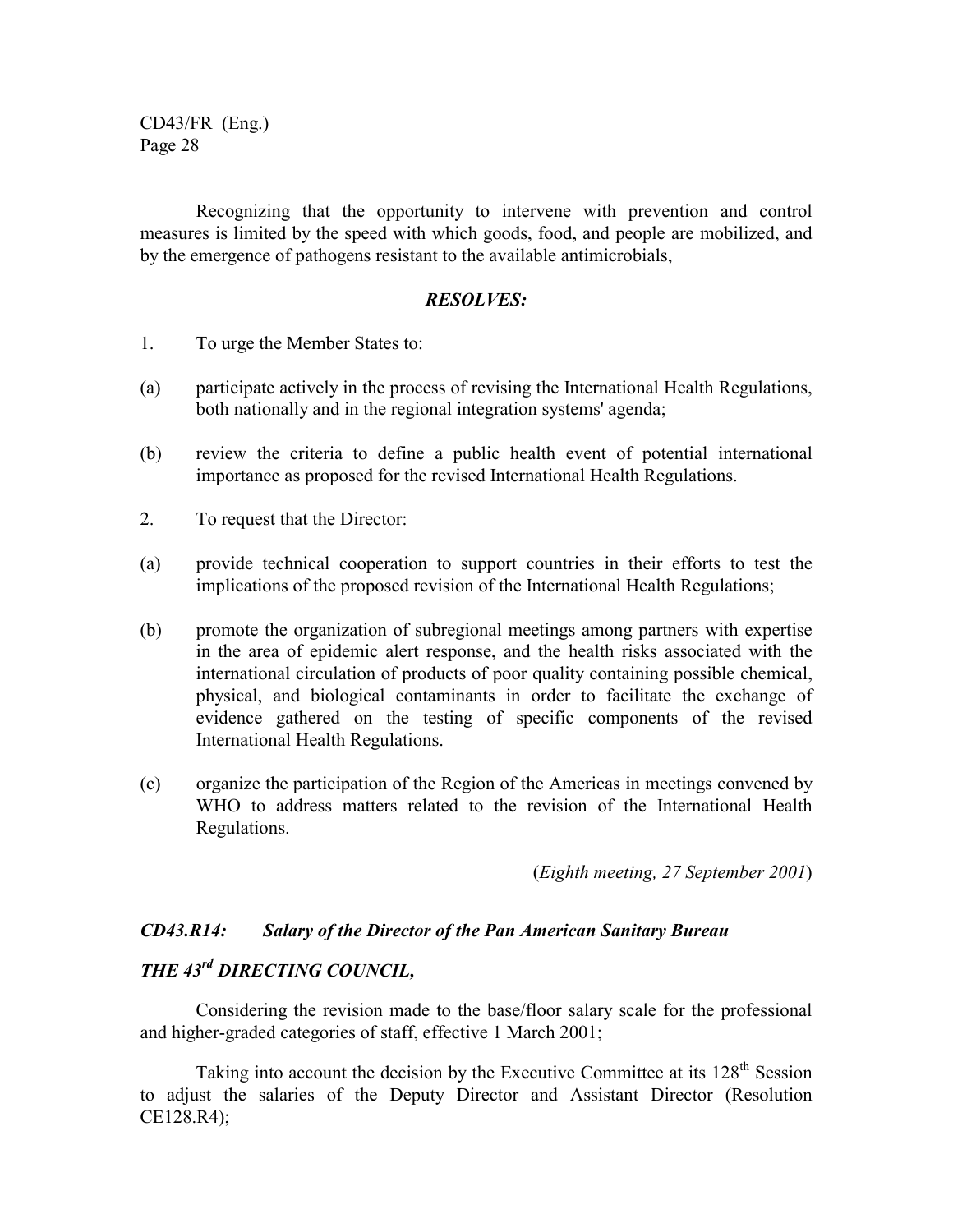Recognizing that the opportunity to intervene with prevention and control measures is limited by the speed with which goods, food, and people are mobilized, and by the emergence of pathogens resistant to the available antimicrobials,

***RESOLVES:***

1. To urge the Member States to:

(a) participate actively in the process of revising the International Health Regulations, both nationally and in the regional integration systems' agenda;

(b) review the criteria to define a public health event of potential international importance as proposed for the revised International Health Regulations.

2. To request that the Director:

(a) provide technical cooperation to support countries in their efforts to test the implications of the proposed revision of the International Health Regulations;

(b) promote the organization of subregional meetings among partners with expertise in the area of epidemic alert response, and the health risks associated with the international circulation of products of poor quality containing possible chemical, physical, and biological contaminants in order to facilitate the exchange of evidence gathered on the testing of specific components of the revised International Health Regulations.

(c) organize the participation of the Region of the Americas in meetings convened by WHO to address matters related to the revision of the International Health Regulations.

(*Eighth meeting, 27 September 2001*)

### *CD43.R14: Salary of the Director of the Pan American Sanitary Bureau*

***THE 43rd DIRECTING COUNCIL,***

Considering the revision made to the base/floor salary scale for the professional and higher-graded categories of staff, effective 1 March 2001;

Taking into account the decision by the Executive Committee at its 128th Session to adjust the salaries of the Deputy Director and Assistant Director (Resolution CE128.R4);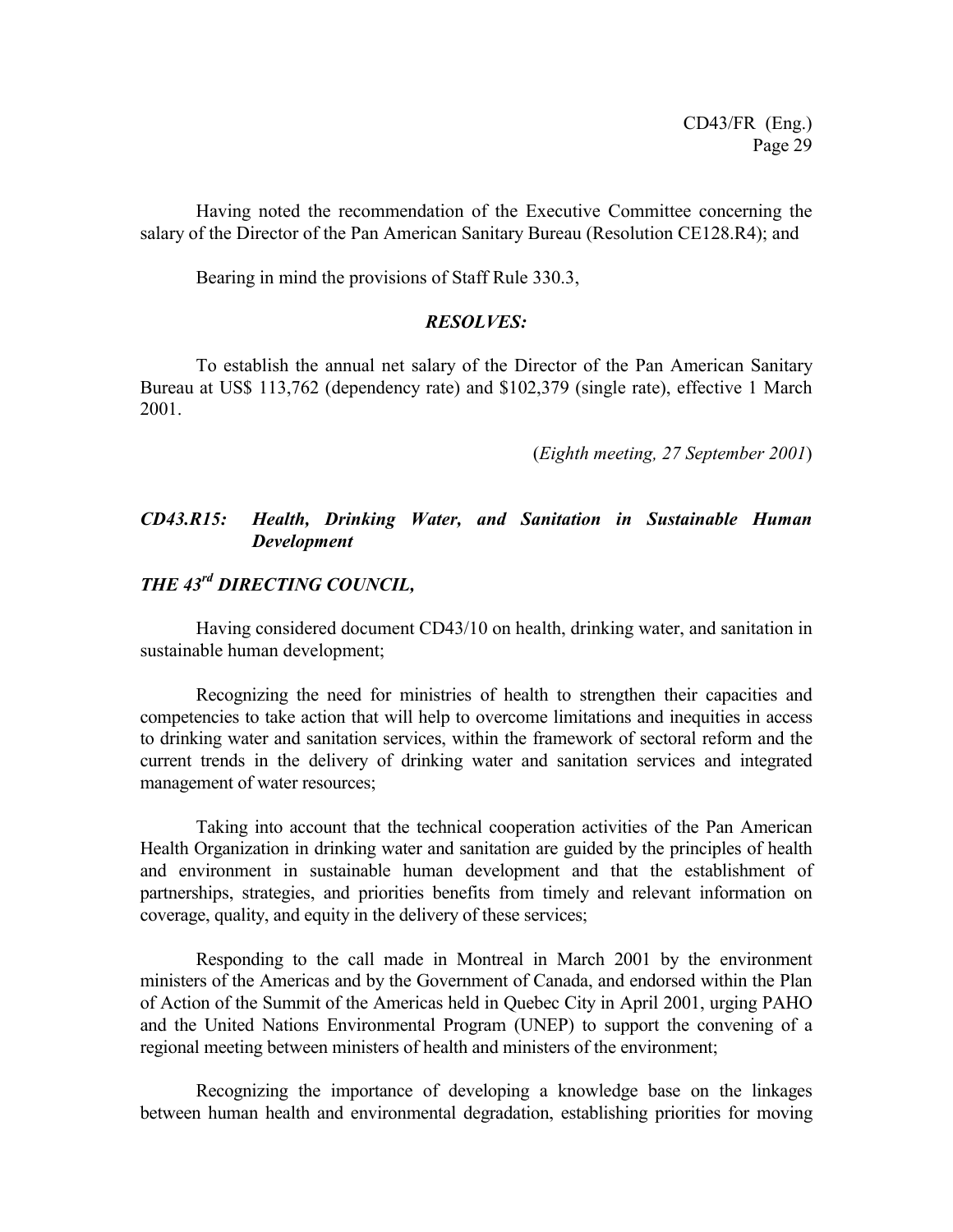Having noted the recommendation of the Executive Committee concerning the salary of the Director of the Pan American Sanitary Bureau (Resolution CE128.R4); and

Bearing in mind the provisions of Staff Rule 330.3,

***RESOLVES:***

To establish the annual net salary of the Director of the Pan American Sanitary Bureau at US$ 113,762 (dependency rate) and $102,379 (single rate), effective 1 March 2001.

(*Eighth meeting, 27 September 2001*)

### *CD43.R15: Health, Drinking Water, and Sanitation in Sustainable Human Development*

***THE 43rd DIRECTING COUNCIL,***

Having considered document CD43/10 on health, drinking water, and sanitation in sustainable human development;

Recognizing the need for ministries of health to strengthen their capacities and competencies to take action that will help to overcome limitations and inequities in access to drinking water and sanitation services, within the framework of sectoral reform and the current trends in the delivery of drinking water and sanitation services and integrated management of water resources;

Taking into account that the technical cooperation activities of the Pan American Health Organization in drinking water and sanitation are guided by the principles of health and environment in sustainable human development and that the establishment of partnerships, strategies, and priorities benefits from timely and relevant information on coverage, quality, and equity in the delivery of these services;

Responding to the call made in Montreal in March 2001 by the environment ministers of the Americas and by the Government of Canada, and endorsed within the Plan of Action of the Summit of the Americas held in Quebec City in April 2001, urging PAHO and the United Nations Environmental Program (UNEP) to support the convening of a regional meeting between ministers of health and ministers of the environment;

Recognizing the importance of developing a knowledge base on the linkages between human health and environmental degradation, establishing priorities for moving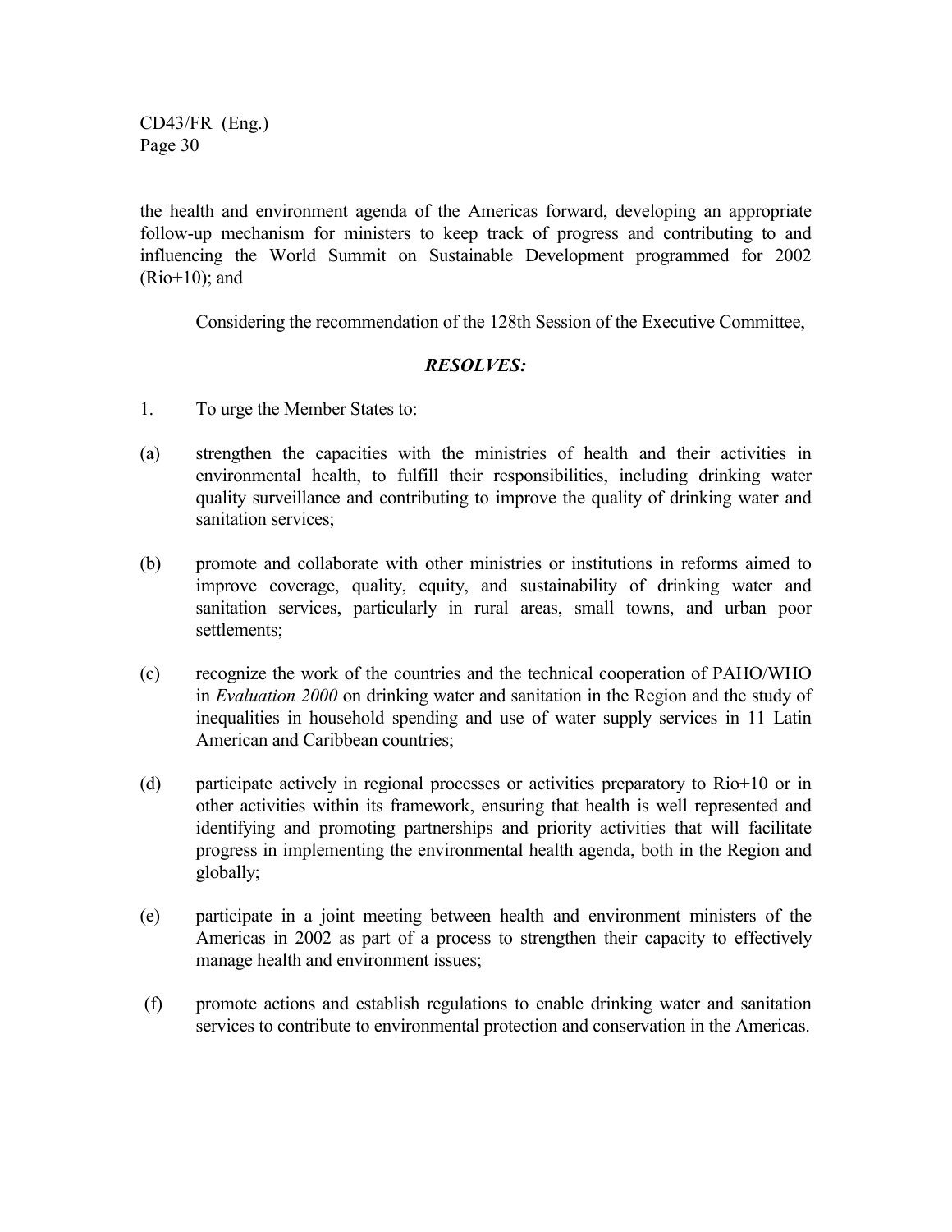the health and environment agenda of the Americas forward, developing an appropriate follow-up mechanism for ministers to keep track of progress and contributing to and influencing the World Summit on Sustainable Development programmed for 2002 (Rio+10); and

Considering the recommendation of the 128th Session of the Executive Committee,

***RESOLVES:***

1. To urge the Member States to:

(a) strengthen the capacities with the ministries of health and their activities in environmental health, to fulfill their responsibilities, including drinking water quality surveillance and contributing to improve the quality of drinking water and sanitation services;

(b) promote and collaborate with other ministries or institutions in reforms aimed to improve coverage, quality, equity, and sustainability of drinking water and sanitation services, particularly in rural areas, small towns, and urban poor settlements;

(c) recognize the work of the countries and the technical cooperation of PAHO/WHO in *Evaluation 2000* on drinking water and sanitation in the Region and the study of inequalities in household spending and use of water supply services in 11 Latin American and Caribbean countries;

(d) participate actively in regional processes or activities preparatory to Rio+10 or in other activities within its framework, ensuring that health is well represented and identifying and promoting partnerships and priority activities that will facilitate progress in implementing the environmental health agenda, both in the Region and globally;

(e) participate in a joint meeting between health and environment ministers of the Americas in 2002 as part of a process to strengthen their capacity to effectively manage health and environment issues;

(f) promote actions and establish regulations to enable drinking water and sanitation services to contribute to environmental protection and conservation in the Americas.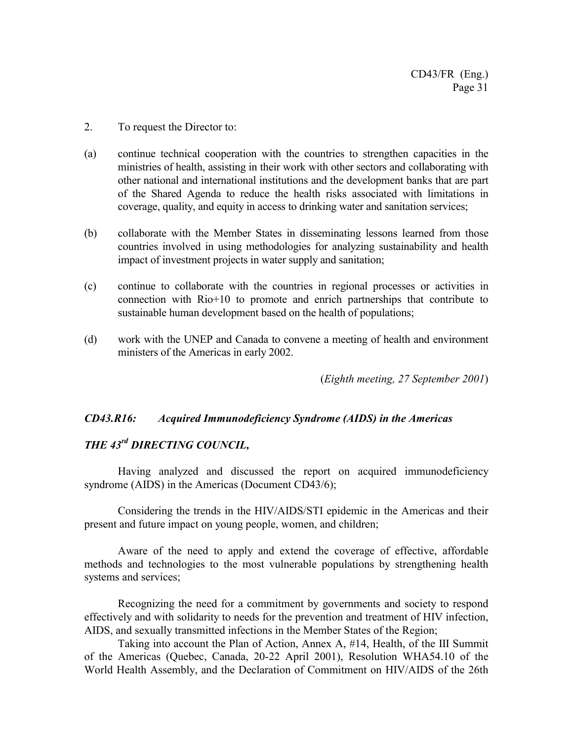2. To request the Director to:

(a) continue technical cooperation with the countries to strengthen capacities in the ministries of health, assisting in their work with other sectors and collaborating with other national and international institutions and the development banks that are part of the Shared Agenda to reduce the health risks associated with limitations in coverage, quality, and equity in access to drinking water and sanitation services;

(b) collaborate with the Member States in disseminating lessons learned from those countries involved in using methodologies for analyzing sustainability and health impact of investment projects in water supply and sanitation;

(c) continue to collaborate with the countries in regional processes or activities in connection with Rio+10 to promote and enrich partnerships that contribute to sustainable human development based on the health of populations;

(d) work with the UNEP and Canada to convene a meeting of health and environment ministers of the Americas in early 2002.

(*Eighth meeting, 27 September 2001*)

### *CD43.R16: Acquired Immunodeficiency Syndrome (AIDS) in the Americas*

***THE 43rd DIRECTING COUNCIL,***

Having analyzed and discussed the report on acquired immunodeficiency syndrome (AIDS) in the Americas (Document CD43/6);

Considering the trends in the HIV/AIDS/STI epidemic in the Americas and their present and future impact on young people, women, and children;

Aware of the need to apply and extend the coverage of effective, affordable methods and technologies to the most vulnerable populations by strengthening health systems and services;

Recognizing the need for a commitment by governments and society to respond effectively and with solidarity to needs for the prevention and treatment of HIV infection, AIDS, and sexually transmitted infections in the Member States of the Region;

Taking into account the Plan of Action, Annex A, #14, Health, of the III Summit of the Americas (Quebec, Canada, 20-22 April 2001), Resolution WHA54.10 of the World Health Assembly, and the Declaration of Commitment on HIV/AIDS of the 26th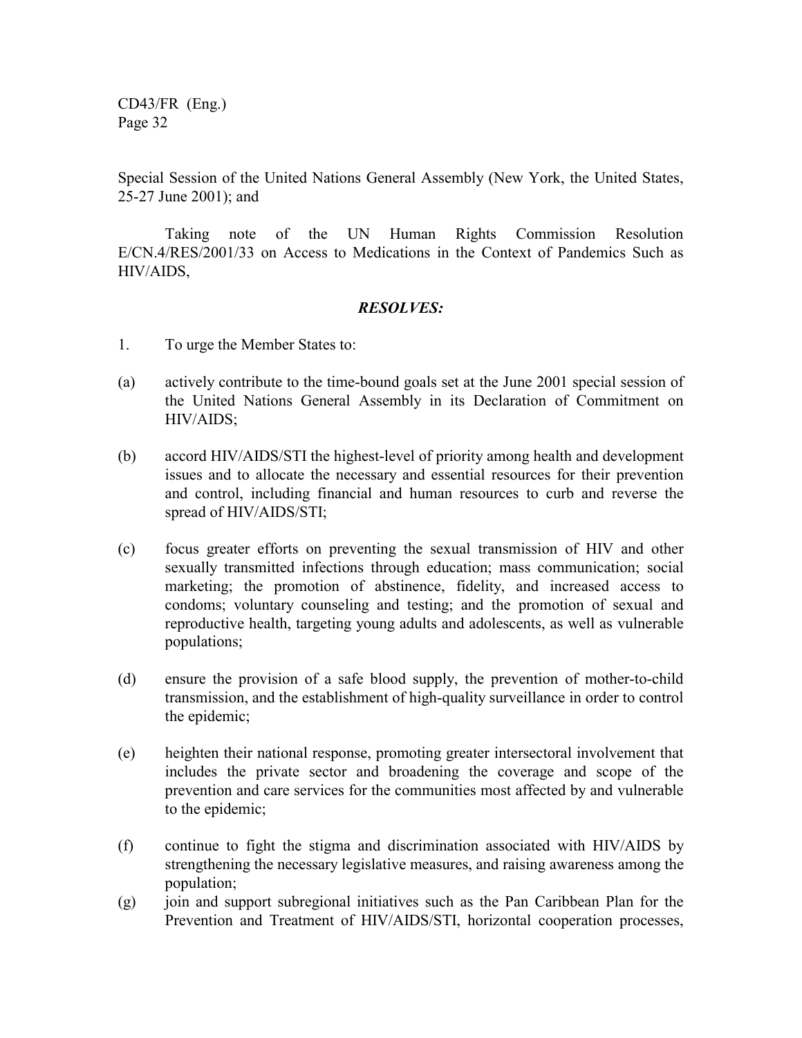Special Session of the United Nations General Assembly (New York, the United States, 25-27 June 2001); and

Taking note of the UN Human Rights Commission Resolution E/CN.4/RES/2001/33 on Access to Medications in the Context of Pandemics Such as HIV/AIDS,

***RESOLVES:***

1. To urge the Member States to:

(a) actively contribute to the time-bound goals set at the June 2001 special session of the United Nations General Assembly in its Declaration of Commitment on HIV/AIDS;

(b) accord HIV/AIDS/STI the highest-level of priority among health and development issues and to allocate the necessary and essential resources for their prevention and control, including financial and human resources to curb and reverse the spread of HIV/AIDS/STI;

(c) focus greater efforts on preventing the sexual transmission of HIV and other sexually transmitted infections through education; mass communication; social marketing; the promotion of abstinence, fidelity, and increased access to condoms; voluntary counseling and testing; and the promotion of sexual and reproductive health, targeting young adults and adolescents, as well as vulnerable populations;

(d) ensure the provision of a safe blood supply, the prevention of mother-to-child transmission, and the establishment of high-quality surveillance in order to control the epidemic;

(e) heighten their national response, promoting greater intersectoral involvement that includes the private sector and broadening the coverage and scope of the prevention and care services for the communities most affected by and vulnerable to the epidemic;

(f) continue to fight the stigma and discrimination associated with HIV/AIDS by strengthening the necessary legislative measures, and raising awareness among the population;

(g) join and support subregional initiatives such as the Pan Caribbean Plan for the Prevention and Treatment of HIV/AIDS/STI, horizontal cooperation processes,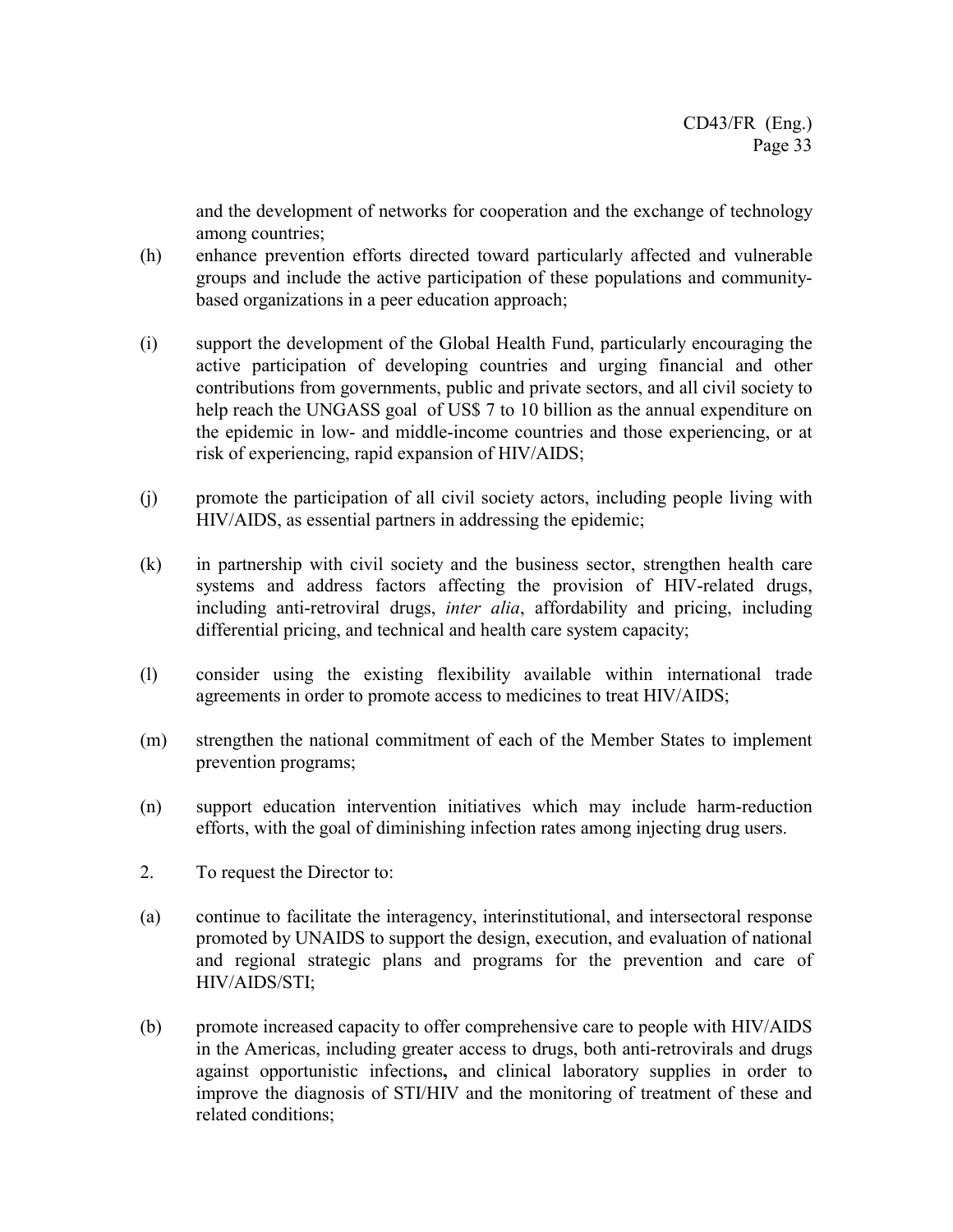and the development of networks for cooperation and the exchange of technology among countries;

(h) enhance prevention efforts directed toward particularly affected and vulnerable groups and include the active participation of these populations and community-based organizations in a peer education approach;

(i) support the development of the Global Health Fund, particularly encouraging the active participation of developing countries and urging financial and other contributions from governments, public and private sectors, and all civil society to help reach the UNGASS goal of US$ 7 to 10 billion as the annual expenditure on the epidemic in low- and middle-income countries and those experiencing, or at risk of experiencing, rapid expansion of HIV/AIDS;

(j) promote the participation of all civil society actors, including people living with HIV/AIDS, as essential partners in addressing the epidemic;

(k) in partnership with civil society and the business sector, strengthen health care systems and address factors affecting the provision of HIV-related drugs, including anti-retroviral drugs, *inter alia*, affordability and pricing, including differential pricing, and technical and health care system capacity;

(l) consider using the existing flexibility available within international trade agreements in order to promote access to medicines to treat HIV/AIDS;

(m) strengthen the national commitment of each of the Member States to implement prevention programs;

(n) support education intervention initiatives which may include harm-reduction efforts, with the goal of diminishing infection rates among injecting drug users.

2. To request the Director to:

(a) continue to facilitate the interagency, interinstitutional, and intersectoral response promoted by UNAIDS to support the design, execution, and evaluation of national and regional strategic plans and programs for the prevention and care of HIV/AIDS/STI;

(b) promote increased capacity to offer comprehensive care to people with HIV/AIDS in the Americas, including greater access to drugs, both anti-retrovirals and drugs against opportunistic infections**,** and clinical laboratory supplies in order to improve the diagnosis of STI/HIV and the monitoring of treatment of these and related conditions;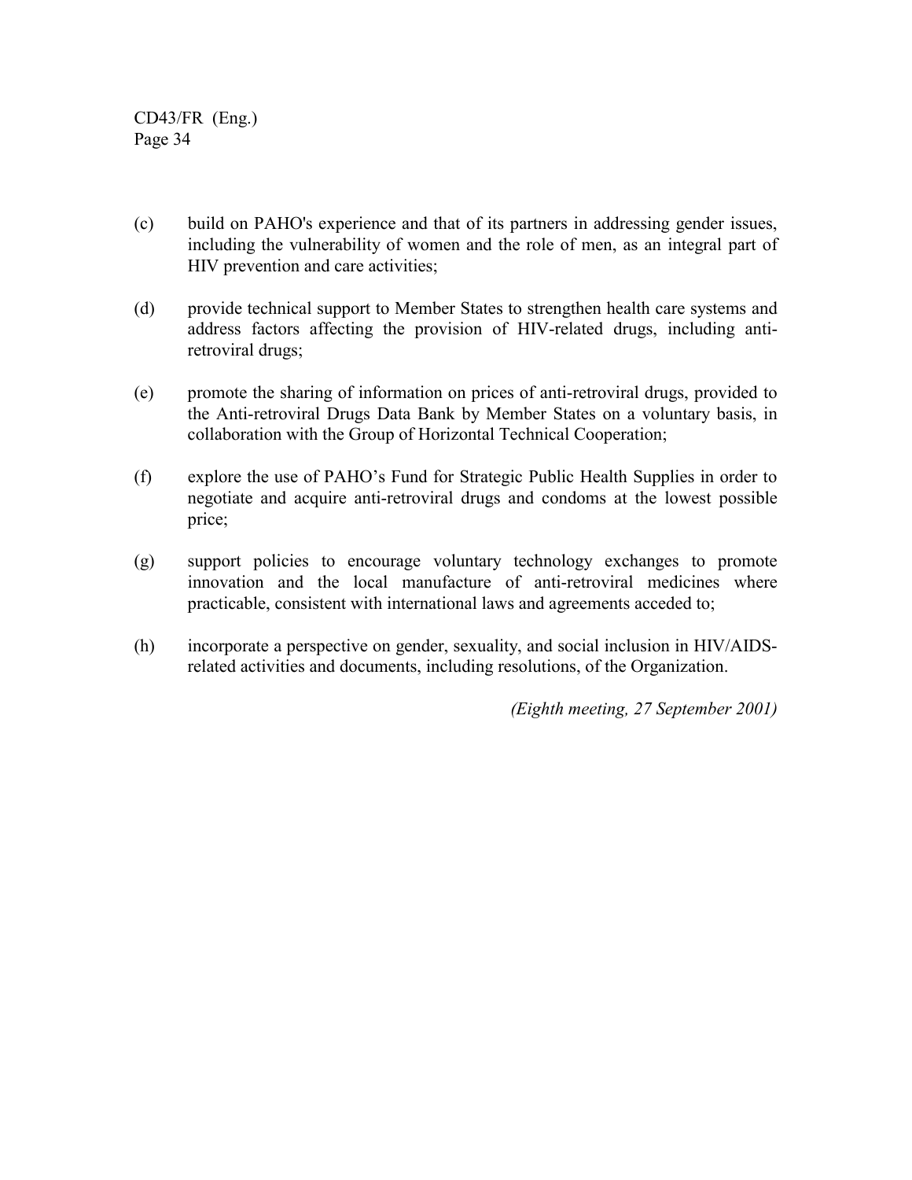(c) build on PAHO's experience and that of its partners in addressing gender issues, including the vulnerability of women and the role of men, as an integral part of HIV prevention and care activities;

(d) provide technical support to Member States to strengthen health care systems and address factors affecting the provision of HIV-related drugs, including anti-retroviral drugs;

(e) promote the sharing of information on prices of anti-retroviral drugs, provided to the Anti-retroviral Drugs Data Bank by Member States on a voluntary basis, in collaboration with the Group of Horizontal Technical Cooperation;

(f) explore the use of PAHO's Fund for Strategic Public Health Supplies in order to negotiate and acquire anti-retroviral drugs and condoms at the lowest possible price;

(g) support policies to encourage voluntary technology exchanges to promote innovation and the local manufacture of anti-retroviral medicines where practicable, consistent with international laws and agreements acceded to;

(h) incorporate a perspective on gender, sexuality, and social inclusion in HIV/AIDS-related activities and documents, including resolutions, of the Organization.

*(Eighth meeting, 27 September 2001)*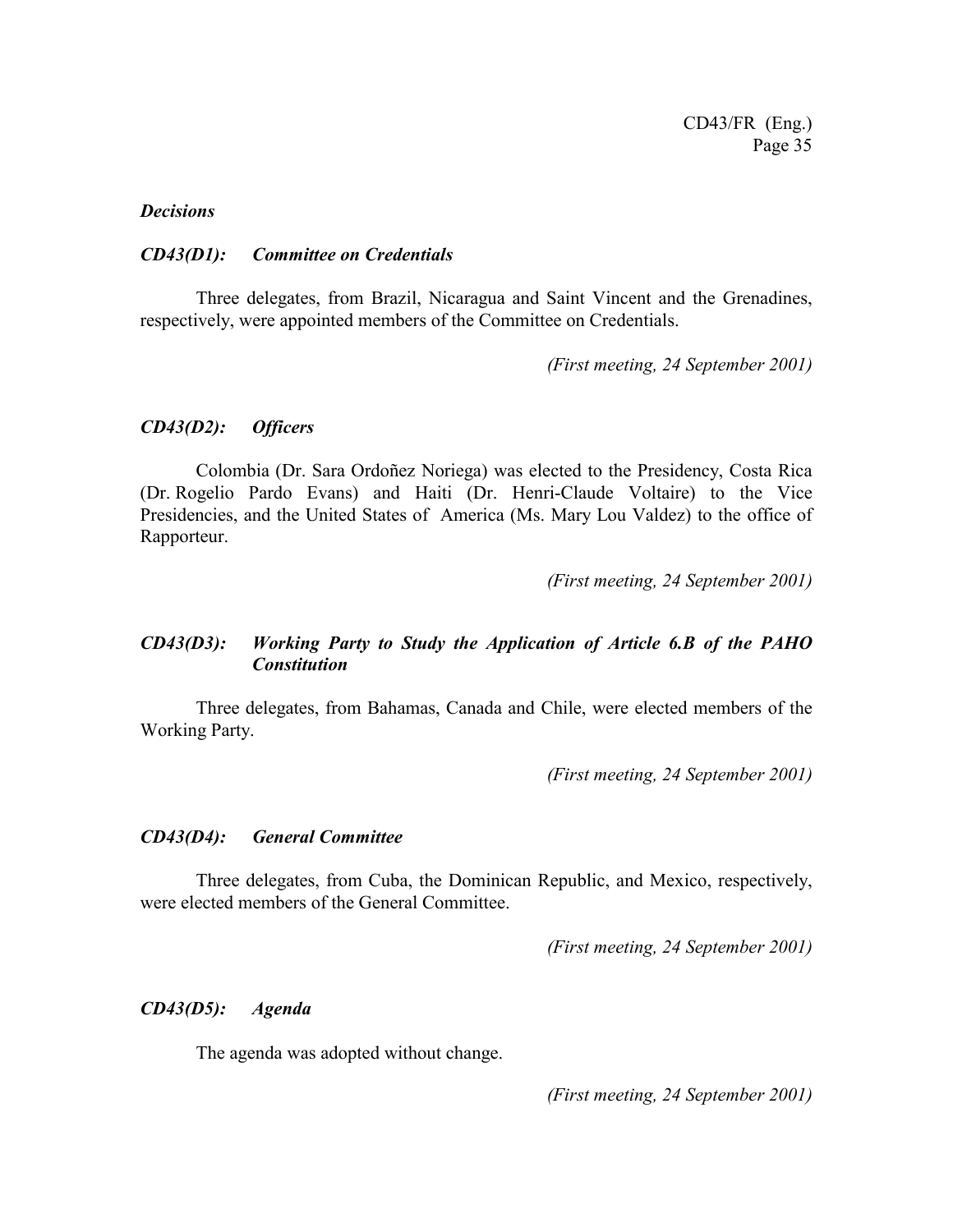***Decisions***

***CD43(D1): Committee on Credentials***

Three delegates, from Brazil, Nicaragua and Saint Vincent and the Grenadines, respectively, were appointed members of the Committee on Credentials.

*(First meeting, 24 September 2001)*

***CD43(D2): Officers***

Colombia (Dr. Sara Ordoñez Noriega) was elected to the Presidency, Costa Rica (Dr. Rogelio Pardo Evans) and Haiti (Dr. Henri-Claude Voltaire) to the Vice Presidencies, and the United States of America (Ms. Mary Lou Valdez) to the office of Rapporteur.

*(First meeting, 24 September 2001)*

***CD43(D3): Working Party to Study the Application of Article 6.B of the PAHO Constitution***

Three delegates, from Bahamas, Canada and Chile, were elected members of the Working Party.

*(First meeting, 24 September 2001)*

***CD43(D4): General Committee***

Three delegates, from Cuba, the Dominican Republic, and Mexico, respectively, were elected members of the General Committee.

*(First meeting, 24 September 2001)*

***CD43(D5): Agenda***

The agenda was adopted without change.

*(First meeting, 24 September 2001)*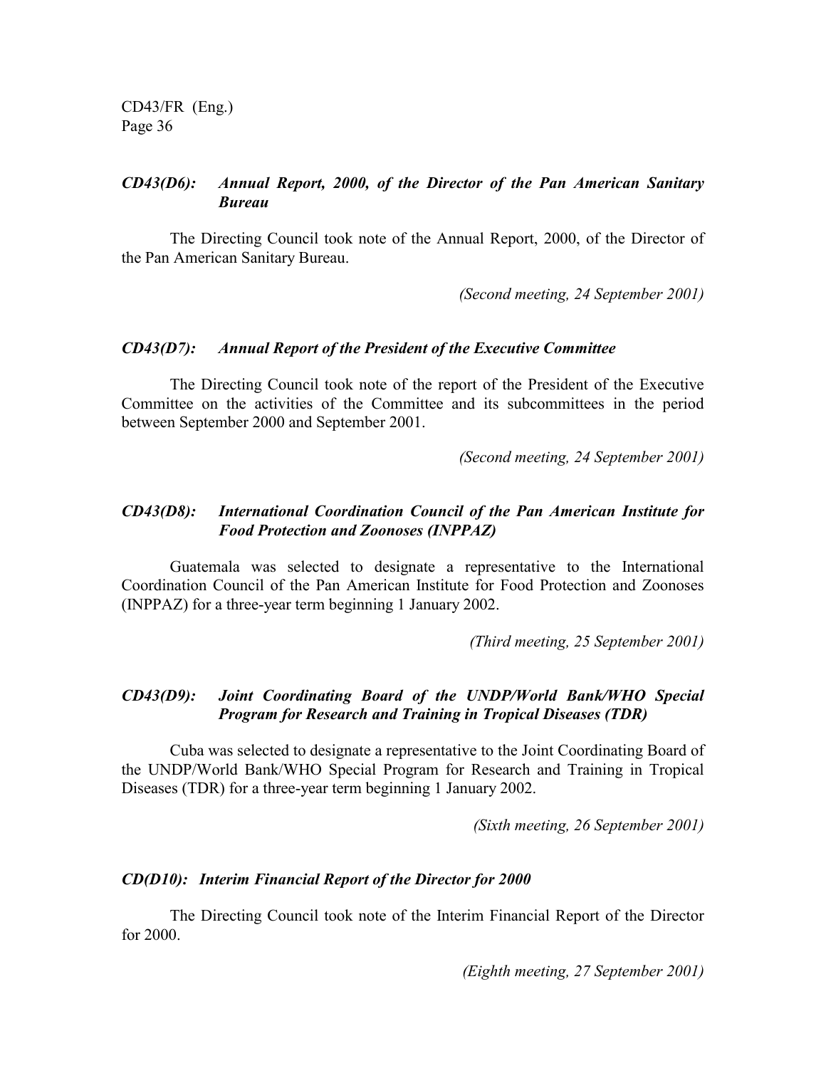### *CD43(D6): Annual Report, 2000, of the Director of the Pan American Sanitary Bureau*

The Directing Council took note of the Annual Report, 2000, of the Director of the Pan American Sanitary Bureau.

*(Second meeting, 24 September 2001)*

### *CD43(D7): Annual Report of the President of the Executive Committee*

The Directing Council took note of the report of the President of the Executive Committee on the activities of the Committee and its subcommittees in the period between September 2000 and September 2001.

*(Second meeting, 24 September 2001)*

### *CD43(D8): International Coordination Council of the Pan American Institute for Food Protection and Zoonoses (INPPAZ)*

Guatemala was selected to designate a representative to the International Coordination Council of the Pan American Institute for Food Protection and Zoonoses (INPPAZ) for a three-year term beginning 1 January 2002.

*(Third meeting, 25 September 2001)*

### *CD43(D9): Joint Coordinating Board of the UNDP/World Bank/WHO Special Program for Research and Training in Tropical Diseases (TDR)*

Cuba was selected to designate a representative to the Joint Coordinating Board of the UNDP/World Bank/WHO Special Program for Research and Training in Tropical Diseases (TDR) for a three-year term beginning 1 January 2002.

*(Sixth meeting, 26 September 2001)*

### *CD(D10): Interim Financial Report of the Director for 2000*

The Directing Council took note of the Interim Financial Report of the Director for 2000.

*(Eighth meeting, 27 September 2001)*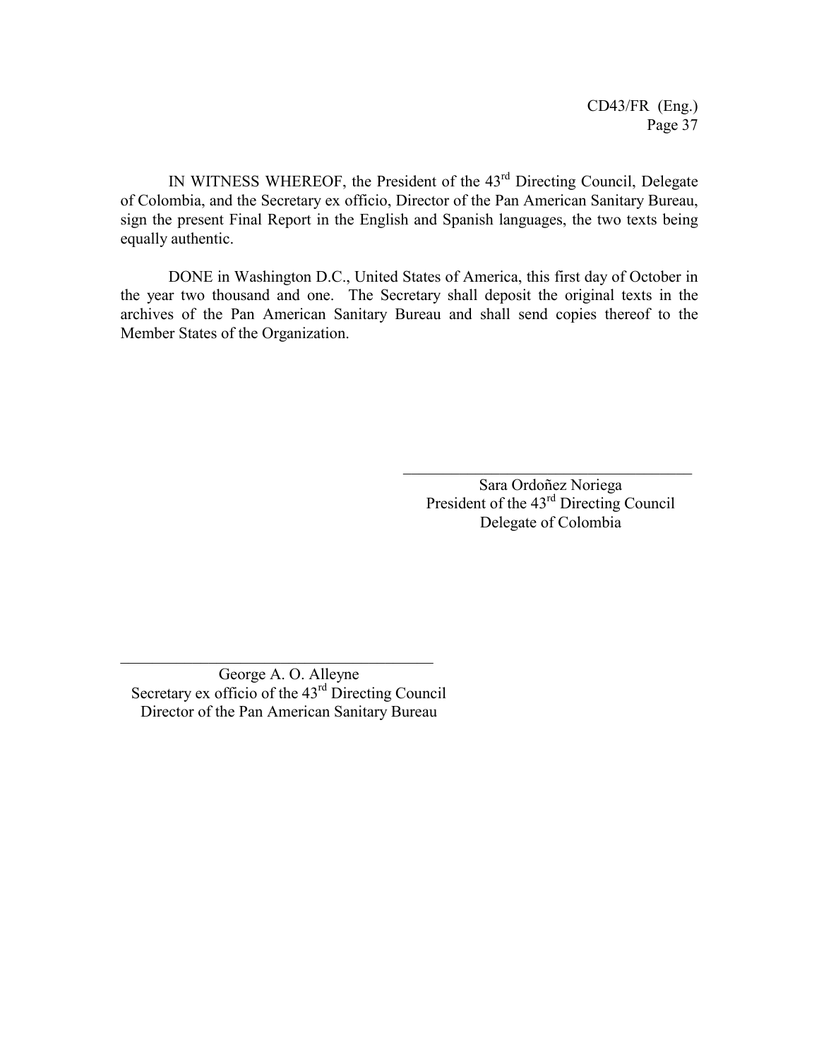IN WITNESS WHEREOF, the President of the 43rd Directing Council, Delegate of Colombia, and the Secretary ex officio, Director of the Pan American Sanitary Bureau, sign the present Final Report in the English and Spanish languages, the two texts being equally authentic.

DONE in Washington D.C., United States of America, this first day of October in the year two thousand and one. The Secretary shall deposit the original texts in the archives of the Pan American Sanitary Bureau and shall send copies thereof to the Member States of the Organization.

\_\_\_\_\_\_\_\_\_\_\_\_\_\_\_\_\_\_\_\_\_\_\_\_\_\_\_\_\_\_\_\_\_\_\_\_

Sara Ordoñez Noriega
President of the 43rd Directing Council
Delegate of Colombia

\_\_\_\_\_\_\_\_\_\_\_\_\_\_\_\_\_\_\_\_\_\_\_\_\_\_\_\_\_\_\_\_\_\_\_\_

George A. O. Alleyne
Secretary ex officio of the 43rd Directing Council
Director of the Pan American Sanitary Bureau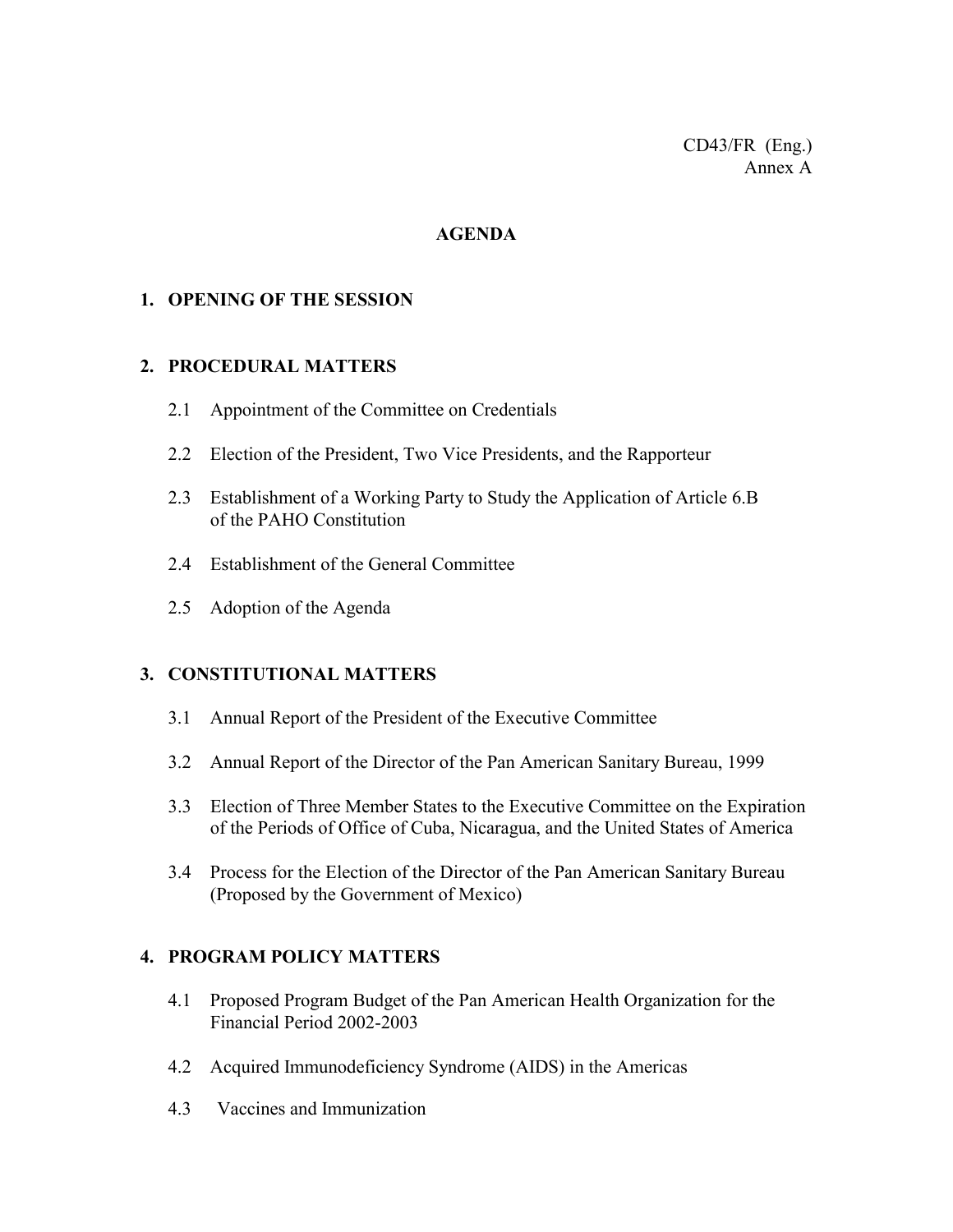CD43/FR (Eng.)
Annex A

# AGENDA

## 1. OPENING OF THE SESSION

## 2. PROCEDURAL MATTERS

2.1 Appointment of the Committee on Credentials

2.2 Election of the President, Two Vice Presidents, and the Rapporteur

2.3 Establishment of a Working Party to Study the Application of Article 6.B of the PAHO Constitution

2.4 Establishment of the General Committee

2.5 Adoption of the Agenda

## 3. CONSTITUTIONAL MATTERS

3.1 Annual Report of the President of the Executive Committee

3.2 Annual Report of the Director of the Pan American Sanitary Bureau, 1999

3.3 Election of Three Member States to the Executive Committee on the Expiration of the Periods of Office of Cuba, Nicaragua, and the United States of America

3.4 Process for the Election of the Director of the Pan American Sanitary Bureau (Proposed by the Government of Mexico)

## 4. PROGRAM POLICY MATTERS

4.1 Proposed Program Budget of the Pan American Health Organization for the Financial Period 2002-2003

4.2 Acquired Immunodeficiency Syndrome (AIDS) in the Americas

4.3 Vaccines and Immunization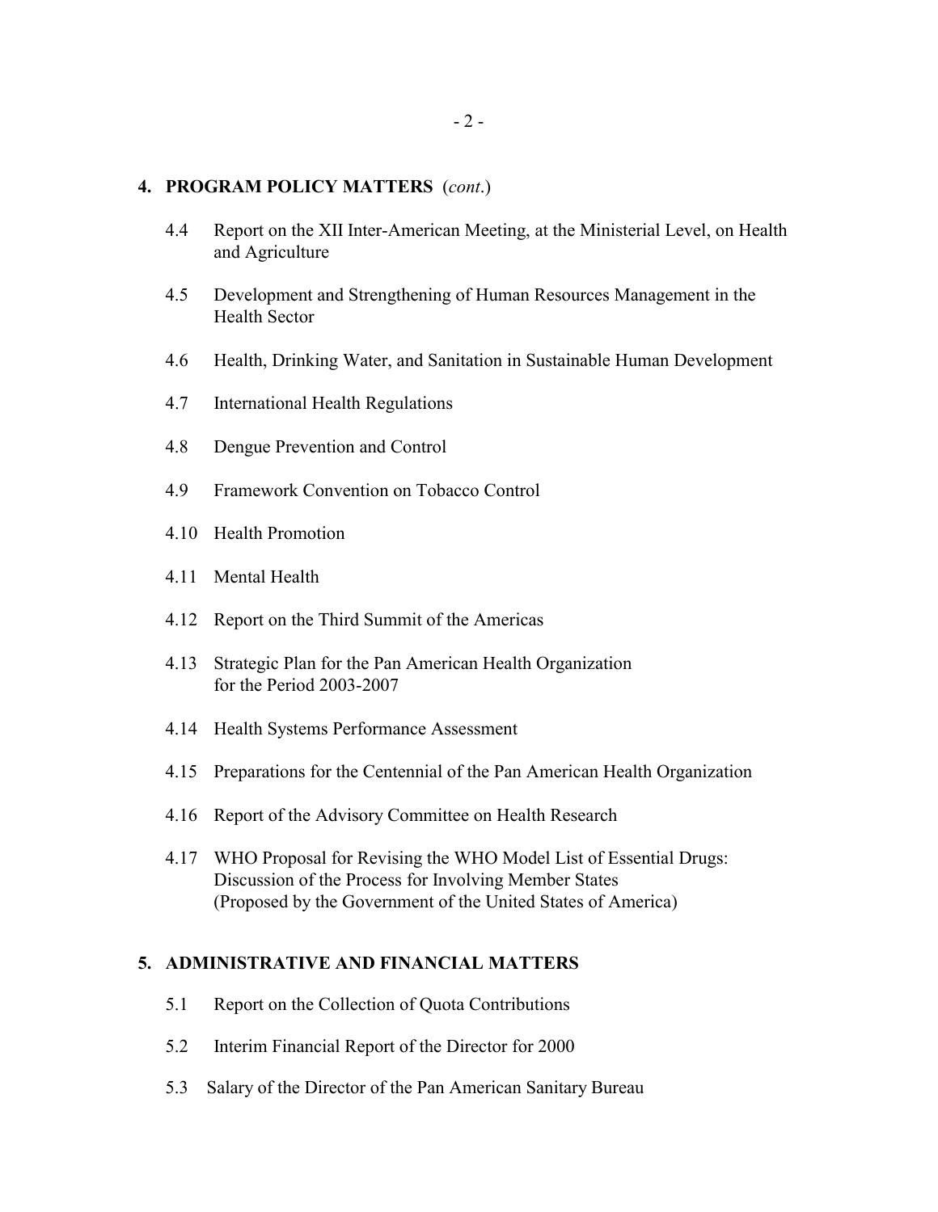**4. PROGRAM POLICY MATTERS** (*cont.*)

4.4 Report on the XII Inter-American Meeting, at the Ministerial Level, on Health and Agriculture

4.5 Development and Strengthening of Human Resources Management in the Health Sector

4.6 Health, Drinking Water, and Sanitation in Sustainable Human Development

4.7 International Health Regulations

4.8 Dengue Prevention and Control

4.9 Framework Convention on Tobacco Control

4.10 Health Promotion

4.11 Mental Health

4.12 Report on the Third Summit of the Americas

4.13 Strategic Plan for the Pan American Health Organization for the Period 2003-2007

4.14 Health Systems Performance Assessment

4.15 Preparations for the Centennial of the Pan American Health Organization

4.16 Report of the Advisory Committee on Health Research

4.17 WHO Proposal for Revising the WHO Model List of Essential Drugs: Discussion of the Process for Involving Member States (Proposed by the Government of the United States of America)

**5. ADMINISTRATIVE AND FINANCIAL MATTERS**

5.1 Report on the Collection of Quota Contributions

5.2 Interim Financial Report of the Director for 2000

5.3 Salary of the Director of the Pan American Sanitary Bureau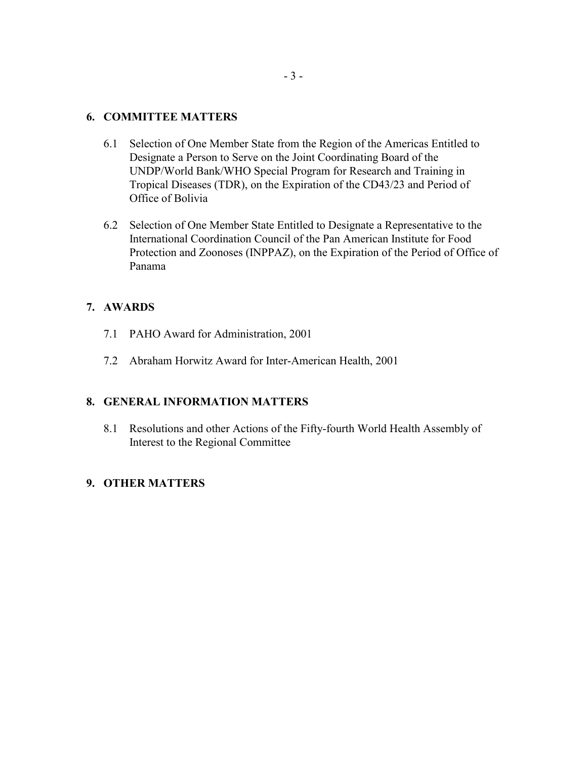## 6. COMMITTEE MATTERS

6.1 Selection of One Member State from the Region of the Americas Entitled to Designate a Person to Serve on the Joint Coordinating Board of the UNDP/World Bank/WHO Special Program for Research and Training in Tropical Diseases (TDR), on the Expiration of the CD43/23 and Period of Office of Bolivia

6.2 Selection of One Member State Entitled to Designate a Representative to the International Coordination Council of the Pan American Institute for Food Protection and Zoonoses (INPPAZ), on the Expiration of the Period of Office of Panama

## 7. AWARDS

7.1 PAHO Award for Administration, 2001

7.2 Abraham Horwitz Award for Inter-American Health, 2001

## 8. GENERAL INFORMATION MATTERS

8.1 Resolutions and other Actions of the Fifty-fourth World Health Assembly of Interest to the Regional Committee

## 9. OTHER MATTERS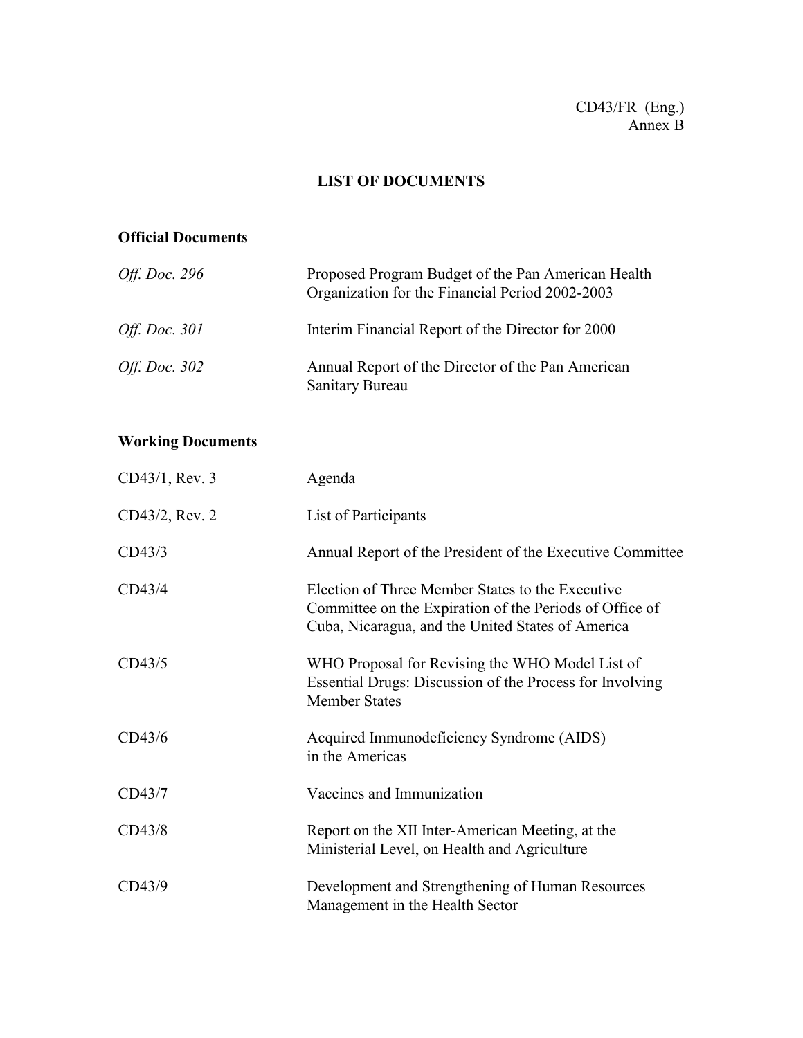CD43/FR (Eng.)
Annex B

# LIST OF DOCUMENTS

## Official Documents

| | |
|---|---|
| *Off. Doc. 296* | Proposed Program Budget of the Pan American Health Organization for the Financial Period 2002-2003 |
| *Off. Doc. 301* | Interim Financial Report of the Director for 2000 |
| *Off. Doc. 302* | Annual Report of the Director of the Pan American Sanitary Bureau |

## Working Documents

| | |
|---|---|
| CD43/1, Rev. 3 | Agenda |
| CD43/2, Rev. 2 | List of Participants |
| CD43/3 | Annual Report of the President of the Executive Committee |
| CD43/4 | Election of Three Member States to the Executive Committee on the Expiration of the Periods of Office of Cuba, Nicaragua, and the United States of America |
| CD43/5 | WHO Proposal for Revising the WHO Model List of Essential Drugs: Discussion of the Process for Involving Member States |
| CD43/6 | Acquired Immunodeficiency Syndrome (AIDS) in the Americas |
| CD43/7 | Vaccines and Immunization |
| CD43/8 | Report on the XII Inter-American Meeting, at the Ministerial Level, on Health and Agriculture |
| CD43/9 | Development and Strengthening of Human Resources Management in the Health Sector |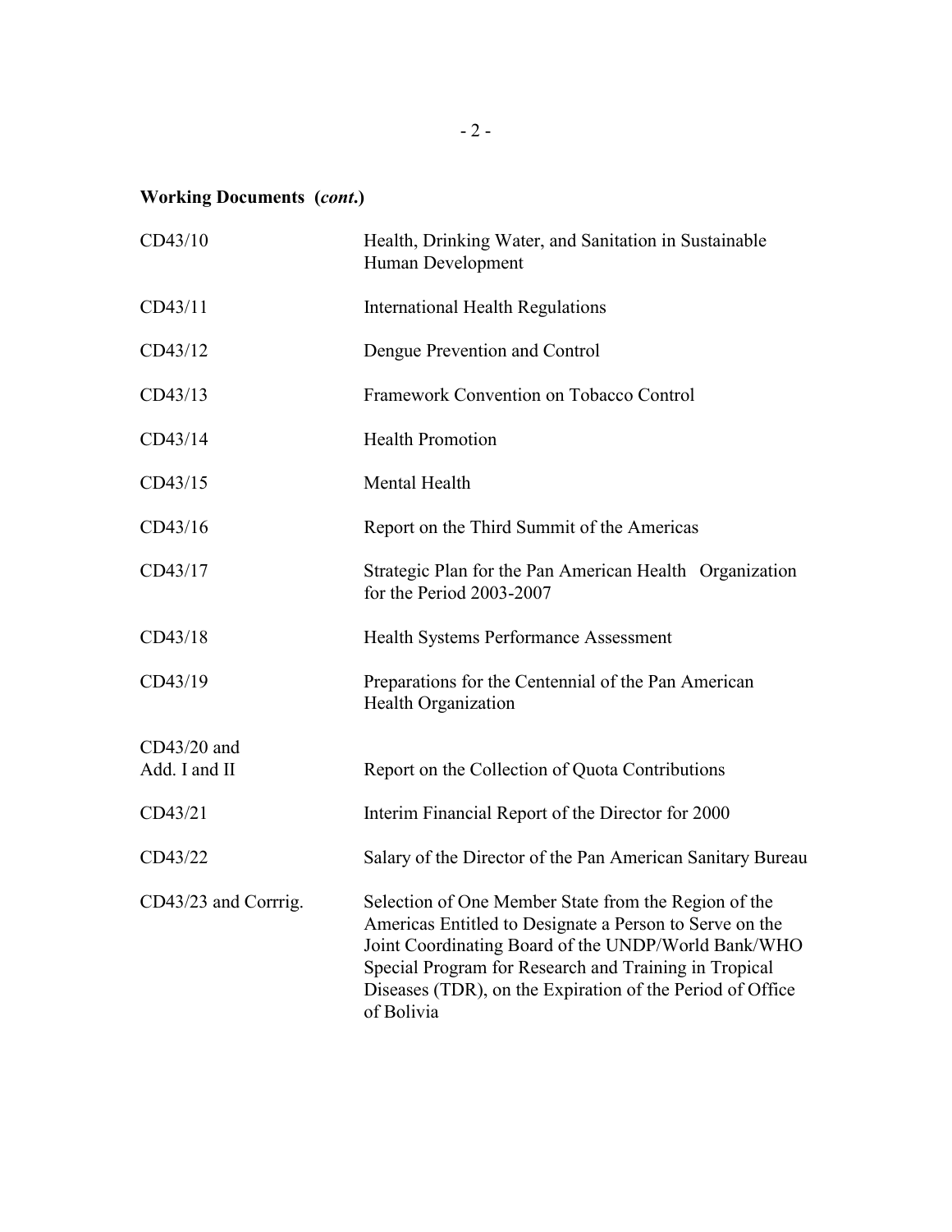**Working Documents (*cont.*)**

| | |
|---|---|
| CD43/10 | Health, Drinking Water, and Sanitation in Sustainable Human Development |
| CD43/11 | International Health Regulations |
| CD43/12 | Dengue Prevention and Control |
| CD43/13 | Framework Convention on Tobacco Control |
| CD43/14 | Health Promotion |
| CD43/15 | Mental Health |
| CD43/16 | Report on the Third Summit of the Americas |
| CD43/17 | Strategic Plan for the Pan American Health Organization for the Period 2003-2007 |
| CD43/18 | Health Systems Performance Assessment |
| CD43/19 | Preparations for the Centennial of the Pan American Health Organization |
| CD43/20 and Add. I and II | Report on the Collection of Quota Contributions |
| CD43/21 | Interim Financial Report of the Director for 2000 |
| CD43/22 | Salary of the Director of the Pan American Sanitary Bureau |
| CD43/23 and Corrrig. | Selection of One Member State from the Region of the Americas Entitled to Designate a Person to Serve on the Joint Coordinating Board of the UNDP/World Bank/WHO Special Program for Research and Training in Tropical Diseases (TDR), on the Expiration of the Period of Office of Bolivia |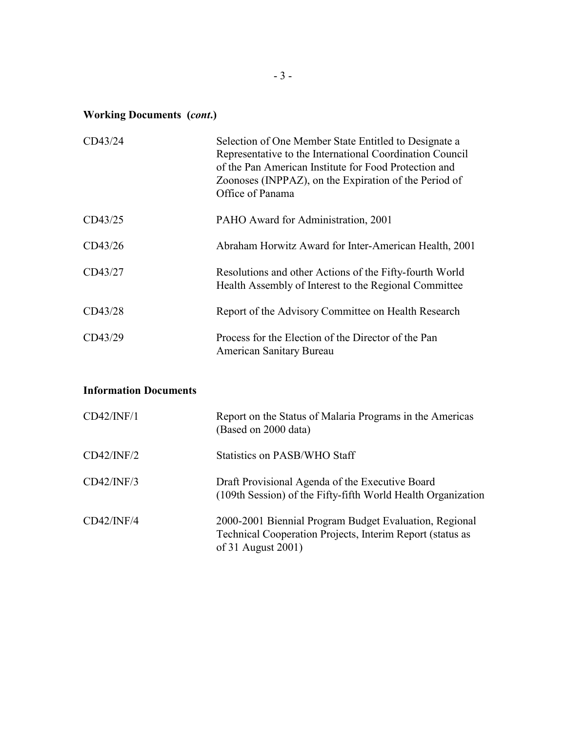**Working Documents (*cont.*)**

| | |
|---|---|
| CD43/24 | Selection of One Member State Entitled to Designate a Representative to the International Coordination Council of the Pan American Institute for Food Protection and Zoonoses (INPPAZ), on the Expiration of the Period of Office of Panama |
| CD43/25 | PAHO Award for Administration, 2001 |
| CD43/26 | Abraham Horwitz Award for Inter-American Health, 2001 |
| CD43/27 | Resolutions and other Actions of the Fifty-fourth World Health Assembly of Interest to the Regional Committee |
| CD43/28 | Report of the Advisory Committee on Health Research |
| CD43/29 | Process for the Election of the Director of the Pan American Sanitary Bureau |

**Information Documents**

| | |
|---|---|
| CD42/INF/1 | Report on the Status of Malaria Programs in the Americas (Based on 2000 data) |
| CD42/INF/2 | Statistics on PASB/WHO Staff |
| CD42/INF/3 | Draft Provisional Agenda of the Executive Board (109th Session) of the Fifty-fifth World Health Organization |
| CD42/INF/4 | 2000-2001 Biennial Program Budget Evaluation, Regional Technical Cooperation Projects, Interim Report (status as of 31 August 2001) |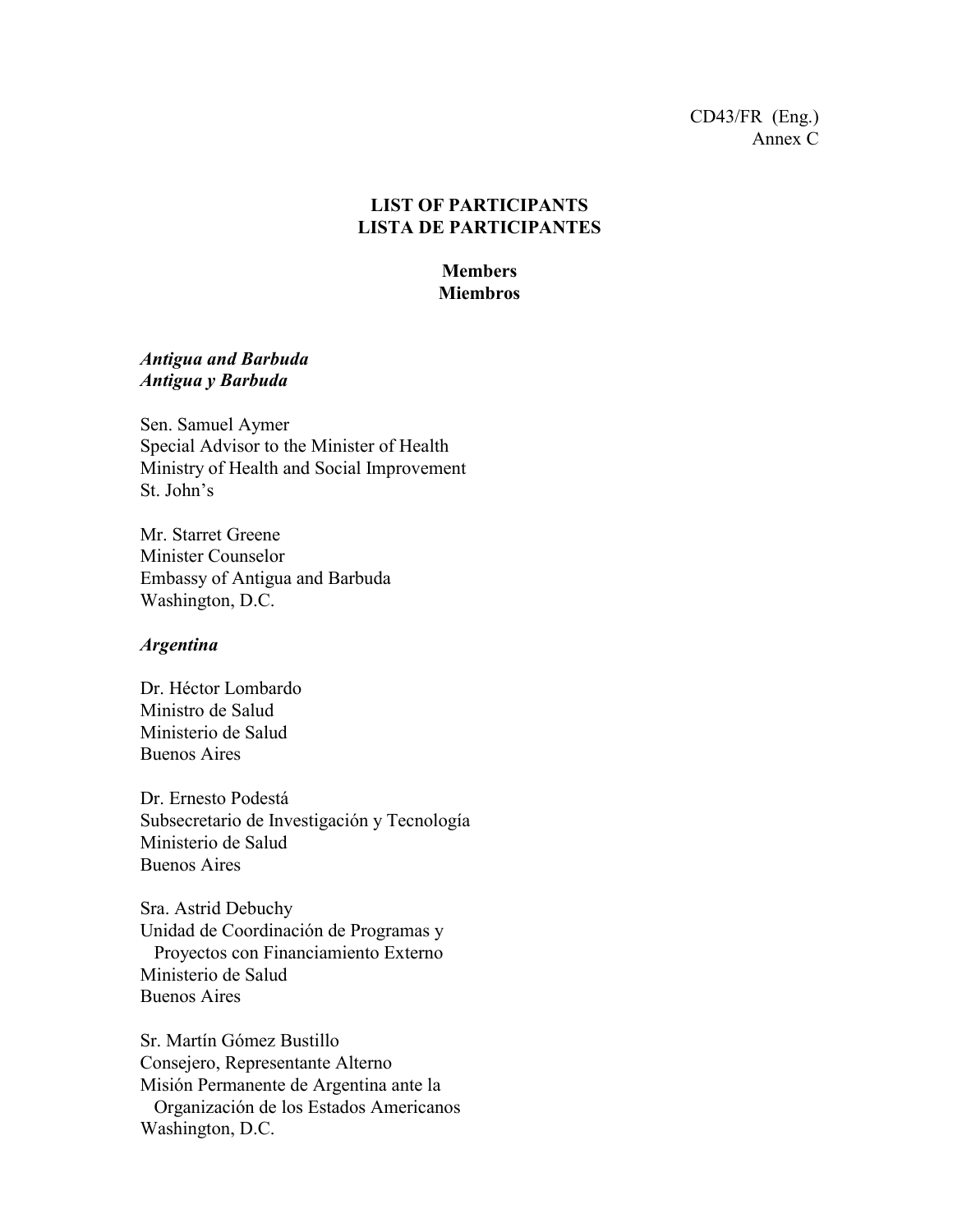CD43/FR (Eng.)
Annex C

**LIST OF PARTICIPANTS**
**LISTA DE PARTICIPANTES**

**Members**
**Miembros**

***Antigua and Barbuda***
***Antigua y Barbuda***

Sen. Samuel Aymer
Special Advisor to the Minister of Health
Ministry of Health and Social Improvement
St. John's

Mr. Starret Greene
Minister Counselor
Embassy of Antigua and Barbuda
Washington, D.C.

***Argentina***

Dr. Héctor Lombardo
Ministro de Salud
Ministerio de Salud
Buenos Aires

Dr. Ernesto Podestá
Subsecretario de Investigación y Tecnología
Ministerio de Salud
Buenos Aires

Sra. Astrid Debuchy
Unidad de Coordinación de Programas y
Proyectos con Financiamiento Externo
Ministerio de Salud
Buenos Aires

Sr. Martín Gómez Bustillo
Consejero, Representante Alterno
Misión Permanente de Argentina ante la
Organización de los Estados Americanos
Washington, D.C.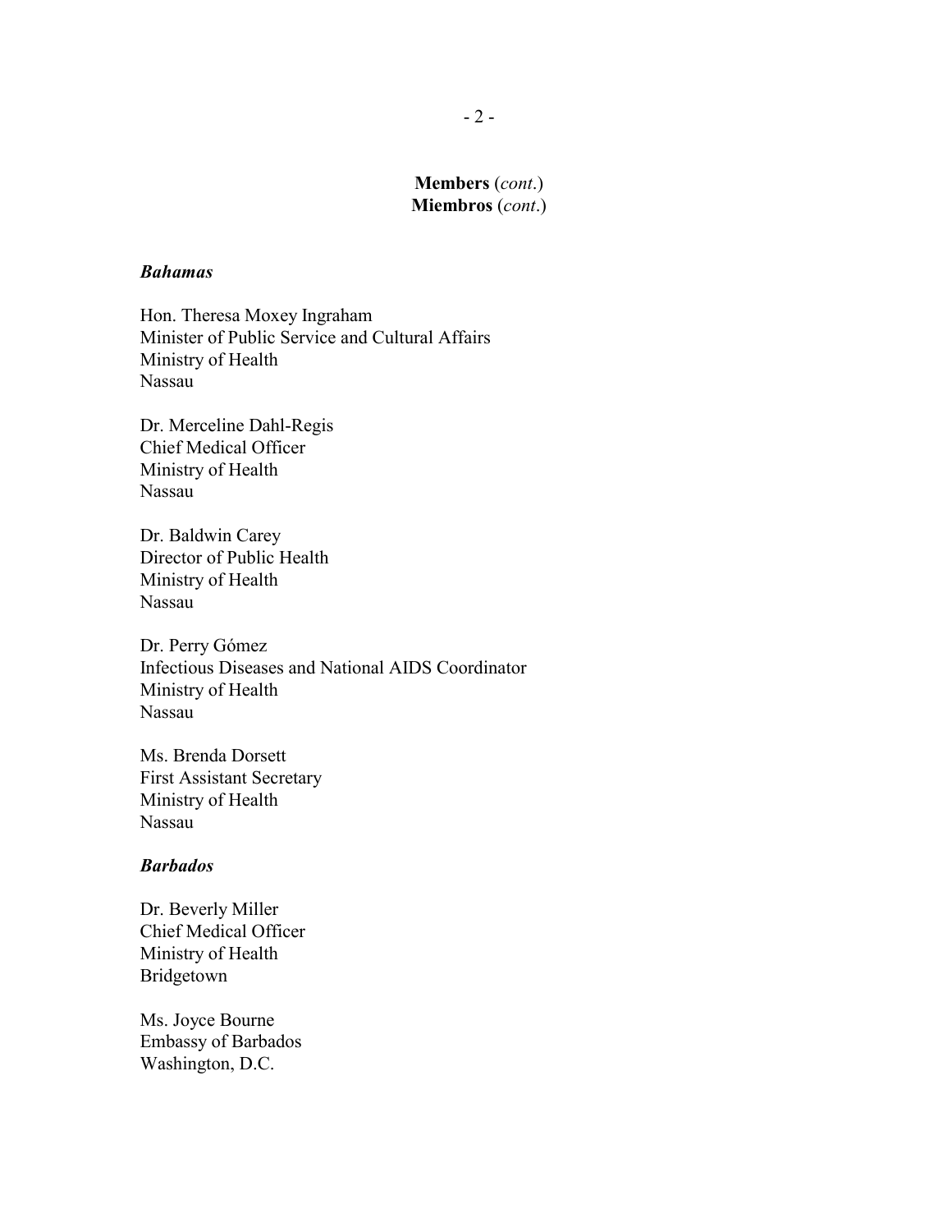**Members** (*cont.*)
**Miembros** (*cont.*)

***Bahamas***

Hon. Theresa Moxey Ingraham
Minister of Public Service and Cultural Affairs
Ministry of Health
Nassau

Dr. Merceline Dahl-Regis
Chief Medical Officer
Ministry of Health
Nassau

Dr. Baldwin Carey
Director of Public Health
Ministry of Health
Nassau

Dr. Perry Gómez
Infectious Diseases and National AIDS Coordinator
Ministry of Health
Nassau

Ms. Brenda Dorsett
First Assistant Secretary
Ministry of Health
Nassau

***Barbados***

Dr. Beverly Miller
Chief Medical Officer
Ministry of Health
Bridgetown

Ms. Joyce Bourne
Embassy of Barbados
Washington, D.C.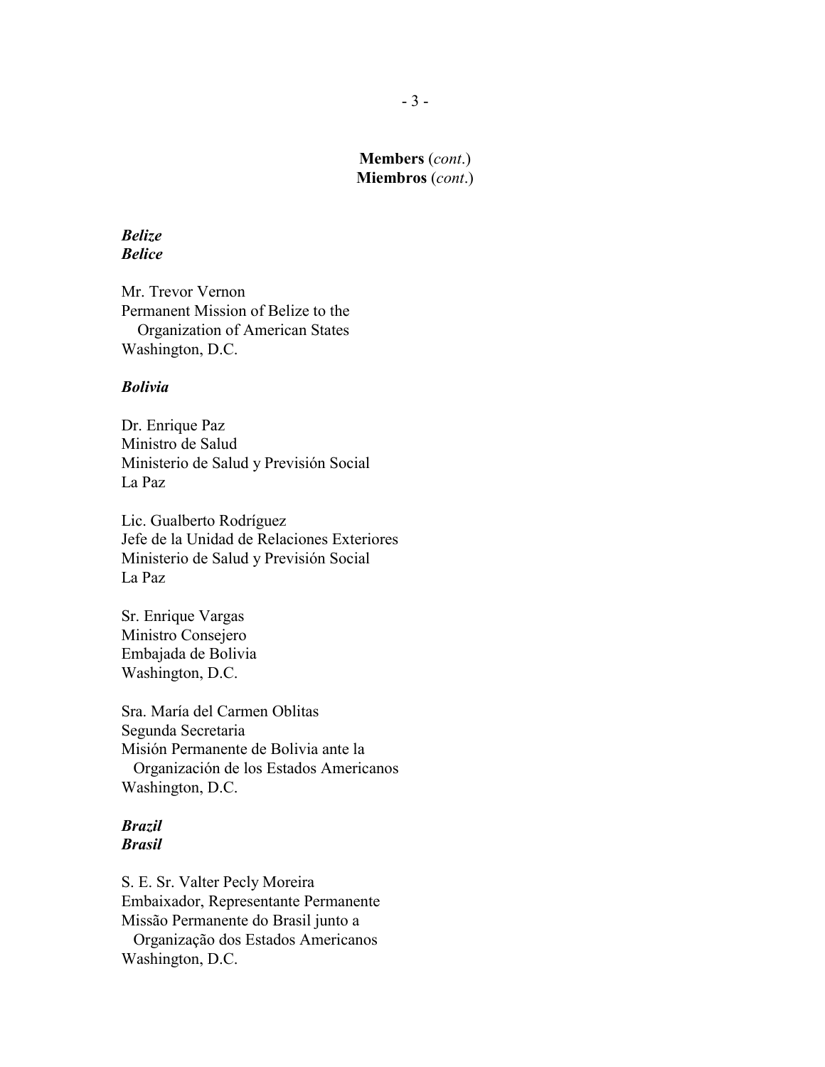**Members** (*cont.*)
**Miembros** (*cont.*)

***Belize***
***Belice***

Mr. Trevor Vernon
Permanent Mission of Belize to the
Organization of American States
Washington, D.C.

***Bolivia***

Dr. Enrique Paz
Ministro de Salud
Ministerio de Salud y Previsión Social
La Paz

Lic. Gualberto Rodríguez
Jefe de la Unidad de Relaciones Exteriores
Ministerio de Salud y Previsión Social
La Paz

Sr. Enrique Vargas
Ministro Consejero
Embajada de Bolivia
Washington, D.C.

Sra. María del Carmen Oblitas
Segunda Secretaria
Misión Permanente de Bolivia ante la
Organización de los Estados Americanos
Washington, D.C.

***Brazil***
***Brasil***

S. E. Sr. Valter Pecly Moreira
Embaixador, Representante Permanente
Missão Permanente do Brasil junto a
Organização dos Estados Americanos
Washington, D.C.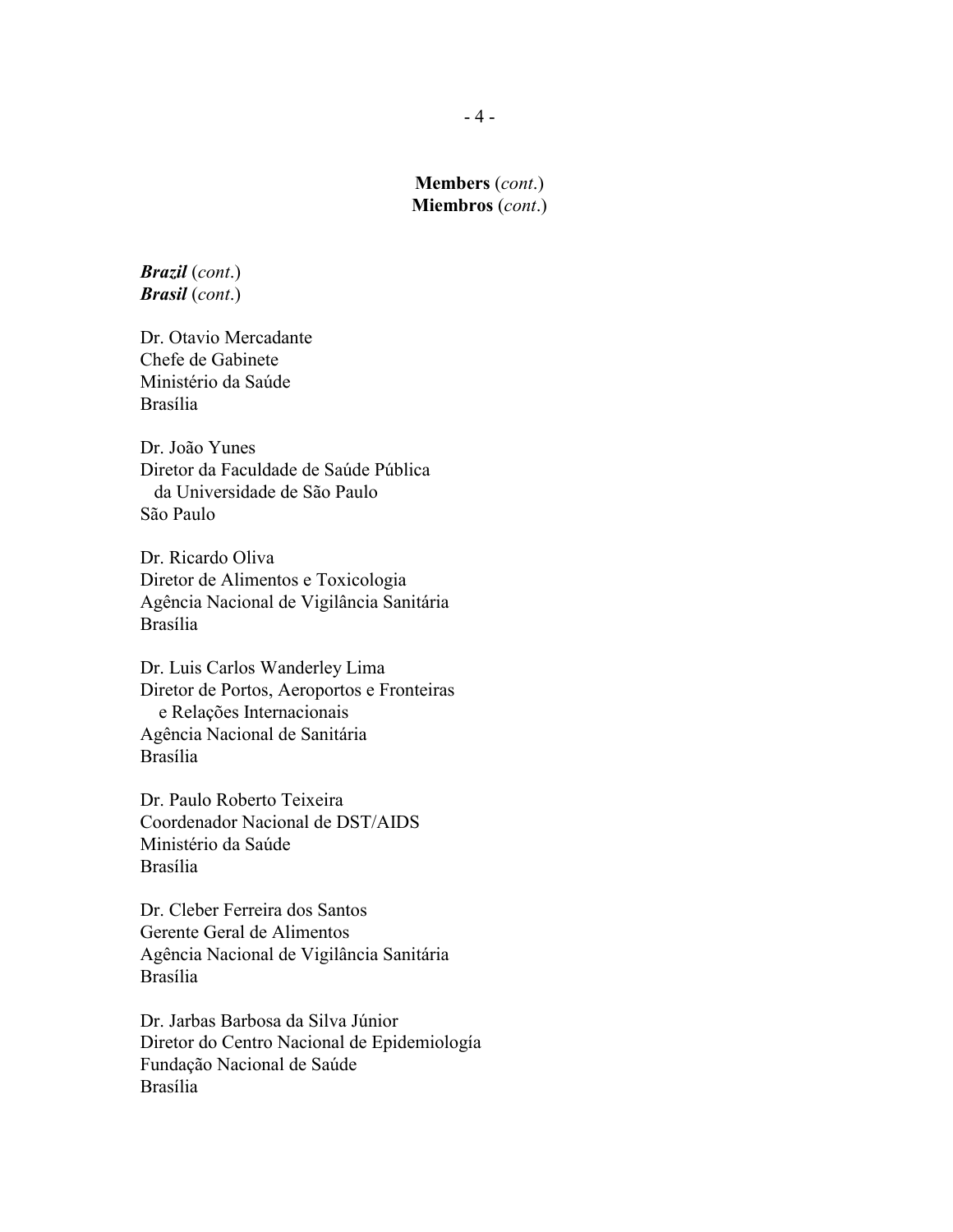**Members** (*cont.*)
**Miembros** (*cont.*)

***Brazil*** (*cont.*)
***Brasil*** (*cont.*)

Dr. Otavio Mercadante
Chefe de Gabinete
Ministério da Saúde
Brasília

Dr. João Yunes
Diretor da Faculdade de Saúde Pública
da Universidade de São Paulo
São Paulo

Dr. Ricardo Oliva
Diretor de Alimentos e Toxicologia
Agência Nacional de Vigilância Sanitária
Brasília

Dr. Luis Carlos Wanderley Lima
Diretor de Portos, Aeroportos e Fronteiras
e Relações Internacionais
Agência Nacional de Sanitária
Brasília

Dr. Paulo Roberto Teixeira
Coordenador Nacional de DST/AIDS
Ministério da Saúde
Brasília

Dr. Cleber Ferreira dos Santos
Gerente Geral de Alimentos
Agência Nacional de Vigilância Sanitária
Brasília

Dr. Jarbas Barbosa da Silva Júnior
Diretor do Centro Nacional de Epidemiología
Fundação Nacional de Saúde
Brasília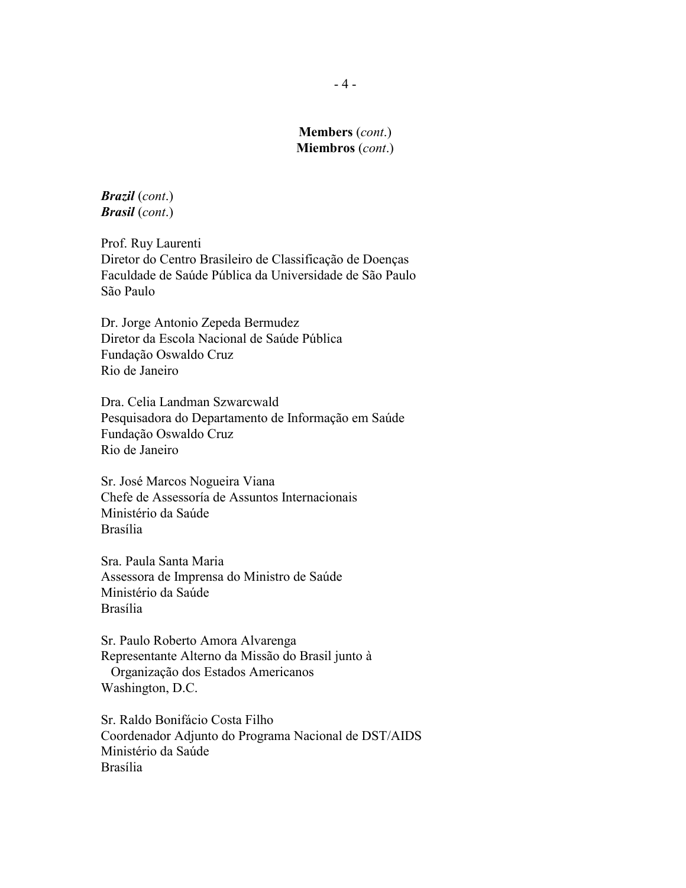**Members** (*cont.*)
**Miembros** (*cont.*)

***Brazil*** (*cont.*)
***Brasil*** (*cont.*)

Prof. Ruy Laurenti
Diretor do Centro Brasileiro de Classificação de Doenças
Faculdade de Saúde Pública da Universidade de São Paulo
São Paulo

Dr. Jorge Antonio Zepeda Bermudez
Diretor da Escola Nacional de Saúde Pública
Fundação Oswaldo Cruz
Rio de Janeiro

Dra. Celia Landman Szwarcwald
Pesquisadora do Departamento de Informação em Saúde
Fundação Oswaldo Cruz
Rio de Janeiro

Sr. José Marcos Nogueira Viana
Chefe de Assessoría de Assuntos Internacionais
Ministério da Saúde
Brasília

Sra. Paula Santa Maria
Assessora de Imprensa do Ministro de Saúde
Ministério da Saúde
Brasília

Sr. Paulo Roberto Amora Alvarenga
Representante Alterno da Missão do Brasil junto à
Organização dos Estados Americanos
Washington, D.C.

Sr. Raldo Bonifácio Costa Filho
Coordenador Adjunto do Programa Nacional de DST/AIDS
Ministério da Saúde
Brasília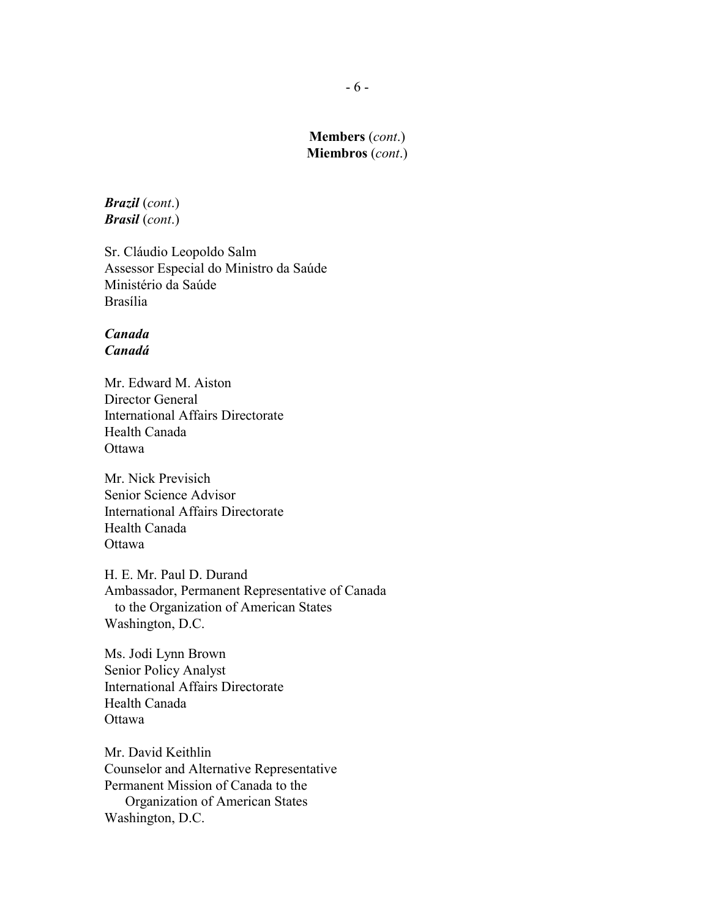**Members** (*cont.*)
**Miembros** (*cont.*)

***Brazil*** (*cont.*)
***Brasil*** (*cont.*)

Sr. Cláudio Leopoldo Salm
Assessor Especial do Ministro da Saúde
Ministério da Saúde
Brasília

***Canada***
***Canadá***

Mr. Edward M. Aiston
Director General
International Affairs Directorate
Health Canada
Ottawa

Mr. Nick Previsich
Senior Science Advisor
International Affairs Directorate
Health Canada
Ottawa

H. E. Mr. Paul D. Durand
Ambassador, Permanent Representative of Canada
to the Organization of American States
Washington, D.C.

Ms. Jodi Lynn Brown
Senior Policy Analyst
International Affairs Directorate
Health Canada
Ottawa

Mr. David Keithlin
Counselor and Alternative Representative
Permanent Mission of Canada to the
Organization of American States
Washington, D.C.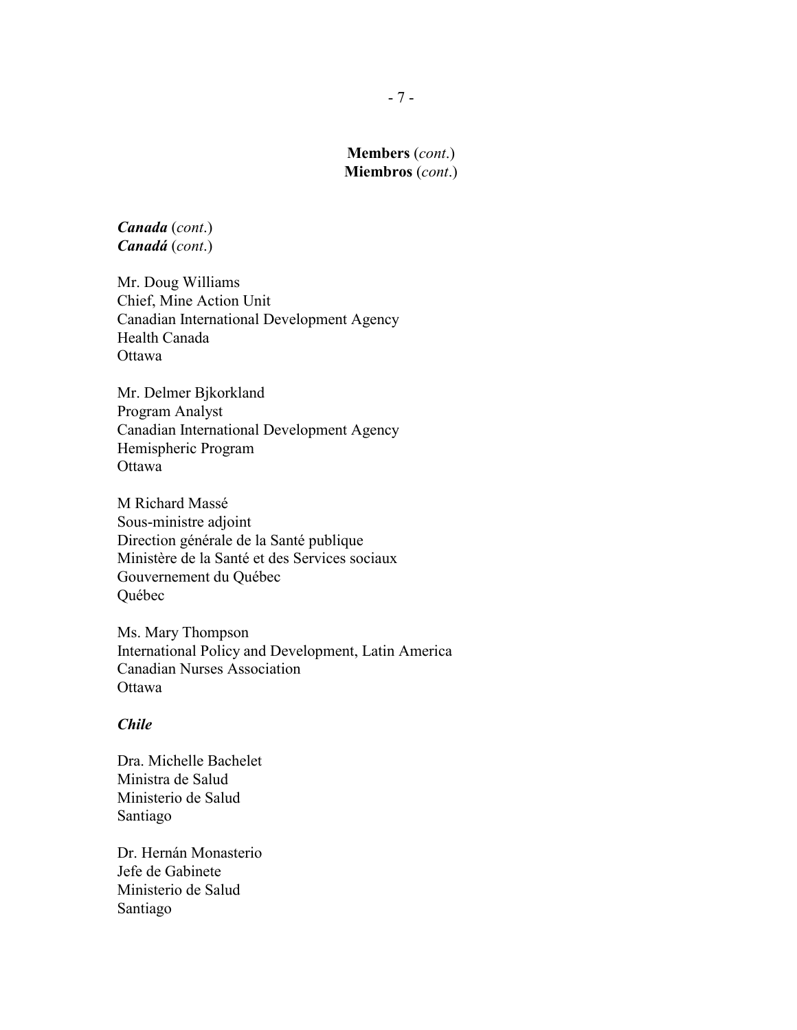**Members** (*cont.*)
**Miembros** (*cont.*)

***Canada*** (*cont.*)
***Canadá*** (*cont.*)

Mr. Doug Williams
Chief, Mine Action Unit
Canadian International Development Agency
Health Canada
Ottawa

Mr. Delmer Bjkorkland
Program Analyst
Canadian International Development Agency
Hemispheric Program
Ottawa

M Richard Massé
Sous-ministre adjoint
Direction générale de la Santé publique
Ministère de la Santé et des Services sociaux
Gouvernement du Québec
Québec

Ms. Mary Thompson
International Policy and Development, Latin America
Canadian Nurses Association
Ottawa

***Chile***

Dra. Michelle Bachelet
Ministra de Salud
Ministerio de Salud
Santiago

Dr. Hernán Monasterio
Jefe de Gabinete
Ministerio de Salud
Santiago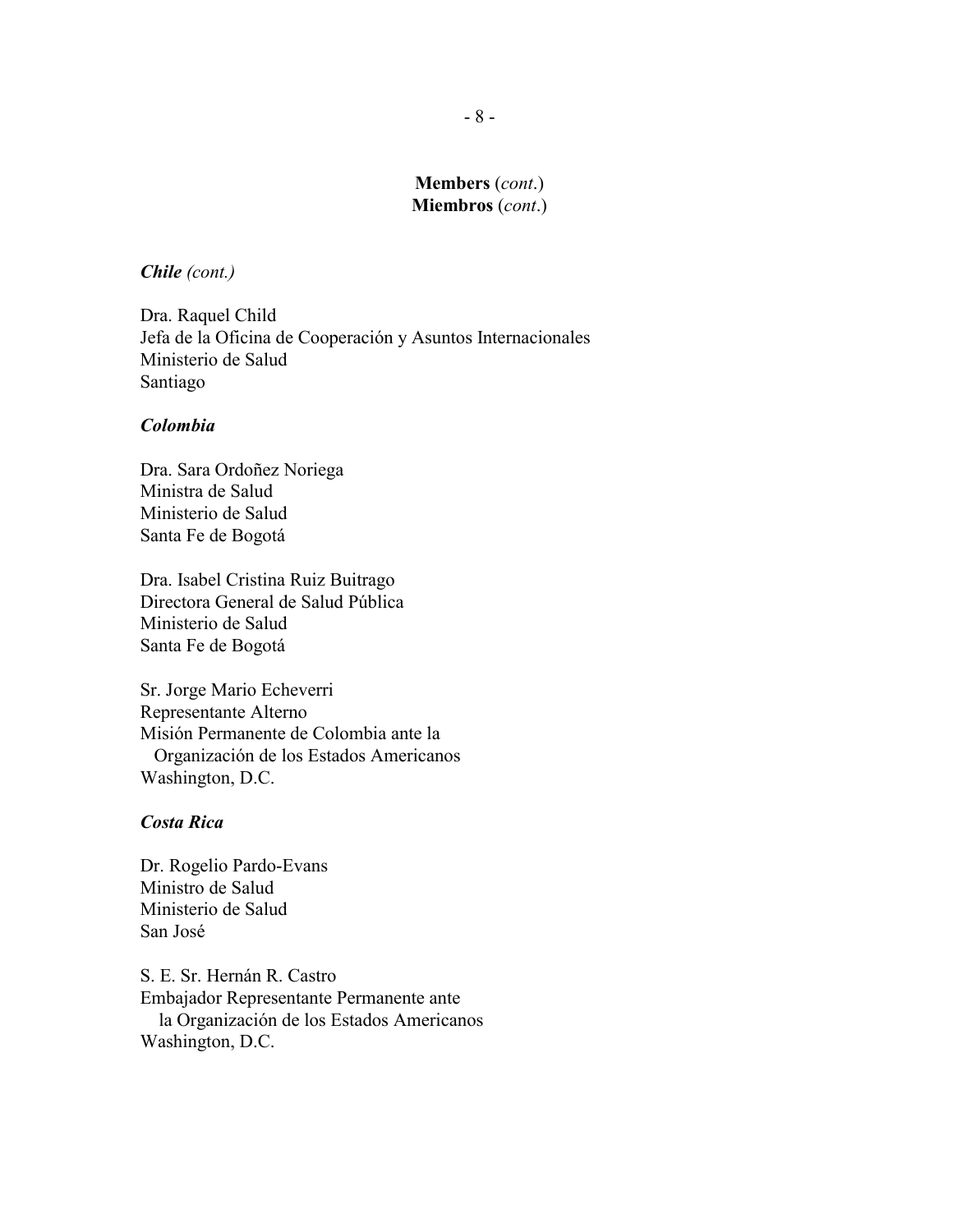**Members** (*cont.*)
**Miembros** (*cont.*)

***Chile*** *(cont.)*

Dra. Raquel Child
Jefa de la Oficina de Cooperación y Asuntos Internacionales
Ministerio de Salud
Santiago

***Colombia***

Dra. Sara Ordoñez Noriega
Ministra de Salud
Ministerio de Salud
Santa Fe de Bogotá

Dra. Isabel Cristina Ruiz Buitrago
Directora General de Salud Pública
Ministerio de Salud
Santa Fe de Bogotá

Sr. Jorge Mario Echeverri
Representante Alterno
Misión Permanente de Colombia ante la
Organización de los Estados Americanos
Washington, D.C.

***Costa Rica***

Dr. Rogelio Pardo-Evans
Ministro de Salud
Ministerio de Salud
San José

S. E. Sr. Hernán R. Castro
Embajador Representante Permanente ante
la Organización de los Estados Americanos
Washington, D.C.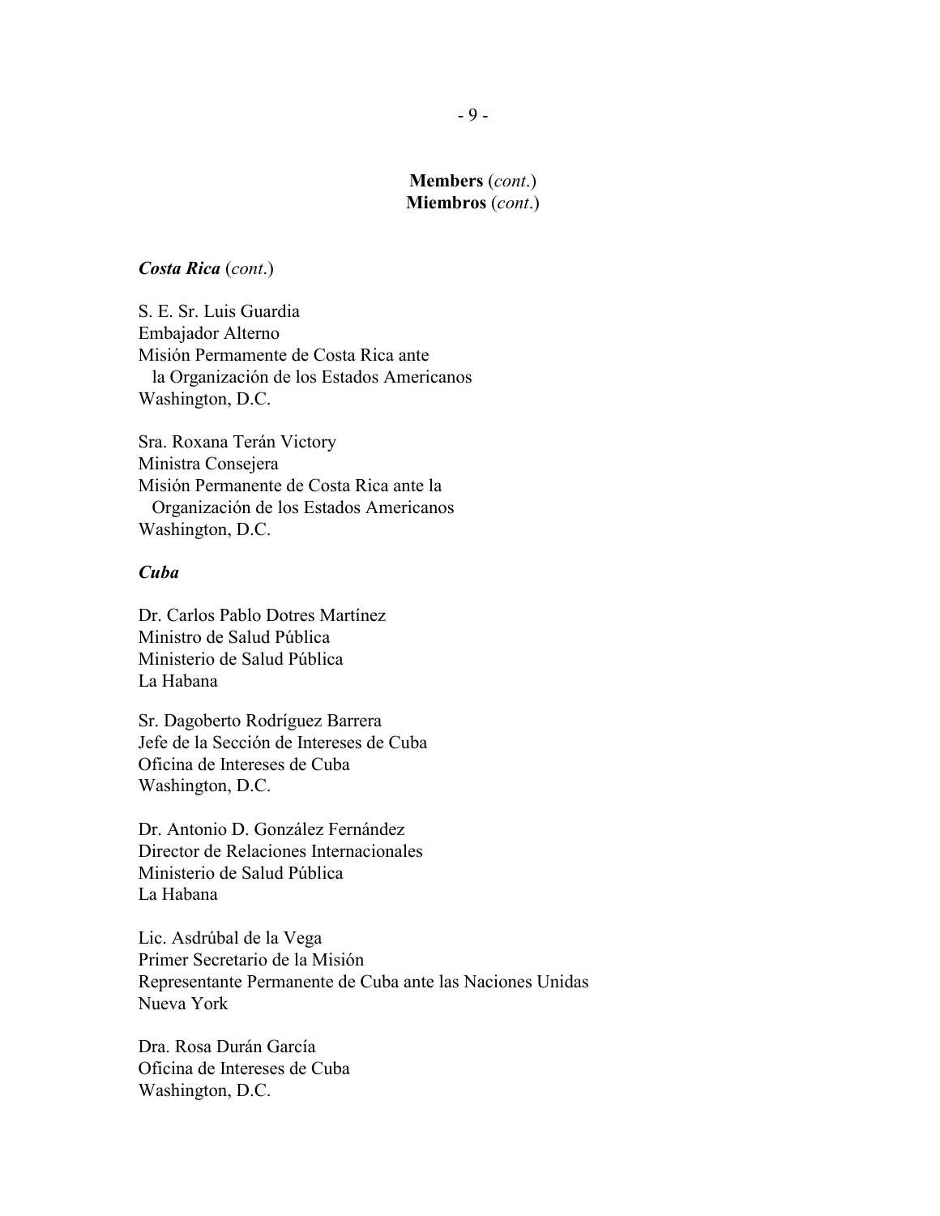**Members** (*cont.*)
**Miembros** (*cont.*)

***Costa Rica*** (*cont.*)

S. E. Sr. Luis Guardia
Embajador Alterno
Misión Permamente de Costa Rica ante
la Organización de los Estados Americanos
Washington, D.C.

Sra. Roxana Terán Victory
Ministra Consejera
Misión Permanente de Costa Rica ante la
Organización de los Estados Americanos
Washington, D.C.

***Cuba***

Dr. Carlos Pablo Dotres Martínez
Ministro de Salud Pública
Ministerio de Salud Pública
La Habana

Sr. Dagoberto Rodríguez Barrera
Jefe de la Sección de Intereses de Cuba
Oficina de Intereses de Cuba
Washington, D.C.

Dr. Antonio D. González Fernández
Director de Relaciones Internacionales
Ministerio de Salud Pública
La Habana

Lic. Asdrúbal de la Vega
Primer Secretario de la Misión
Representante Permanente de Cuba ante las Naciones Unidas
Nueva York

Dra. Rosa Durán García
Oficina de Intereses de Cuba
Washington, D.C.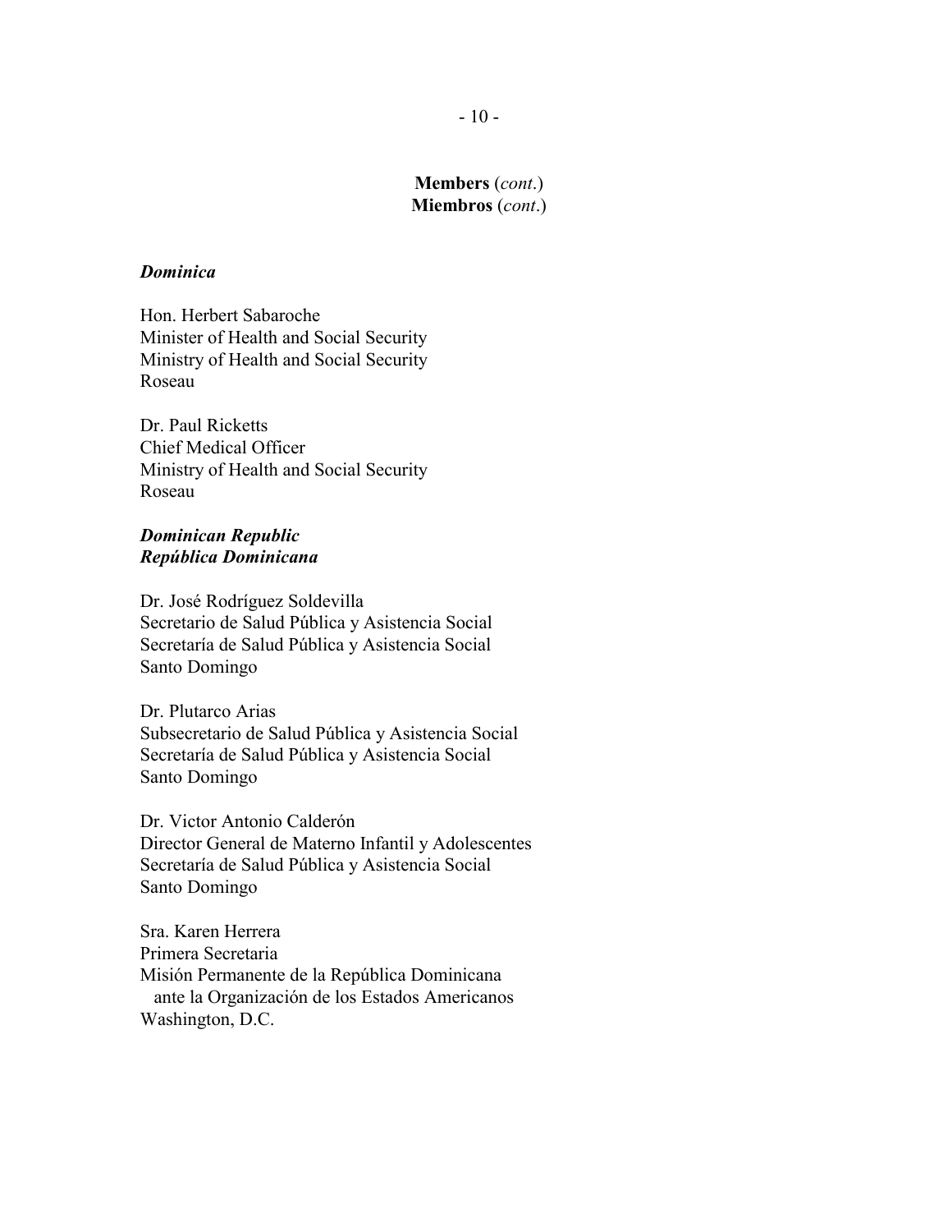**Members** (*cont.*)
**Miembros** (*cont.*)

***Dominica***

Hon. Herbert Sabaroche
Minister of Health and Social Security
Ministry of Health and Social Security
Roseau

Dr. Paul Ricketts
Chief Medical Officer
Ministry of Health and Social Security
Roseau

***Dominican Republic***
***República Dominicana***

Dr. José Rodríguez Soldevilla
Secretario de Salud Pública y Asistencia Social
Secretaría de Salud Pública y Asistencia Social
Santo Domingo

Dr. Plutarco Arias
Subsecretario de Salud Pública y Asistencia Social
Secretaría de Salud Pública y Asistencia Social
Santo Domingo

Dr. Victor Antonio Calderón
Director General de Materno Infantil y Adolescentes
Secretaría de Salud Pública y Asistencia Social
Santo Domingo

Sra. Karen Herrera
Primera Secretaria
Misión Permanente de la República Dominicana
ante la Organización de los Estados Americanos
Washington, D.C.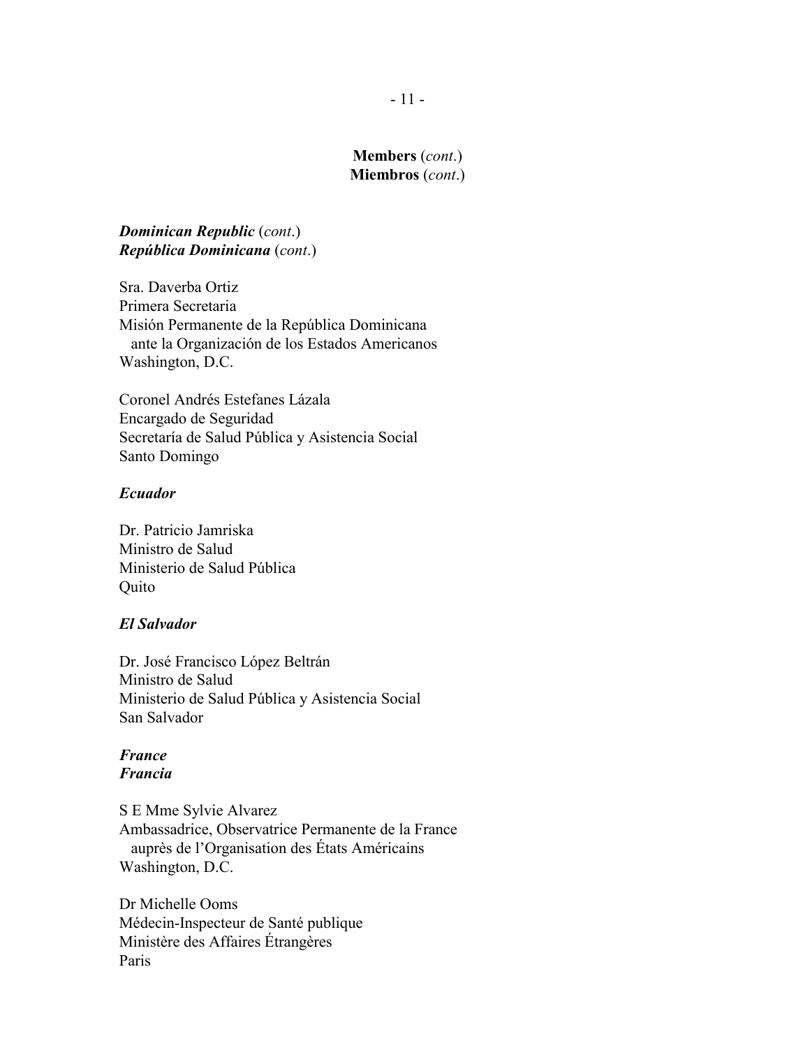**Members** (*cont.*)
**Miembros** (*cont.*)

***Dominican Republic*** (*cont.*)
***República Dominicana*** (*cont.*)

Sra. Daverba Ortiz
Primera Secretaria
Misión Permanente de la República Dominicana
ante la Organización de los Estados Americanos
Washington, D.C.

Coronel Andrés Estefanes Lázala
Encargado de Seguridad
Secretaría de Salud Pública y Asistencia Social
Santo Domingo

***Ecuador***

Dr. Patricio Jamriska
Ministro de Salud
Ministerio de Salud Pública
Quito

***El Salvador***

Dr. José Francisco López Beltrán
Ministro de Salud
Ministerio de Salud Pública y Asistencia Social
San Salvador

***France***
***Francia***

S E Mme Sylvie Alvarez
Ambassadrice, Observatrice Permanente de la France
auprès de l'Organisation des États Américains
Washington, D.C.

Dr Michelle Ooms
Médecin-Inspecteur de Santé publique
Ministère des Affaires Étrangères
Paris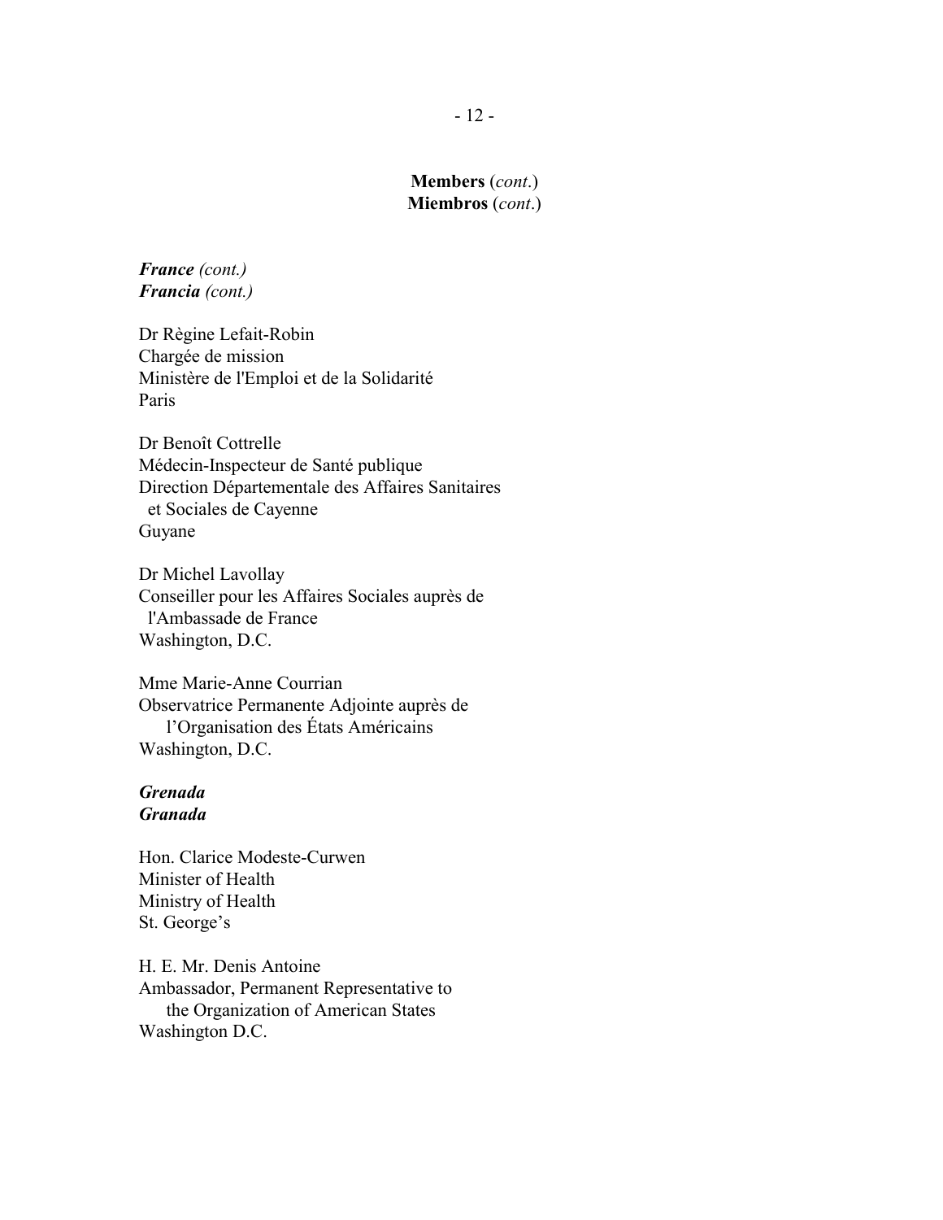**Members** (*cont.*)
**Miembros** (*cont.*)

***France** (cont.)*
***Francia** (cont.)*

Dr Règine Lefait-Robin
Chargée de mission
Ministère de l'Emploi et de la Solidarité
Paris

Dr Benoît Cottrelle
Médecin-Inspecteur de Santé publique
Direction Départementale des Affaires Sanitaires et Sociales de Cayenne
Guyane

Dr Michel Lavollay
Conseiller pour les Affaires Sociales auprès de l'Ambassade de France
Washington, D.C.

Mme Marie-Anne Courrian
Observatrice Permanente Adjointe auprès de l'Organisation des États Américains
Washington, D.C.

***Grenada***
***Granada***

Hon. Clarice Modeste-Curwen
Minister of Health
Ministry of Health
St. George's

H. E. Mr. Denis Antoine
Ambassador, Permanent Representative to the Organization of American States
Washington D.C.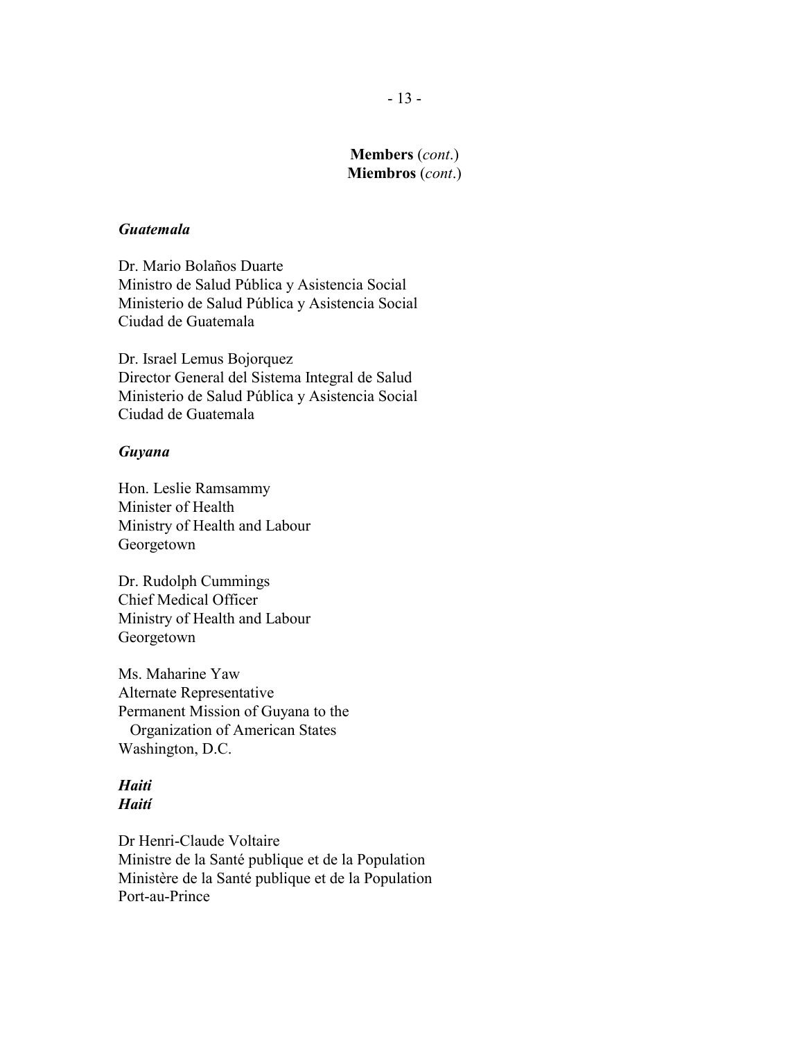**Members** (*cont.*)
**Miembros** (*cont.*)

***Guatemala***

Dr. Mario Bolaños Duarte
Ministro de Salud Pública y Asistencia Social
Ministerio de Salud Pública y Asistencia Social
Ciudad de Guatemala

Dr. Israel Lemus Bojorquez
Director General del Sistema Integral de Salud
Ministerio de Salud Pública y Asistencia Social
Ciudad de Guatemala

***Guyana***

Hon. Leslie Ramsammy
Minister of Health
Ministry of Health and Labour
Georgetown

Dr. Rudolph Cummings
Chief Medical Officer
Ministry of Health and Labour
Georgetown

Ms. Maharine Yaw
Alternate Representative
Permanent Mission of Guyana to the
Organization of American States
Washington, D.C.

***Haiti***
***Haití***

Dr Henri-Claude Voltaire
Ministre de la Santé publique et de la Population
Ministère de la Santé publique et de la Population
Port-au-Prince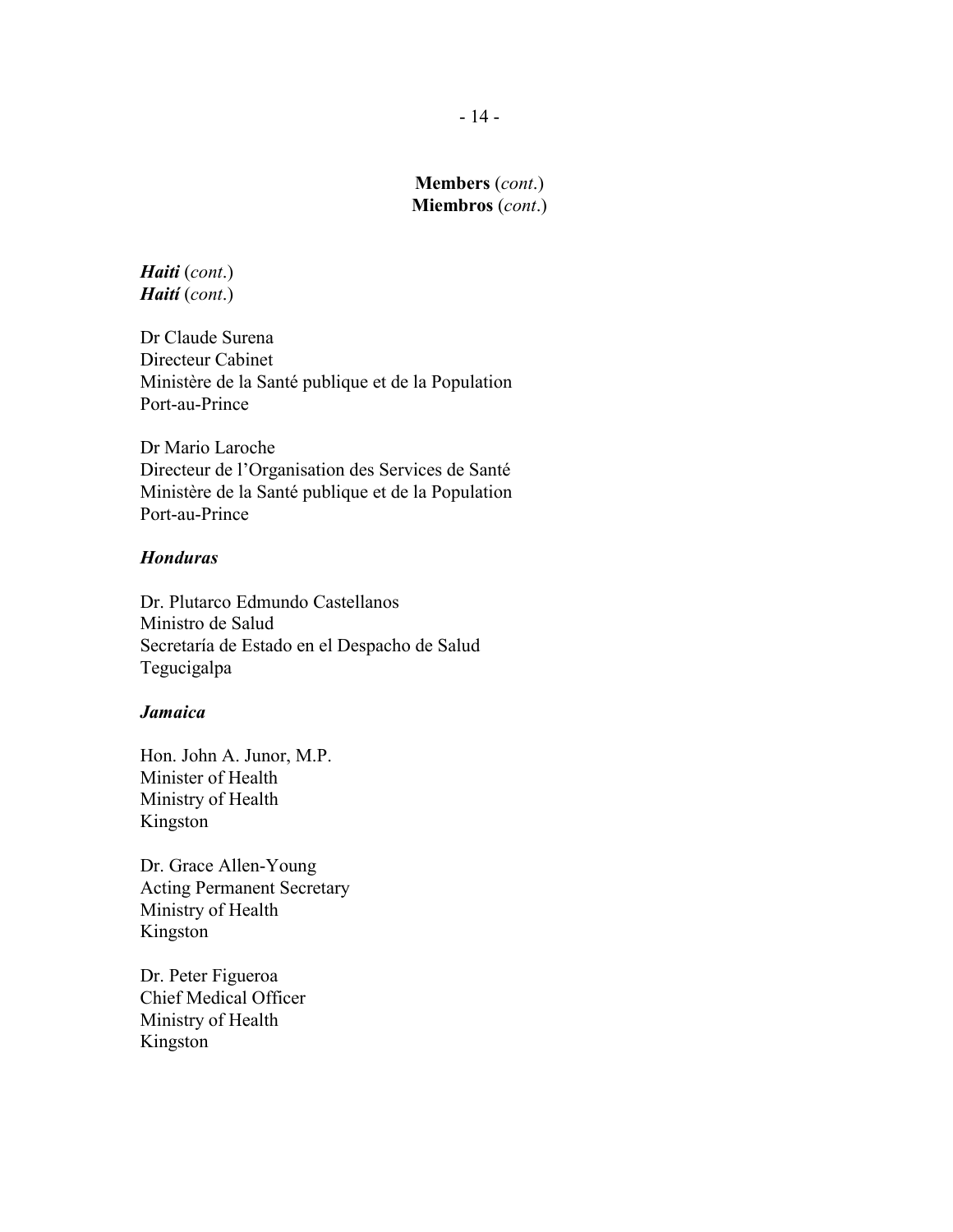**Members** (*cont.*)
**Miembros** (*cont.*)

***Haiti*** (*cont.*)
***Haití*** (*cont.*)

Dr Claude Surena
Directeur Cabinet
Ministère de la Santé publique et de la Population
Port-au-Prince

Dr Mario Laroche
Directeur de l'Organisation des Services de Santé
Ministère de la Santé publique et de la Population
Port-au-Prince

***Honduras***

Dr. Plutarco Edmundo Castellanos
Ministro de Salud
Secretaría de Estado en el Despacho de Salud
Tegucigalpa

***Jamaica***

Hon. John A. Junor, M.P.
Minister of Health
Ministry of Health
Kingston

Dr. Grace Allen-Young
Acting Permanent Secretary
Ministry of Health
Kingston

Dr. Peter Figueroa
Chief Medical Officer
Ministry of Health
Kingston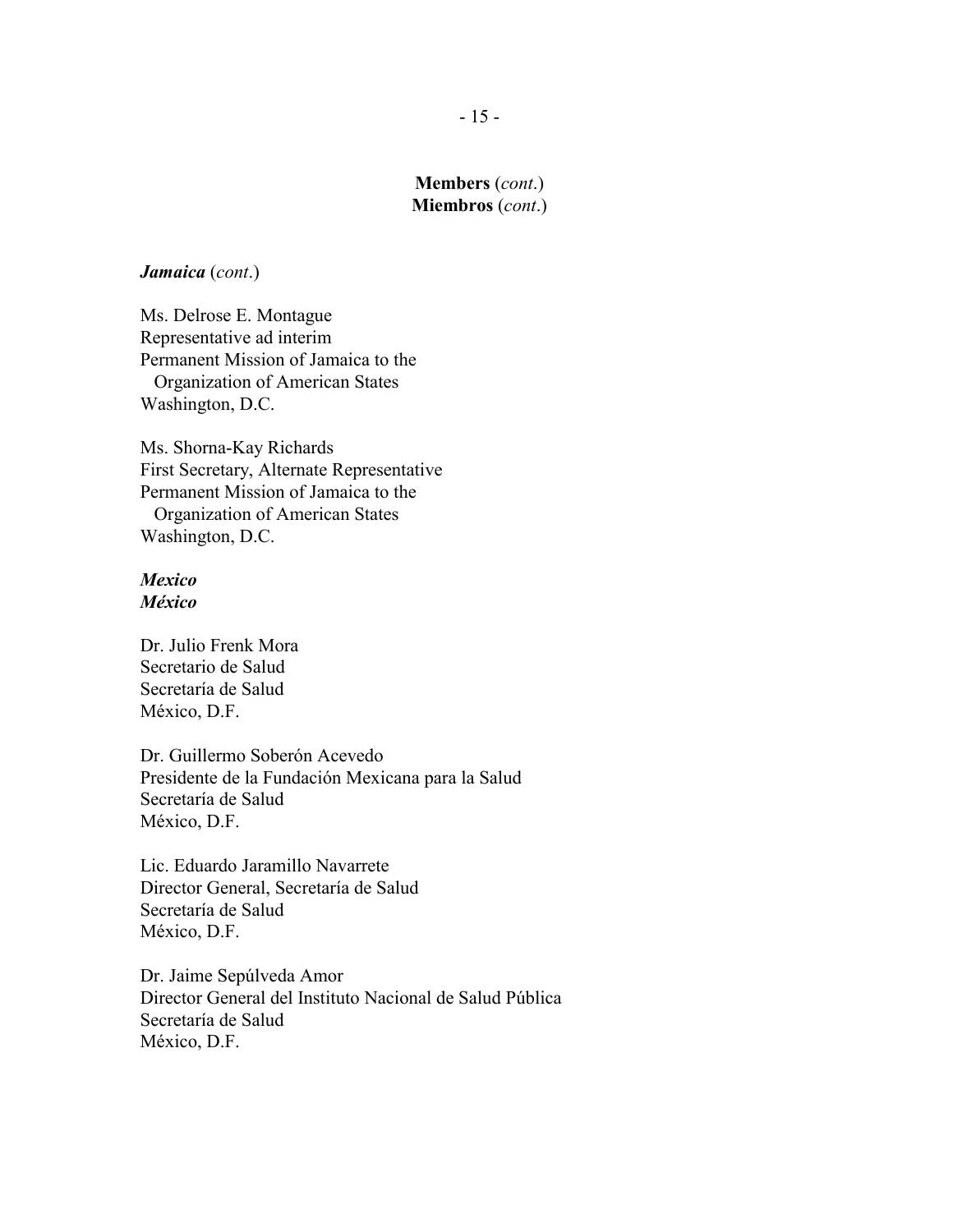**Members** (*cont.*)
**Miembros** (*cont.*)

***Jamaica*** (*cont.*)

Ms. Delrose E. Montague
Representative ad interim
Permanent Mission of Jamaica to the
Organization of American States
Washington, D.C.

Ms. Shorna-Kay Richards
First Secretary, Alternate Representative
Permanent Mission of Jamaica to the
Organization of American States
Washington, D.C.

***Mexico***
***México***

Dr. Julio Frenk Mora
Secretario de Salud
Secretaría de Salud
México, D.F.

Dr. Guillermo Soberón Acevedo
Presidente de la Fundación Mexicana para la Salud
Secretaría de Salud
México, D.F.

Lic. Eduardo Jaramillo Navarrete
Director General, Secretaría de Salud
Secretaría de Salud
México, D.F.

Dr. Jaime Sepúlveda Amor
Director General del Instituto Nacional de Salud Pública
Secretaría de Salud
México, D.F.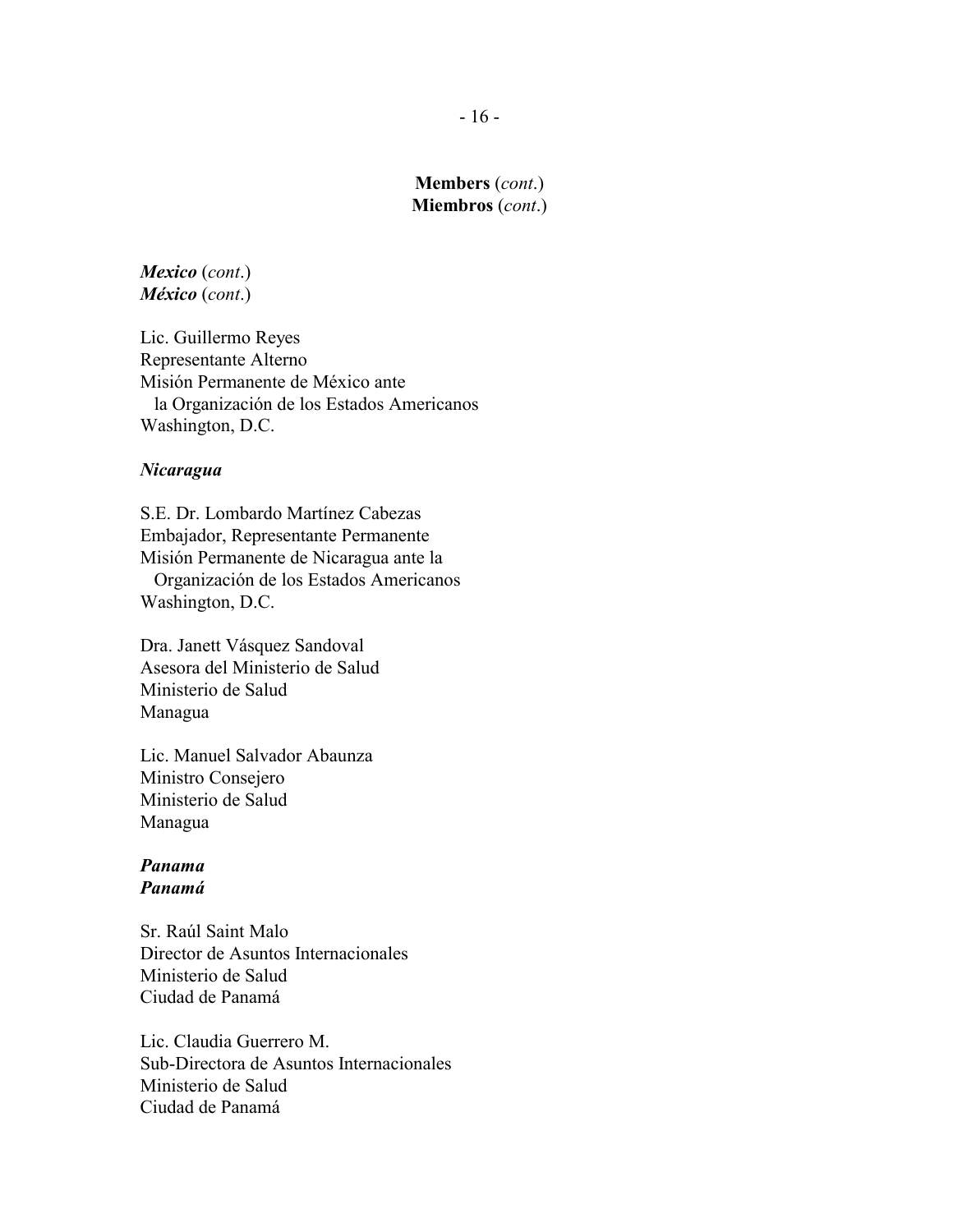**Members** (*cont.*)
**Miembros** (*cont.*)

***Mexico*** (*cont.*)
***México*** (*cont.*)

Lic. Guillermo Reyes
Representante Alterno
Misión Permanente de México ante
la Organización de los Estados Americanos
Washington, D.C.

***Nicaragua***

S.E. Dr. Lombardo Martínez Cabezas
Embajador, Representante Permanente
Misión Permanente de Nicaragua ante la
Organización de los Estados Americanos
Washington, D.C.

Dra. Janett Vásquez Sandoval
Asesora del Ministerio de Salud
Ministerio de Salud
Managua

Lic. Manuel Salvador Abaunza
Ministro Consejero
Ministerio de Salud
Managua

***Panama***
***Panamá***

Sr. Raúl Saint Malo
Director de Asuntos Internacionales
Ministerio de Salud
Ciudad de Panamá

Lic. Claudia Guerrero M.
Sub-Directora de Asuntos Internacionales
Ministerio de Salud
Ciudad de Panamá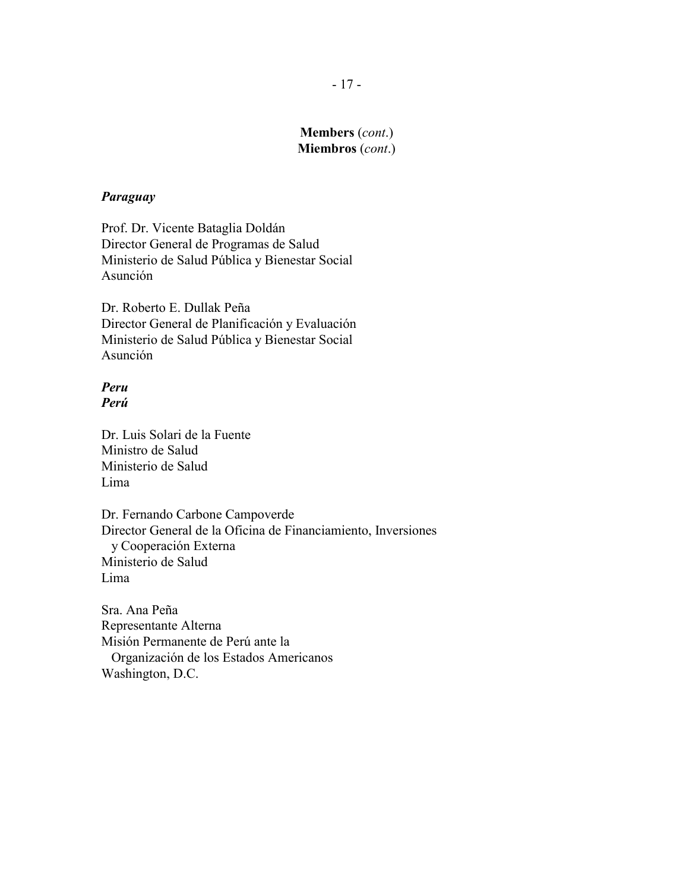**Members** (*cont.*)
**Miembros** (*cont.*)

***Paraguay***

Prof. Dr. Vicente Bataglia Doldán
Director General de Programas de Salud
Ministerio de Salud Pública y Bienestar Social
Asunción

Dr. Roberto E. Dullak Peña
Director General de Planificación y Evaluación
Ministerio de Salud Pública y Bienestar Social
Asunción

***Peru***
***Perú***

Dr. Luis Solari de la Fuente
Ministro de Salud
Ministerio de Salud
Lima

Dr. Fernando Carbone Campoverde
Director General de la Oficina de Financiamiento, Inversiones
y Cooperación Externa
Ministerio de Salud
Lima

Sra. Ana Peña
Representante Alterna
Misión Permanente de Perú ante la
Organización de los Estados Americanos
Washington, D.C.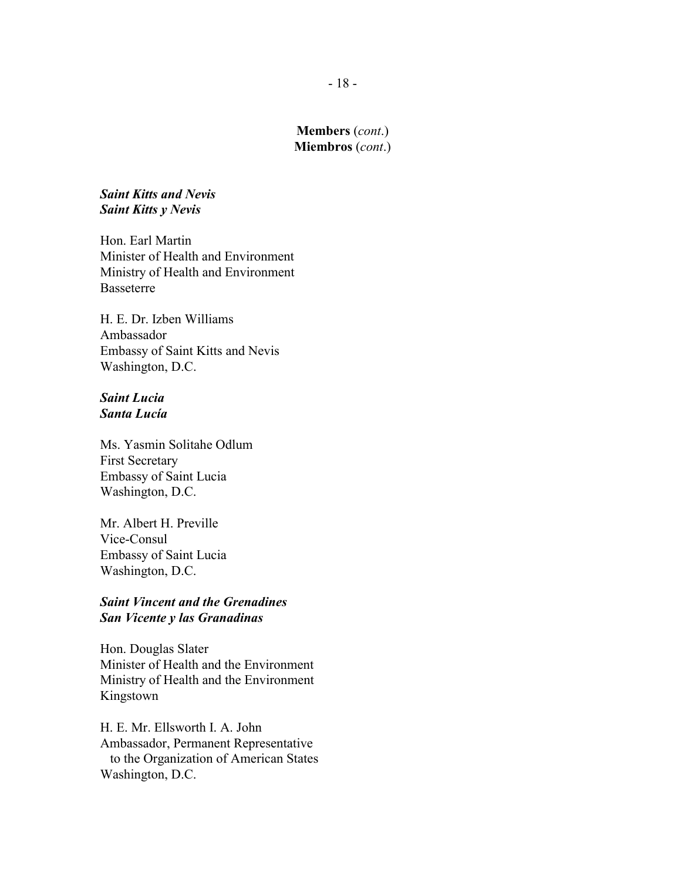**Members** (*cont.*)
**Miembros** (*cont.*)

***Saint Kitts and Nevis***
***Saint Kitts y Nevis***

Hon. Earl Martin
Minister of Health and Environment
Ministry of Health and Environment
Basseterre

H. E. Dr. Izben Williams
Ambassador
Embassy of Saint Kitts and Nevis
Washington, D.C.

***Saint Lucia***
***Santa Lucía***

Ms. Yasmin Solitahe Odlum
First Secretary
Embassy of Saint Lucia
Washington, D.C.

Mr. Albert H. Preville
Vice-Consul
Embassy of Saint Lucia
Washington, D.C.

***Saint Vincent and the Grenadines***
***San Vicente y las Granadinas***

Hon. Douglas Slater
Minister of Health and the Environment
Ministry of Health and the Environment
Kingstown

H. E. Mr. Ellsworth I. A. John
Ambassador, Permanent Representative
to the Organization of American States
Washington, D.C.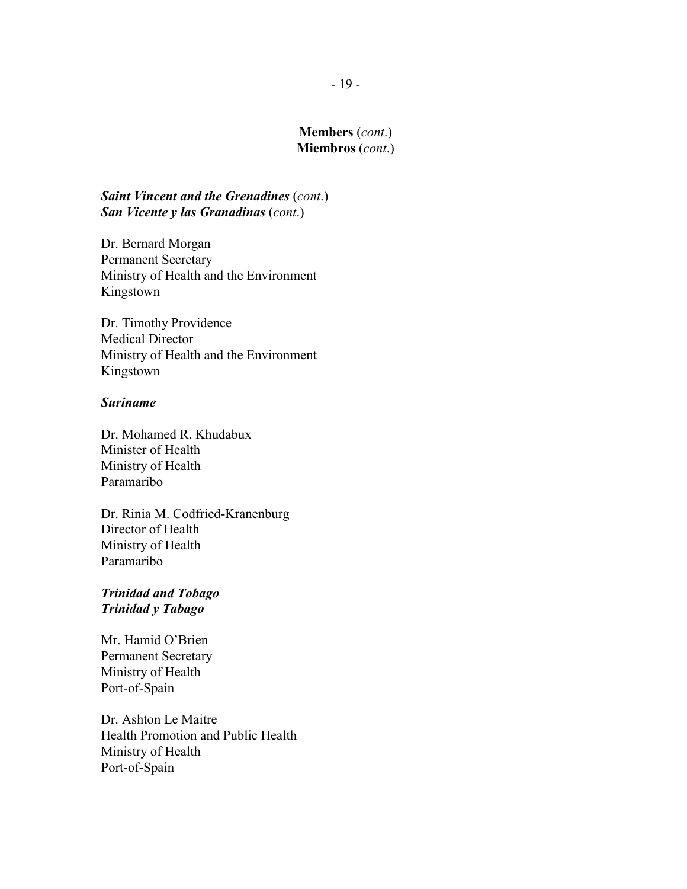**Members** (*cont.*)
**Miembros** (*cont.*)

***Saint Vincent and the Grenadines*** (*cont.*)
***San Vicente y las Granadinas*** (*cont.*)

Dr. Bernard Morgan
Permanent Secretary
Ministry of Health and the Environment
Kingstown

Dr. Timothy Providence
Medical Director
Ministry of Health and the Environment
Kingstown

***Suriname***

Dr. Mohamed R. Khudabux
Minister of Health
Ministry of Health
Paramaribo

Dr. Rinia M. Codfried-Kranenburg
Director of Health
Ministry of Health
Paramaribo

***Trinidad and Tobago***
***Trinidad y Tabago***

Mr. Hamid O'Brien
Permanent Secretary
Ministry of Health
Port-of-Spain

Dr. Ashton Le Maitre
Health Promotion and Public Health
Ministry of Health
Port-of-Spain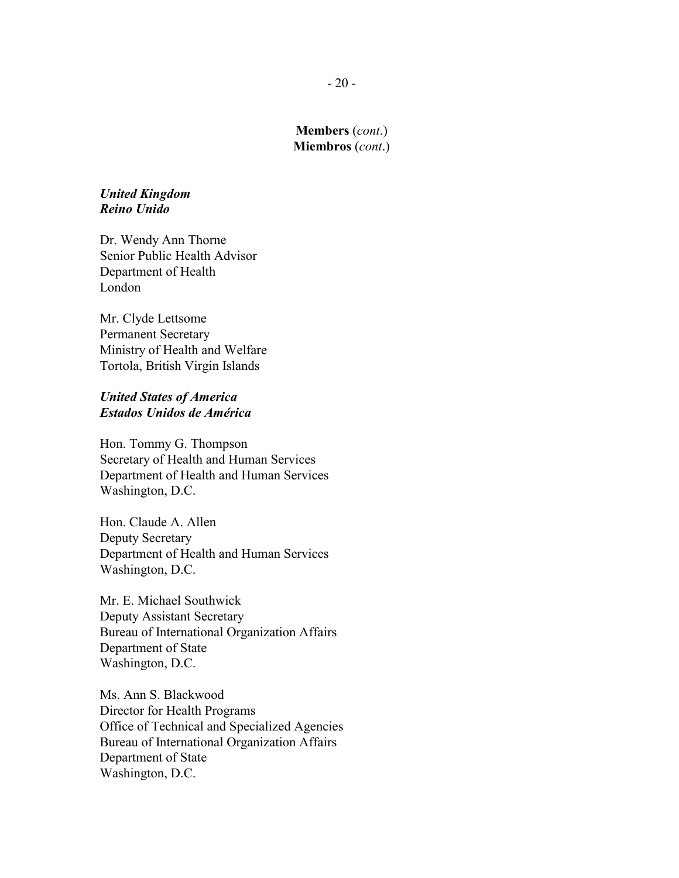**Members** (*cont.*)
**Miembros** (*cont.*)

***United Kingdom***
***Reino Unido***

Dr. Wendy Ann Thorne
Senior Public Health Advisor
Department of Health
London

Mr. Clyde Lettsome
Permanent Secretary
Ministry of Health and Welfare
Tortola, British Virgin Islands

***United States of America***
***Estados Unidos de América***

Hon. Tommy G. Thompson
Secretary of Health and Human Services
Department of Health and Human Services
Washington, D.C.

Hon. Claude A. Allen
Deputy Secretary
Department of Health and Human Services
Washington, D.C.

Mr. E. Michael Southwick
Deputy Assistant Secretary
Bureau of International Organization Affairs
Department of State
Washington, D.C.

Ms. Ann S. Blackwood
Director for Health Programs
Office of Technical and Specialized Agencies
Bureau of International Organization Affairs
Department of State
Washington, D.C.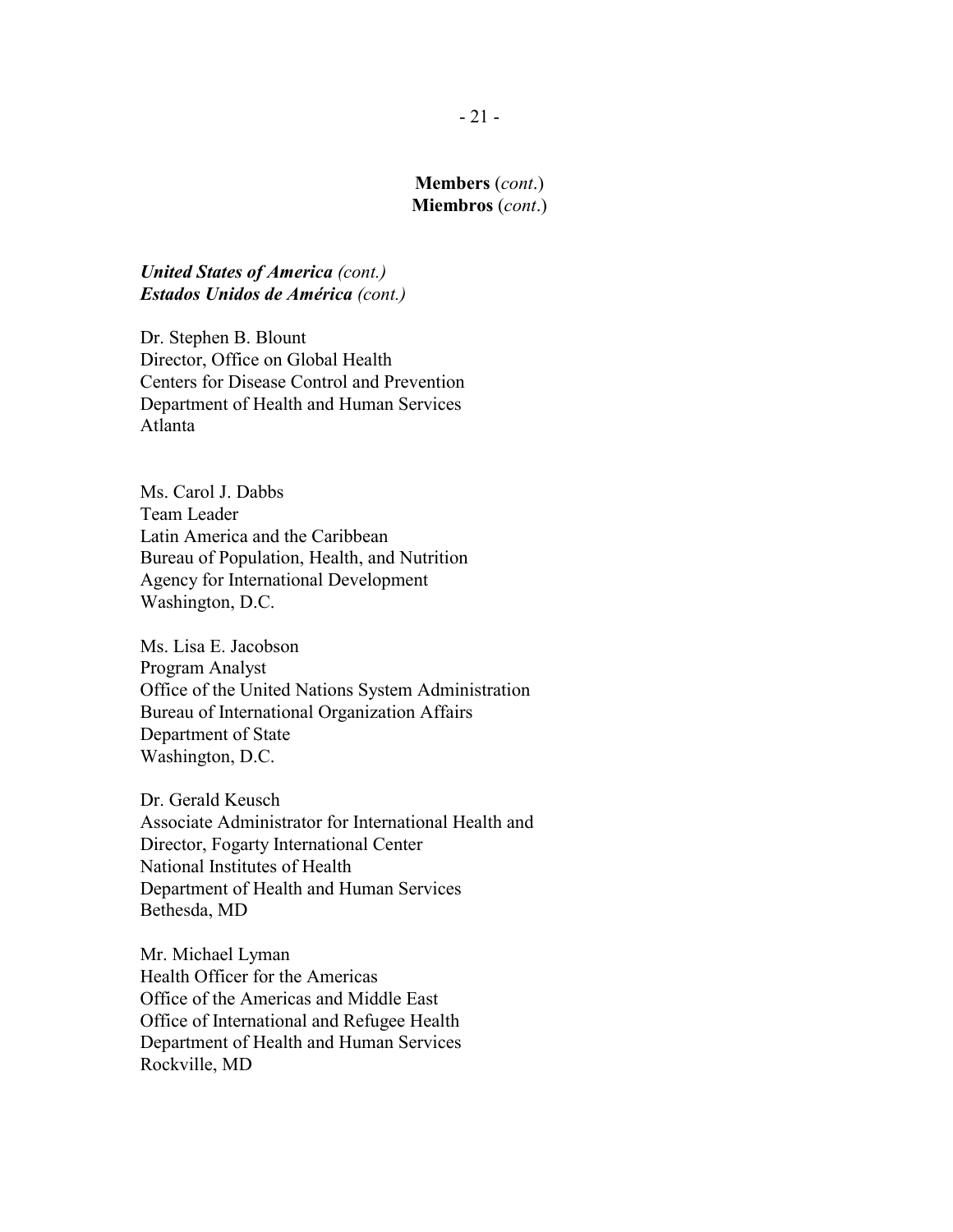**Members** (*cont.*)
**Miembros** (*cont.*)

***United States of America*** *(cont.)*
***Estados Unidos de América*** *(cont.)*

Dr. Stephen B. Blount
Director, Office on Global Health
Centers for Disease Control and Prevention
Department of Health and Human Services
Atlanta

Ms. Carol J. Dabbs
Team Leader
Latin America and the Caribbean
Bureau of Population, Health, and Nutrition
Agency for International Development
Washington, D.C.

Ms. Lisa E. Jacobson
Program Analyst
Office of the United Nations System Administration
Bureau of International Organization Affairs
Department of State
Washington, D.C.

Dr. Gerald Keusch
Associate Administrator for International Health and
Director, Fogarty International Center
National Institutes of Health
Department of Health and Human Services
Bethesda, MD

Mr. Michael Lyman
Health Officer for the Americas
Office of the Americas and Middle East
Office of International and Refugee Health
Department of Health and Human Services
Rockville, MD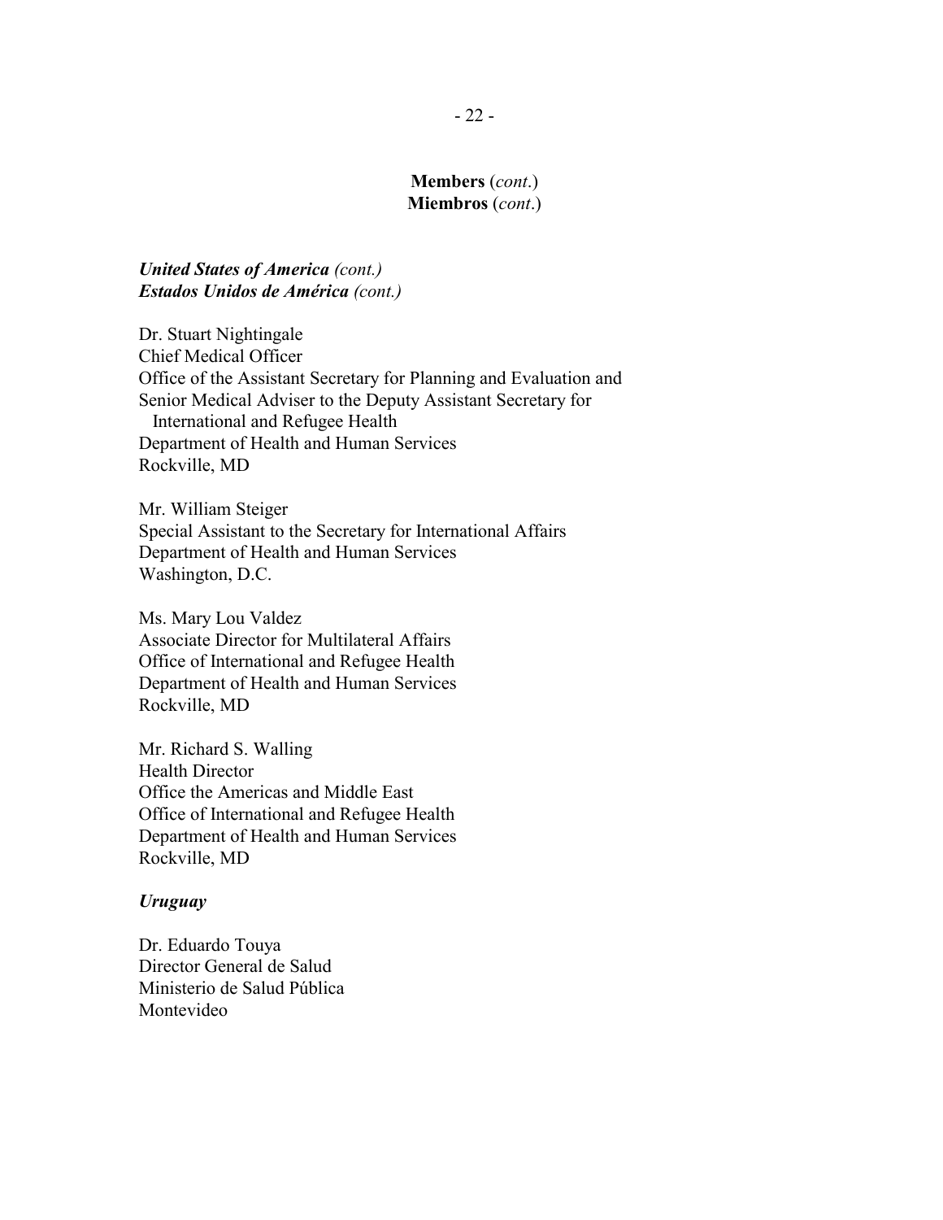**Members** (*cont*.)
**Miembros** (*cont*.)

***United States of America*** *(cont.)*
***Estados Unidos de América*** *(cont.)*

Dr. Stuart Nightingale
Chief Medical Officer
Office of the Assistant Secretary for Planning and Evaluation and
Senior Medical Adviser to the Deputy Assistant Secretary for
International and Refugee Health
Department of Health and Human Services
Rockville, MD

Mr. William Steiger
Special Assistant to the Secretary for International Affairs
Department of Health and Human Services
Washington, D.C.

Ms. Mary Lou Valdez
Associate Director for Multilateral Affairs
Office of International and Refugee Health
Department of Health and Human Services
Rockville, MD

Mr. Richard S. Walling
Health Director
Office the Americas and Middle East
Office of International and Refugee Health
Department of Health and Human Services
Rockville, MD

***Uruguay***

Dr. Eduardo Touya
Director General de Salud
Ministerio de Salud Pública
Montevideo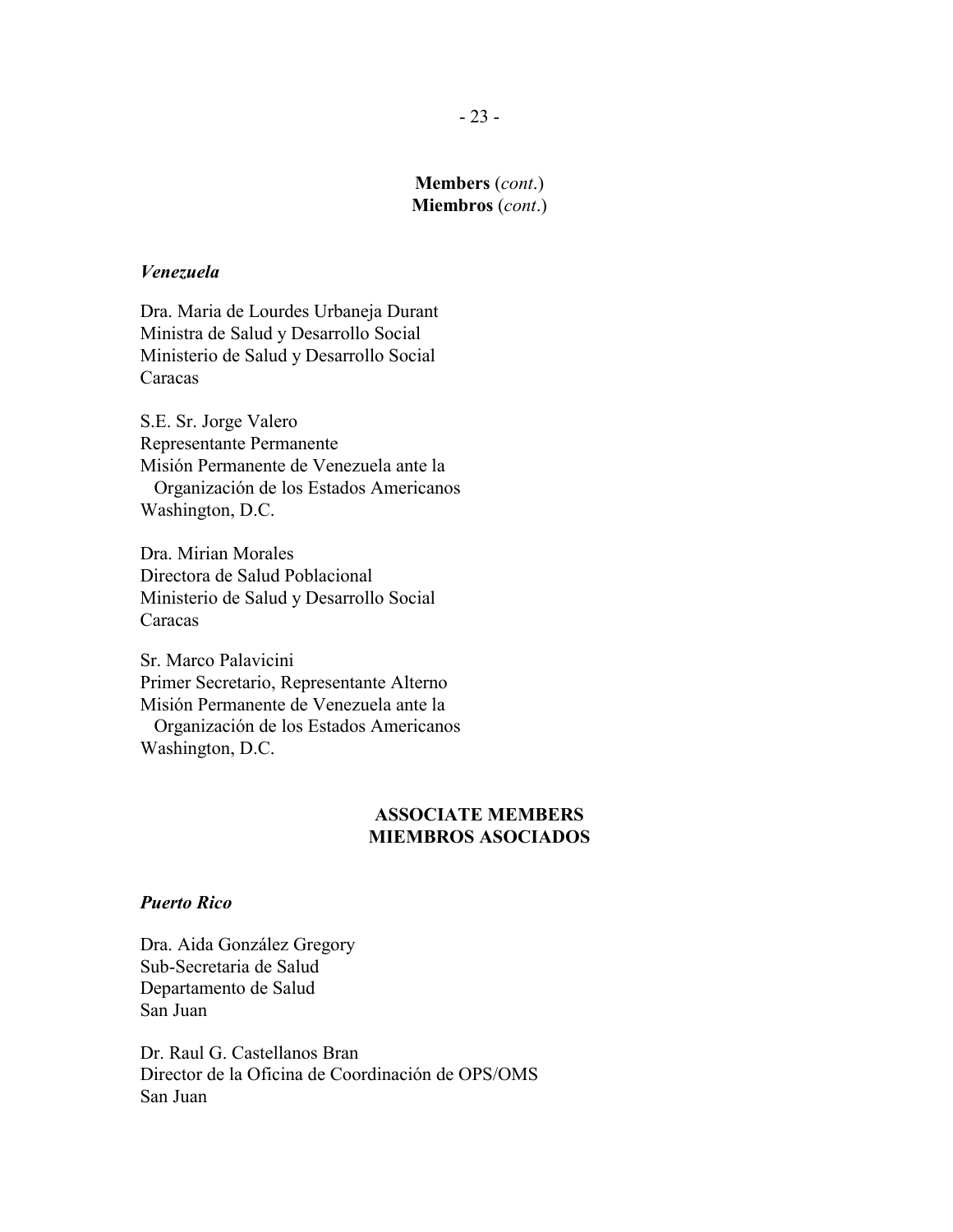**Members** (*cont.*)
**Miembros** (*cont.*)

***Venezuela***

Dra. Maria de Lourdes Urbaneja Durant
Ministra de Salud y Desarrollo Social
Ministerio de Salud y Desarrollo Social
Caracas

S.E. Sr. Jorge Valero
Representante Permanente
Misión Permanente de Venezuela ante la
Organización de los Estados Americanos
Washington, D.C.

Dra. Mirian Morales
Directora de Salud Poblacional
Ministerio de Salud y Desarrollo Social
Caracas

Sr. Marco Palavicini
Primer Secretario, Representante Alterno
Misión Permanente de Venezuela ante la
Organización de los Estados Americanos
Washington, D.C.

**ASSOCIATE MEMBERS**
**MIEMBROS ASOCIADOS**

***Puerto Rico***

Dra. Aida González Gregory
Sub-Secretaria de Salud
Departamento de Salud
San Juan

Dr. Raul G. Castellanos Bran
Director de la Oficina de Coordinación de OPS/OMS
San Juan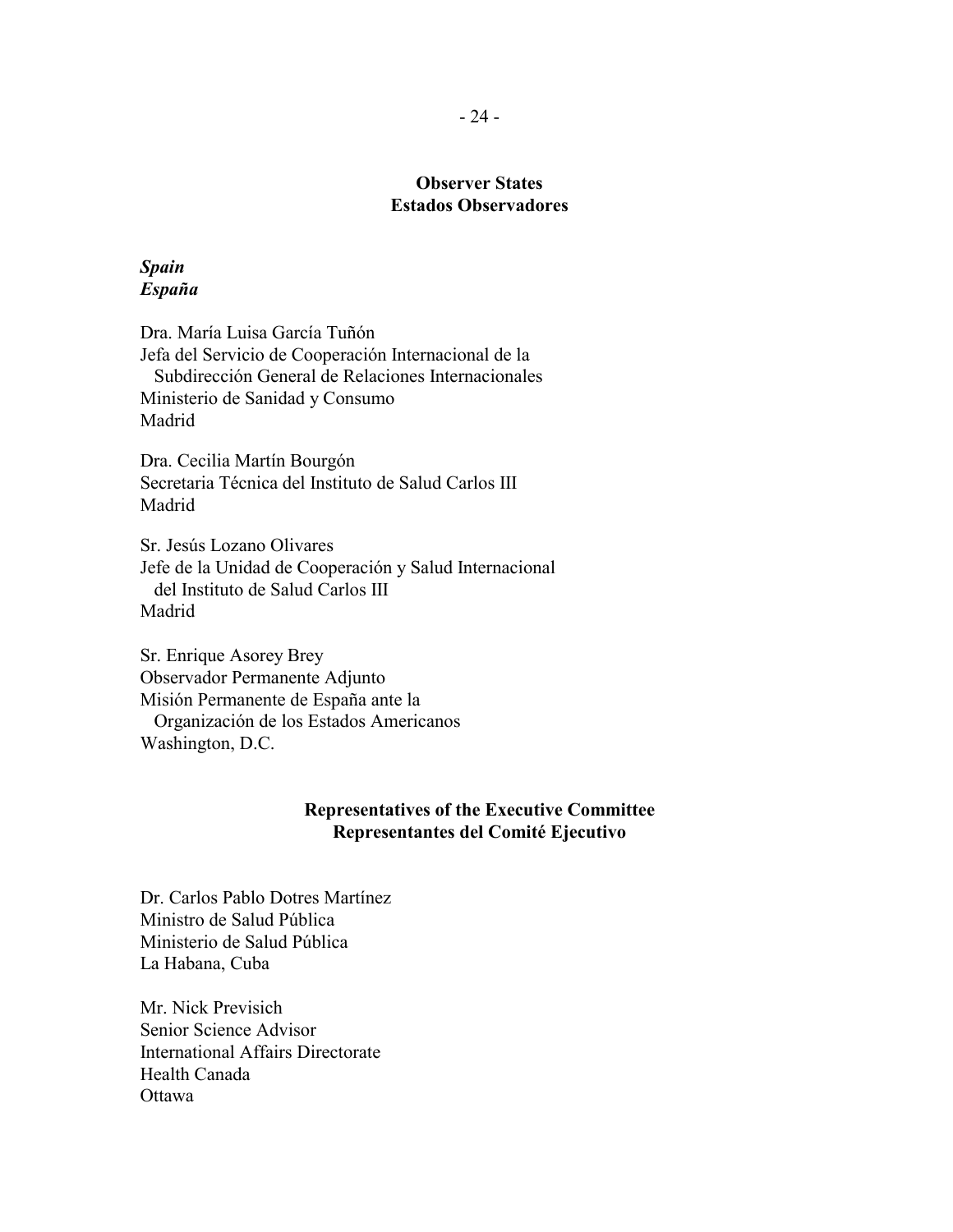## Observer States
## Estados Observadores

***Spain***
***España***

Dra. María Luisa García Tuñón
Jefa del Servicio de Cooperación Internacional de la
Subdirección General de Relaciones Internacionales
Ministerio de Sanidad y Consumo
Madrid

Dra. Cecilia Martín Bourgón
Secretaria Técnica del Instituto de Salud Carlos III
Madrid

Sr. Jesús Lozano Olivares
Jefe de la Unidad de Cooperación y Salud Internacional
del Instituto de Salud Carlos III
Madrid

Sr. Enrique Asorey Brey
Observador Permanente Adjunto
Misión Permanente de España ante la
Organización de los Estados Americanos
Washington, D.C.

## Representatives of the Executive Committee
## Representantes del Comité Ejecutivo

Dr. Carlos Pablo Dotres Martínez
Ministro de Salud Pública
Ministerio de Salud Pública
La Habana, Cuba

Mr. Nick Previsich
Senior Science Advisor
International Affairs Directorate
Health Canada
Ottawa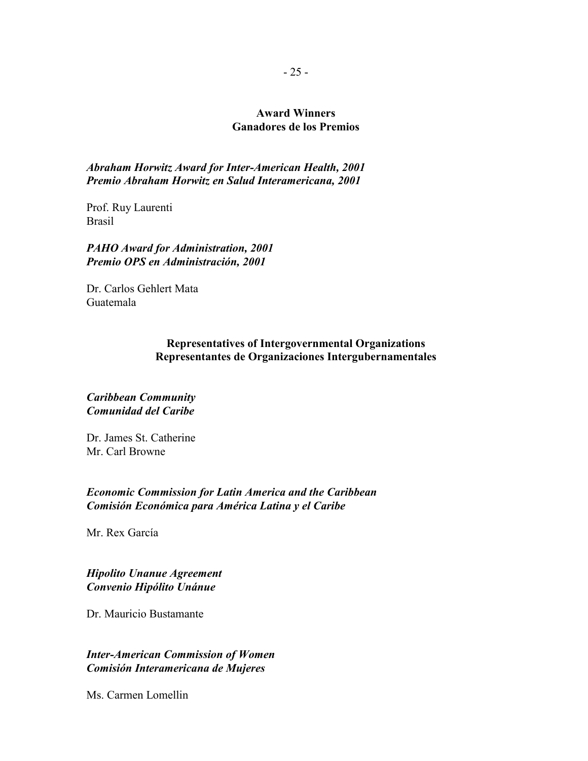## Award Winners
## Ganadores de los Premios

***Abraham Horwitz Award for Inter-American Health, 2001***
***Premio Abraham Horwitz en Salud Interamericana, 2001***

Prof. Ruy Laurenti
Brasil

***PAHO Award for Administration, 2001***
***Premio OPS en Administración, 2001***

Dr. Carlos Gehlert Mata
Guatemala

## Representatives of Intergovernmental Organizations
## Representantes de Organizaciones Intergubernamentales

***Caribbean Community***
***Comunidad del Caribe***

Dr. James St. Catherine
Mr. Carl Browne

***Economic Commission for Latin America and the Caribbean***
***Comisión Económica para América Latina y el Caribe***

Mr. Rex García

***Hipolito Unanue Agreement***
***Convenio Hipólito Unánue***

Dr. Mauricio Bustamante

***Inter-American Commission of Women***
***Comisión Interamericana de Mujeres***

Ms. Carmen Lomellin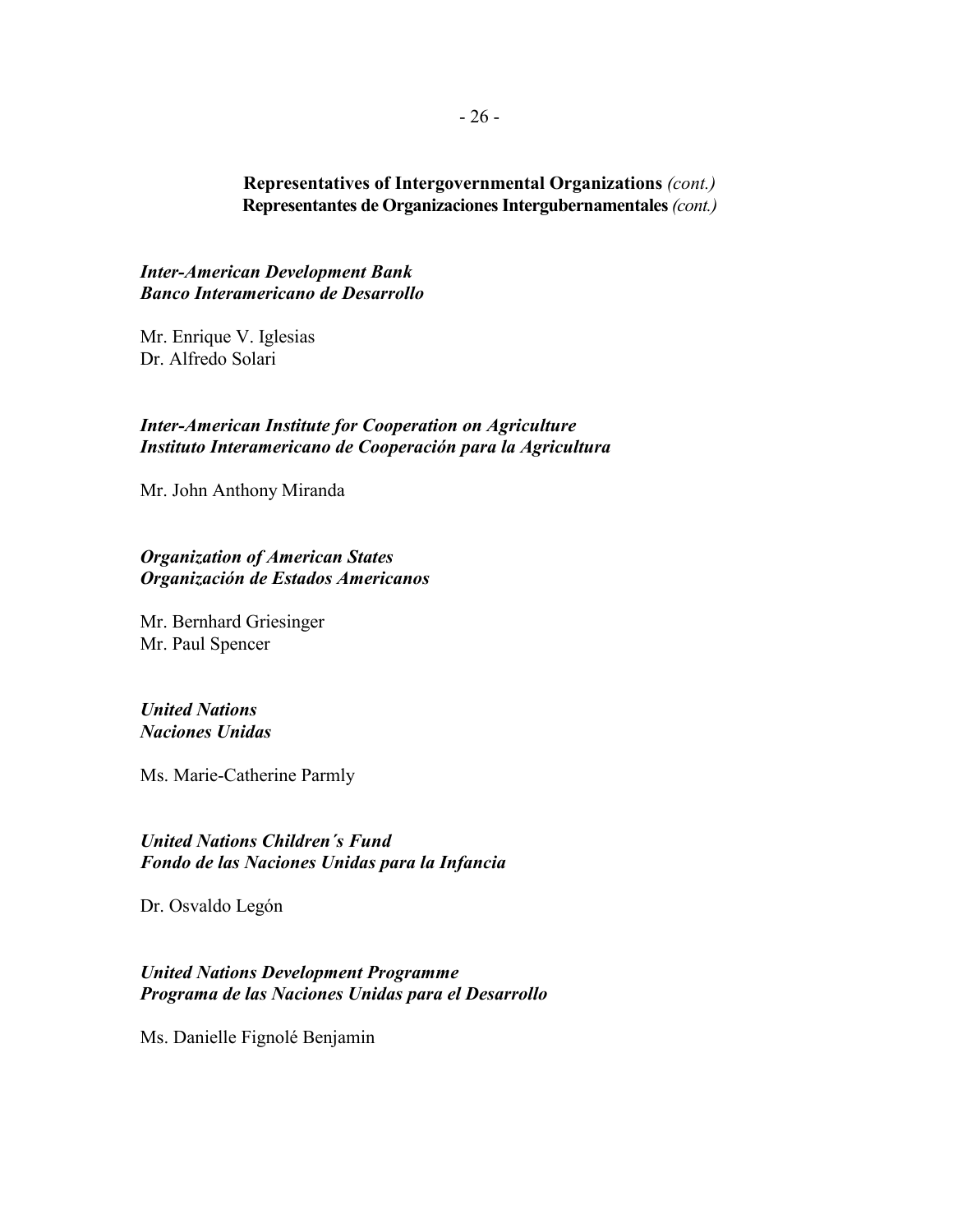**Representatives of Intergovernmental Organizations** *(cont.)*
**Representantes de Organizaciones Intergubernamentales** *(cont.)*

***Inter-American Development Bank***
***Banco Interamericano de Desarrollo***

Mr. Enrique V. Iglesias
Dr. Alfredo Solari

***Inter-American Institute for Cooperation on Agriculture***
***Instituto Interamericano de Cooperación para la Agricultura***

Mr. John Anthony Miranda

***Organization of American States***
***Organización de Estados Americanos***

Mr. Bernhard Griesinger
Mr. Paul Spencer

***United Nations***
***Naciones Unidas***

Ms. Marie-Catherine Parmly

***United Nations Children´s Fund***
***Fondo de las Naciones Unidas para la Infancia***

Dr. Osvaldo Legón

***United Nations Development Programme***
***Programa de las Naciones Unidas para el Desarrollo***

Ms. Danielle Fignolé Benjamin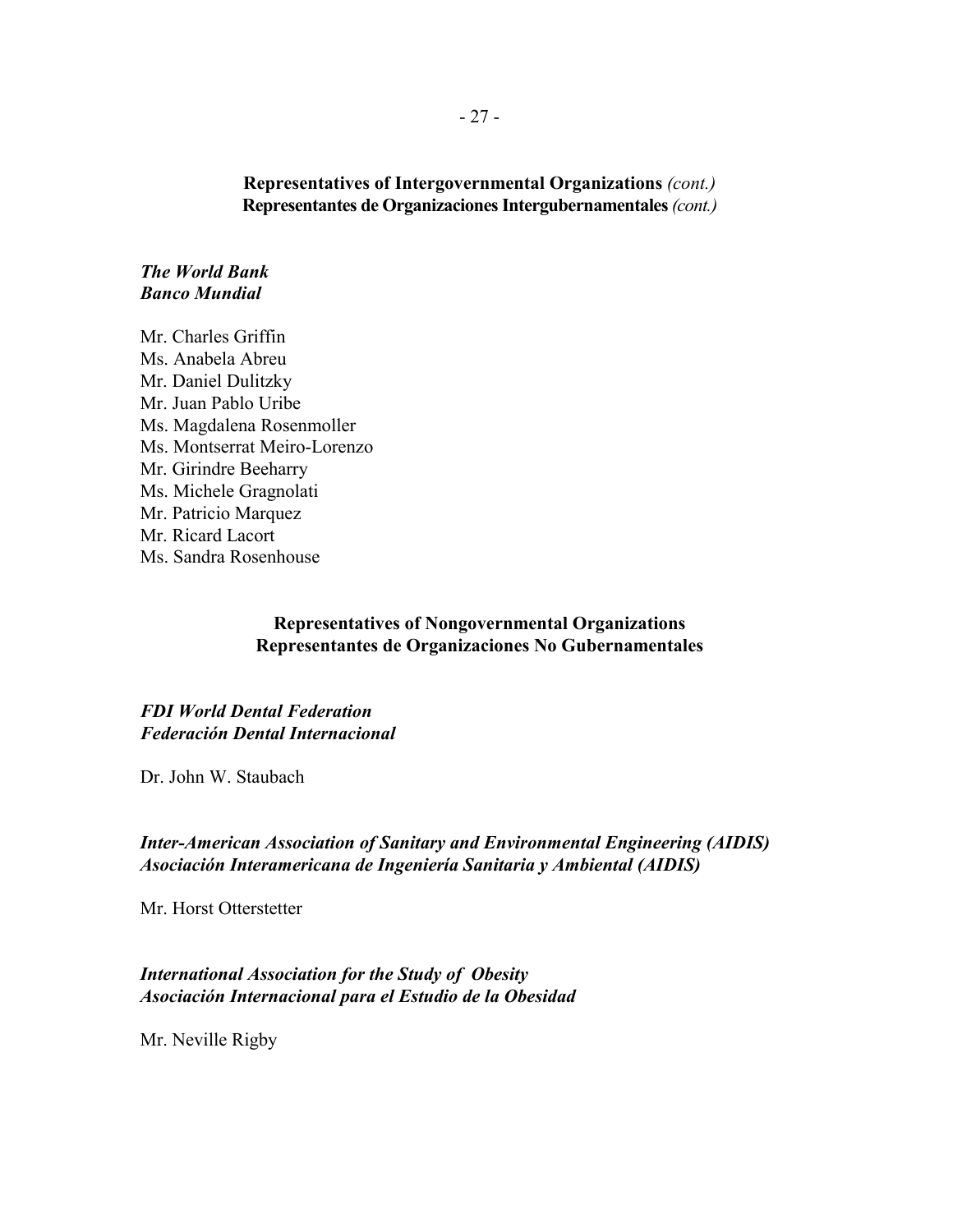**Representatives of Intergovernmental Organizations** *(cont.)*
**Representantes de Organizaciones Intergubernamentales** *(cont.)*

***The World Bank***
***Banco Mundial***

Mr. Charles Griffin
Ms. Anabela Abreu
Mr. Daniel Dulitzky
Mr. Juan Pablo Uribe
Ms. Magdalena Rosenmoller
Ms. Montserrat Meiro-Lorenzo
Mr. Girindre Beeharry
Ms. Michele Gragnolati
Mr. Patricio Marquez
Mr. Ricard Lacort
Ms. Sandra Rosenhouse

**Representatives of Nongovernmental Organizations**
**Representantes de Organizaciones No Gubernamentales**

***FDI World Dental Federation***
***Federación Dental Internacional***

Dr. John W. Staubach

***Inter-American Association of Sanitary and Environmental Engineering (AIDIS)***
***Asociación Interamericana de Ingeniería Sanitaria y Ambiental (AIDIS)***

Mr. Horst Otterstetter

***International Association for the Study of Obesity***
***Asociación Internacional para el Estudio de la Obesidad***

Mr. Neville Rigby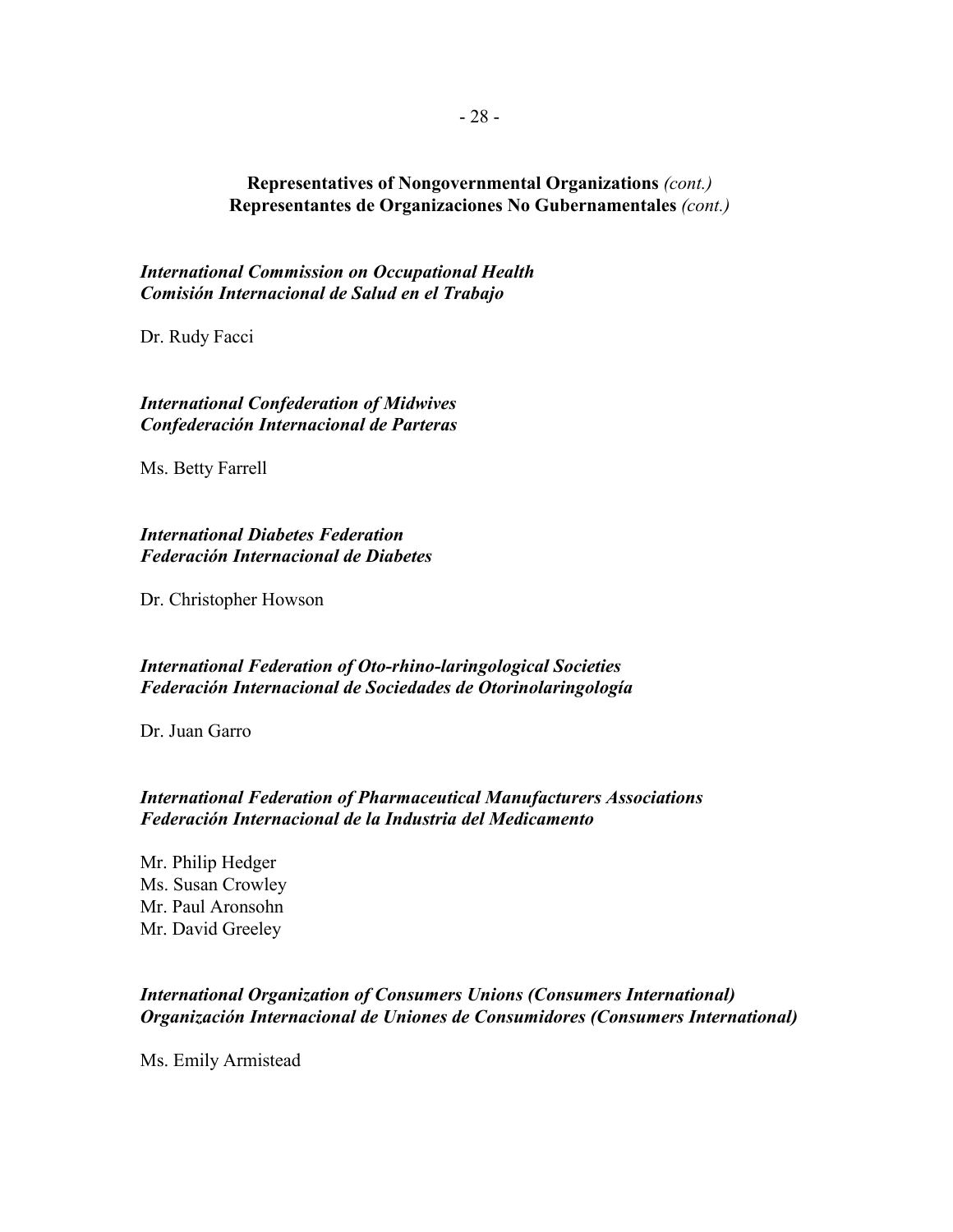**Representatives of Nongovernmental Organizations** *(cont.)*
**Representantes de Organizaciones No Gubernamentales** *(cont.)*

***International Commission on Occupational Health***
***Comisión Internacional de Salud en el Trabajo***

Dr. Rudy Facci

***International Confederation of Midwives***
***Confederación Internacional de Parteras***

Ms. Betty Farrell

***International Diabetes Federation***
***Federación Internacional de Diabetes***

Dr. Christopher Howson

***International Federation of Oto-rhino-laringological Societies***
***Federación Internacional de Sociedades de Otorinolaringología***

Dr. Juan Garro

***International Federation of Pharmaceutical Manufacturers Associations***
***Federación Internacional de la Industria del Medicamento***

Mr. Philip Hedger
Ms. Susan Crowley
Mr. Paul Aronsohn
Mr. David Greeley

***International Organization of Consumers Unions (Consumers International)***
***Organización Internacional de Uniones de Consumidores (Consumers International)***

Ms. Emily Armistead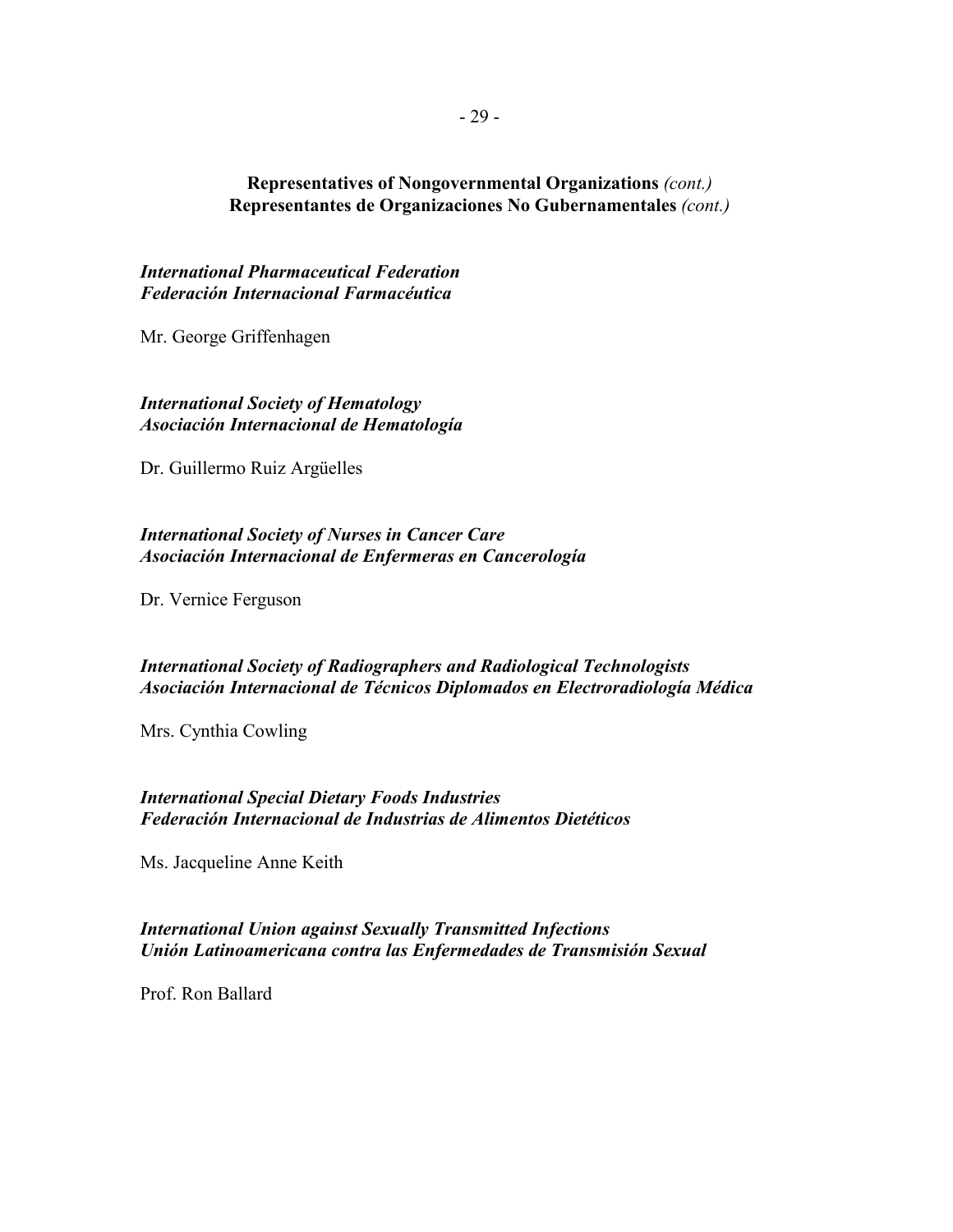**Representatives of Nongovernmental Organizations** *(cont.)*
**Representantes de Organizaciones No Gubernamentales** *(cont.)*

***International Pharmaceutical Federation***
***Federación Internacional Farmacéutica***

Mr. George Griffenhagen

***International Society of Hematology***
***Asociación Internacional de Hematología***

Dr. Guillermo Ruiz Argüelles

***International Society of Nurses in Cancer Care***
***Asociación Internacional de Enfermeras en Cancerología***

Dr. Vernice Ferguson

***International Society of Radiographers and Radiological Technologists***
***Asociación Internacional de Técnicos Diplomados en Electroradiología Médica***

Mrs. Cynthia Cowling

***International Special Dietary Foods Industries***
***Federación Internacional de Industrias de Alimentos Dietéticos***

Ms. Jacqueline Anne Keith

***International Union against Sexually Transmitted Infections***
***Unión Latinoamericana contra las Enfermedades de Transmisión Sexual***

Prof. Ron Ballard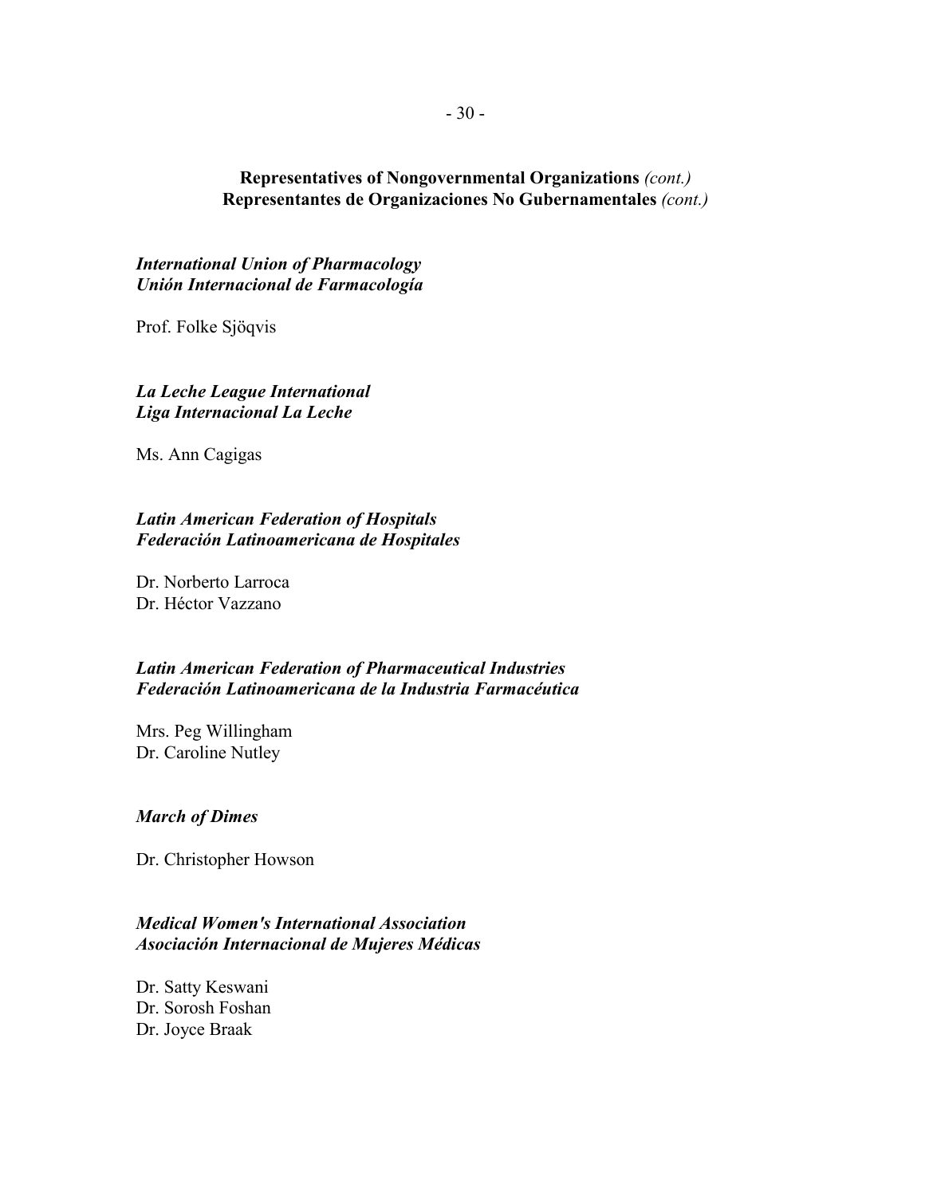**Representatives of Nongovernmental Organizations** *(cont.)*
**Representantes de Organizaciones No Gubernamentales** *(cont.)*

***International Union of Pharmacology***
***Unión Internacional de Farmacología***

Prof. Folke Sjöqvis

***La Leche League International***
***Liga Internacional La Leche***

Ms. Ann Cagigas

***Latin American Federation of Hospitals***
***Federación Latinoamericana de Hospitales***

Dr. Norberto Larroca
Dr. Héctor Vazzano

***Latin American Federation of Pharmaceutical Industries***
***Federación Latinoamericana de la Industria Farmacéutica***

Mrs. Peg Willingham
Dr. Caroline Nutley

***March of Dimes***

Dr. Christopher Howson

***Medical Women's International Association***
***Asociación Internacional de Mujeres Médicas***

Dr. Satty Keswani
Dr. Sorosh Foshan
Dr. Joyce Braak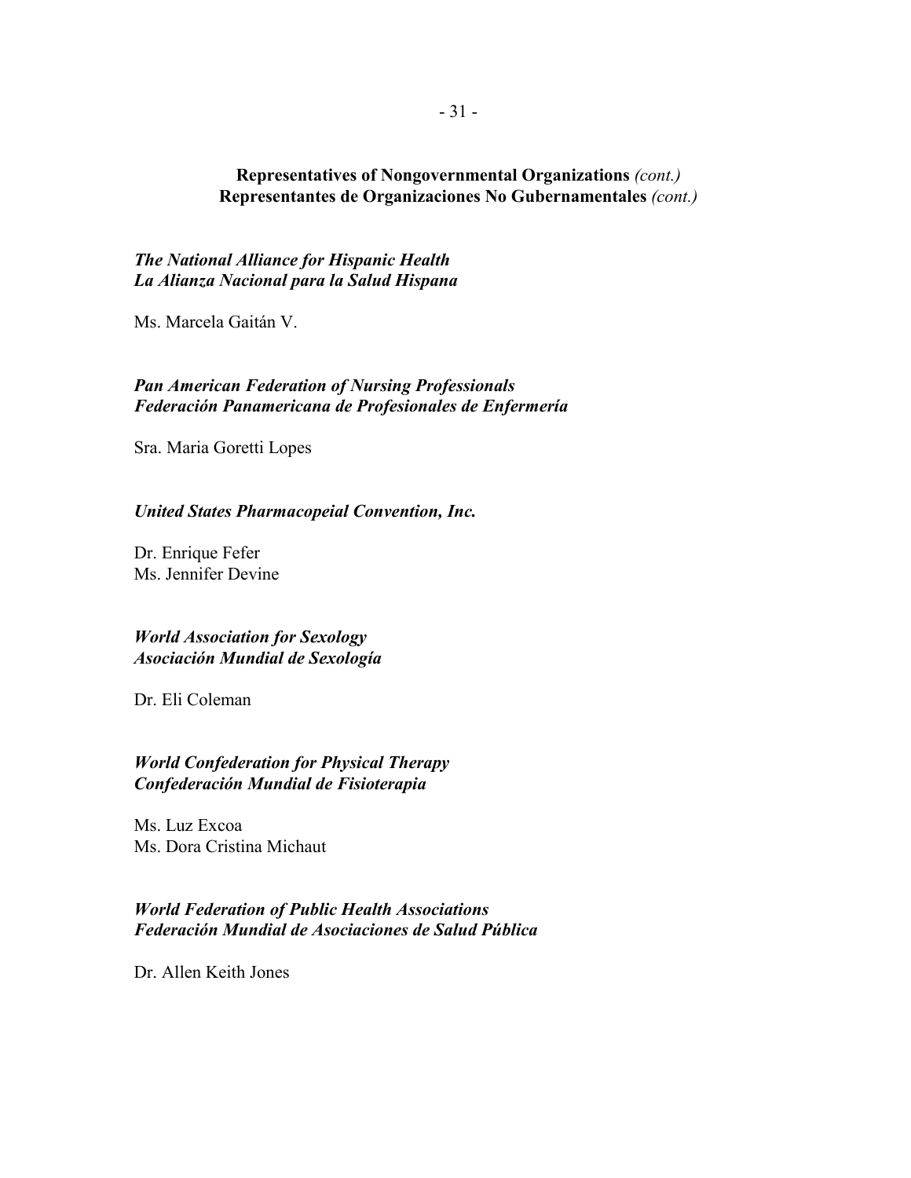**Representatives of Nongovernmental Organizations** *(cont.)*
**Representantes de Organizaciones No Gubernamentales** *(cont.)*

***The National Alliance for Hispanic Health***
***La Alianza Nacional para la Salud Hispana***

Ms. Marcela Gaitán V.

***Pan American Federation of Nursing Professionals***
***Federación Panamericana de Profesionales de Enfermería***

Sra. Maria Goretti Lopes

***United States Pharmacopeial Convention, Inc.***

Dr. Enrique Fefer
Ms. Jennifer Devine

***World Association for Sexology***
***Asociación Mundial de Sexología***

Dr. Eli Coleman

***World Confederation for Physical Therapy***
***Confederación Mundial de Fisioterapia***

Ms. Luz Excoa
Ms. Dora Cristina Michaut

***World Federation of Public Health Associations***
***Federación Mundial de Asociaciones de Salud Pública***

Dr. Allen Keith Jones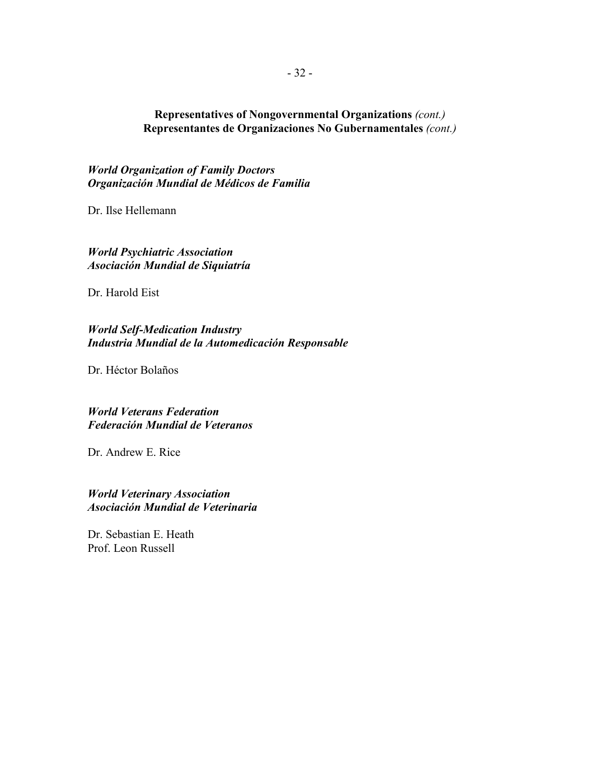**Representatives of Nongovernmental Organizations** *(cont.)*
**Representantes de Organizaciones No Gubernamentales** *(cont.)*

***World Organization of Family Doctors***
***Organización Mundial de Médicos de Familia***

Dr. Ilse Hellemann

***World Psychiatric Association***
***Asociación Mundial de Siquiatría***

Dr. Harold Eist

***World Self-Medication Industry***
***Industria Mundial de la Automedicación Responsable***

Dr. Héctor Bolaños

***World Veterans Federation***
***Federación Mundial de Veteranos***

Dr. Andrew E. Rice

***World Veterinary Association***
***Asociación Mundial de Veterinaria***

Dr. Sebastian E. Heath
Prof. Leon Russell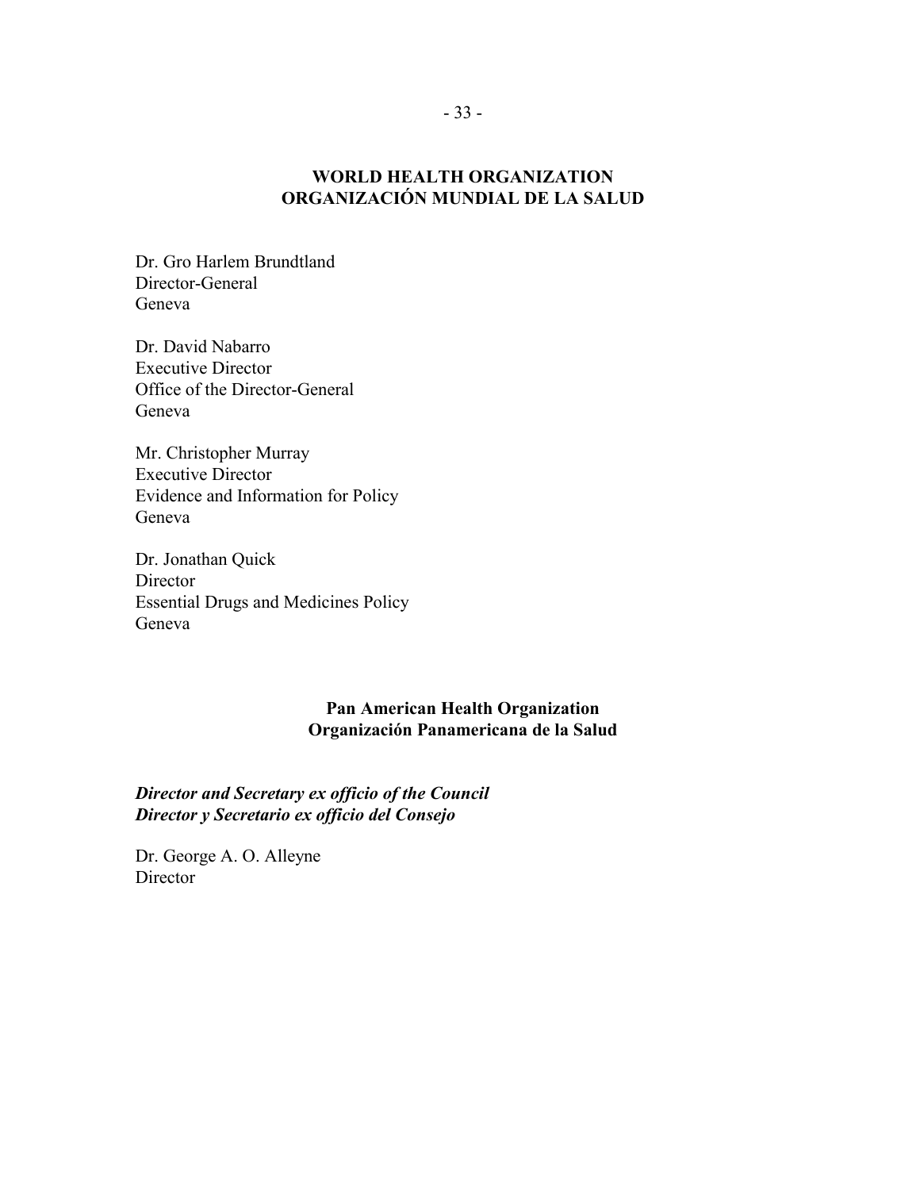## WORLD HEALTH ORGANIZATION
## ORGANIZACIÓN MUNDIAL DE LA SALUD

Dr. Gro Harlem Brundtland
Director-General
Geneva

Dr. David Nabarro
Executive Director
Office of the Director-General
Geneva

Mr. Christopher Murray
Executive Director
Evidence and Information for Policy
Geneva

Dr. Jonathan Quick
Director
Essential Drugs and Medicines Policy
Geneva

## Pan American Health Organization
## Organización Panamericana de la Salud

***Director and Secretary ex officio of the Council***
***Director y Secretario ex officio del Consejo***

Dr. George A. O. Alleyne
Director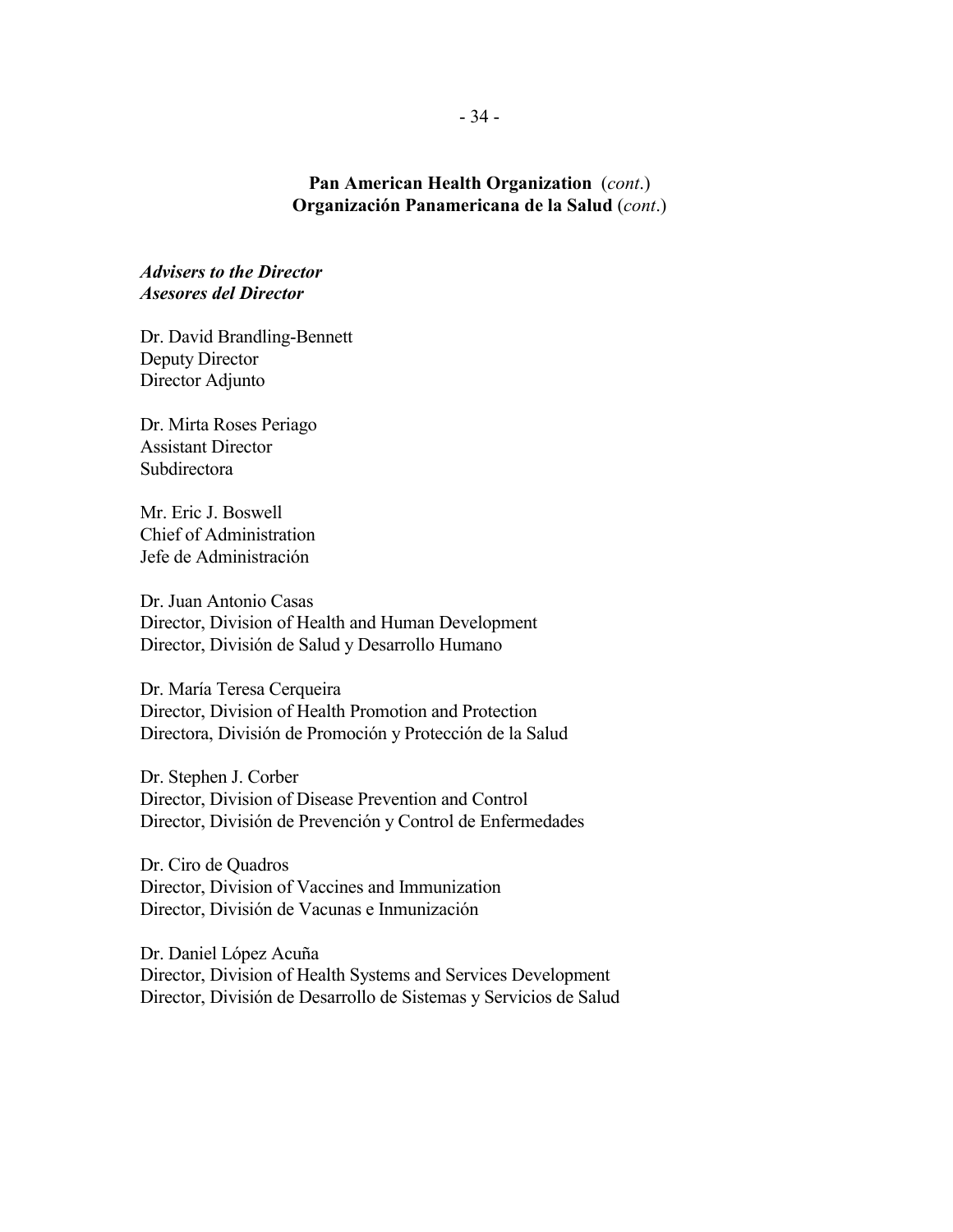**Pan American Health Organization** (*cont*.)
**Organización Panamericana de la Salud** (*cont*.)

***Advisers to the Director***
***Asesores del Director***

Dr. David Brandling-Bennett
Deputy Director
Director Adjunto

Dr. Mirta Roses Periago
Assistant Director
Subdirectora

Mr. Eric J. Boswell
Chief of Administration
Jefe de Administración

Dr. Juan Antonio Casas
Director, Division of Health and Human Development
Director, División de Salud y Desarrollo Humano

Dr. María Teresa Cerqueira
Director, Division of Health Promotion and Protection
Directora, División de Promoción y Protección de la Salud

Dr. Stephen J. Corber
Director, Division of Disease Prevention and Control
Director, División de Prevención y Control de Enfermedades

Dr. Ciro de Quadros
Director, Division of Vaccines and Immunization
Director, División de Vacunas e Inmunización

Dr. Daniel López Acuña
Director, Division of Health Systems and Services Development
Director, División de Desarrollo de Sistemas y Servicios de Salud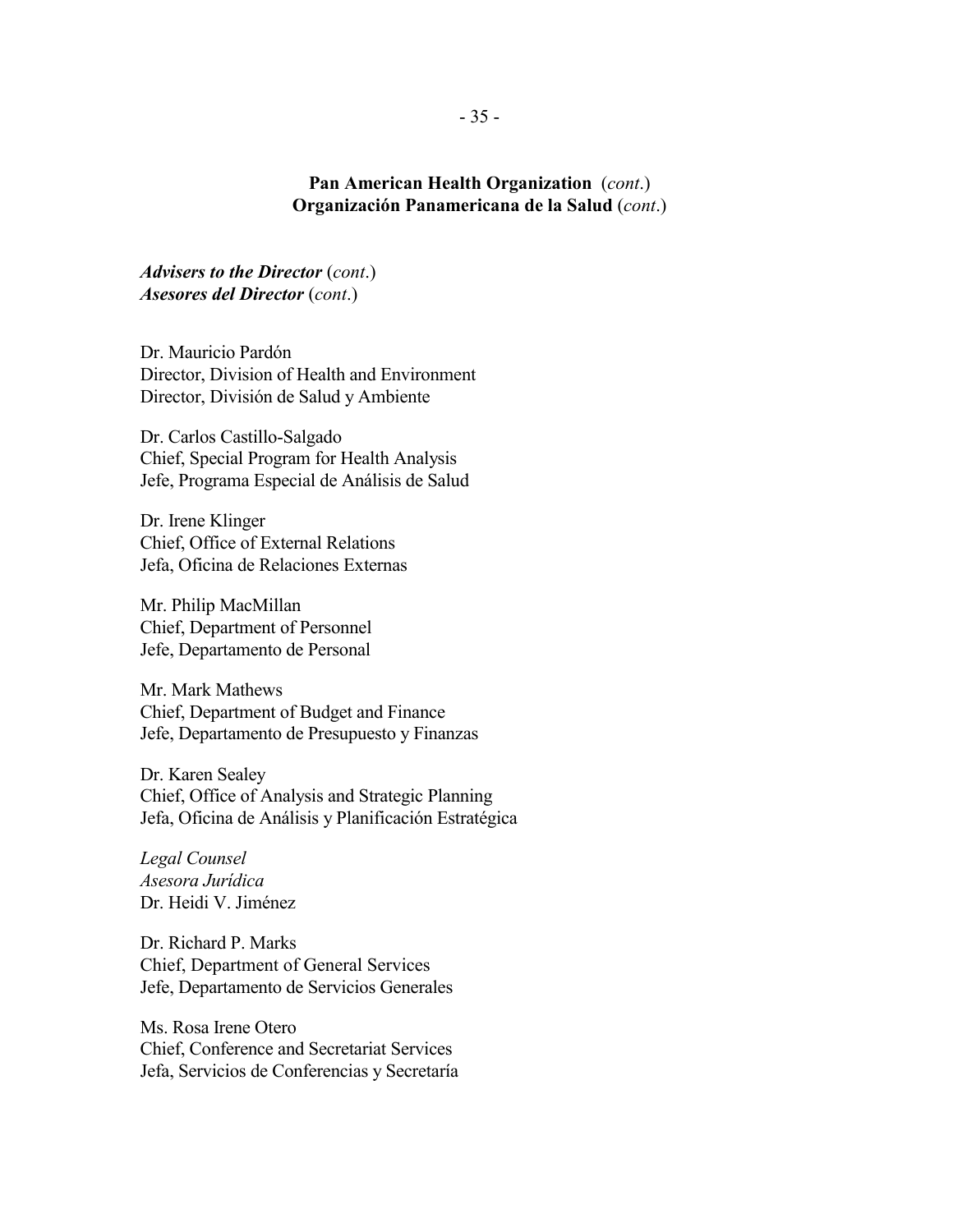**Pan American Health Organization** (*cont.*)
**Organización Panamericana de la Salud** (*cont.*)

***Advisers to the Director*** (*cont.*)
***Asesores del Director*** (*cont.*)

Dr. Mauricio Pardón
Director, Division of Health and Environment
Director, División de Salud y Ambiente

Dr. Carlos Castillo-Salgado
Chief, Special Program for Health Analysis
Jefe, Programa Especial de Análisis de Salud

Dr. Irene Klinger
Chief, Office of External Relations
Jefa, Oficina de Relaciones Externas

Mr. Philip MacMillan
Chief, Department of Personnel
Jefe, Departamento de Personal

Mr. Mark Mathews
Chief, Department of Budget and Finance
Jefe, Departamento de Presupuesto y Finanzas

Dr. Karen Sealey
Chief, Office of Analysis and Strategic Planning
Jefa, Oficina de Análisis y Planificación Estratégica

*Legal Counsel*
*Asesora Jurídica*
Dr. Heidi V. Jiménez

Dr. Richard P. Marks
Chief, Department of General Services
Jefe, Departamento de Servicios Generales

Ms. Rosa Irene Otero
Chief, Conference and Secretariat Services
Jefa, Servicios de Conferencias y Secretaría